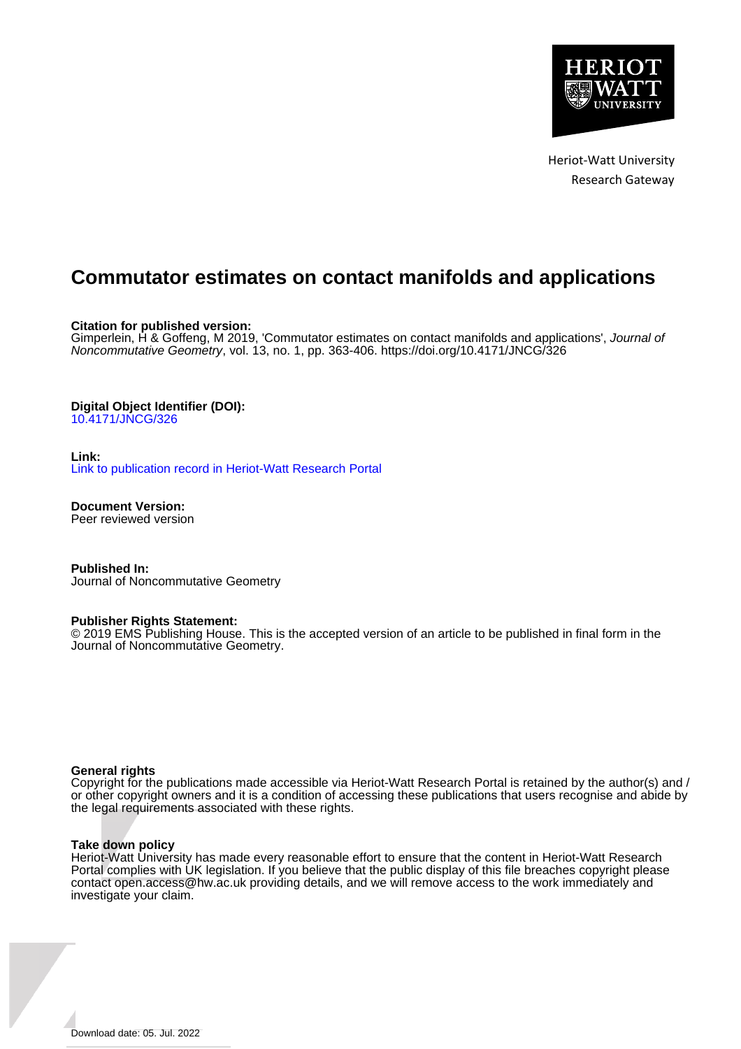Heriot-Watt University
Research Gateway

# Commutator estimates on contact manifolds and applications

**Citation for published version:**
Gimperlein, H & Goffeng, M 2019, 'Commutator estimates on contact manifolds and applications', *Journal of Noncommutative Geometry*, vol. 13, no. 1, pp. 363-406. https://doi.org/10.4171/JNCG/326

**Digital Object Identifier (DOI):**
10.4171/JNCG/326

**Link:**
Link to publication record in Heriot-Watt Research Portal

**Document Version:**
Peer reviewed version

**Published In:**
Journal of Noncommutative Geometry

**Publisher Rights Statement:**
© 2019 EMS Publishing House. This is the accepted version of an article to be published in final form in the Journal of Noncommutative Geometry.

**General rights**
Copyright for the publications made accessible via Heriot-Watt Research Portal is retained by the author(s) and / or other copyright owners and it is a condition of accessing these publications that users recognise and abide by the legal requirements associated with these rights.

**Take down policy**
Heriot-Watt University has made every reasonable effort to ensure that the content in Heriot-Watt Research Portal complies with UK legislation. If you believe that the public display of this file breaches copyright please contact open.access@hw.ac.uk providing details, and we will remove access to the work immediately and investigate your claim.

Download date: 05. Jul. 2022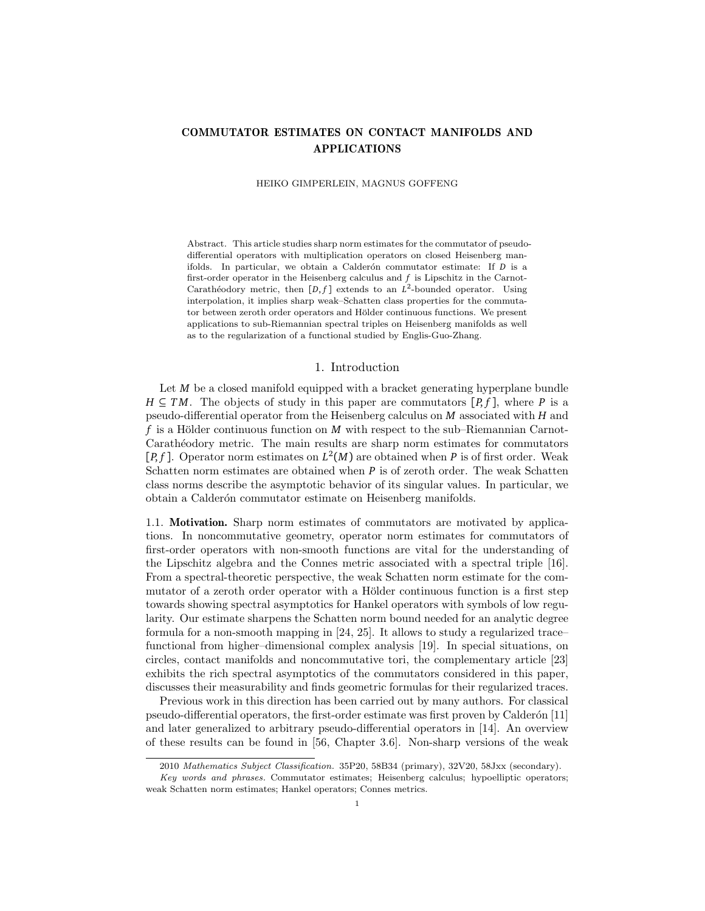# COMMUTATOR ESTIMATES ON CONTACT MANIFOLDS AND APPLICATIONS

HEIKO GIMPERLEIN, MAGNUS GOFFENG

Abstract. This article studies sharp norm estimates for the commutator of pseudo-differential operators with multiplication operators on closed Heisenberg manifolds. In particular, we obtain a Calderón commutator estimate: If $D$ is a first-order operator in the Heisenberg calculus and $f$ is Lipschitz in the Carnot-Carathéodory metric, then $[D, f]$ extends to an $L^2$-bounded operator. Using interpolation, it implies sharp weak–Schatten class properties for the commutator between zeroth order operators and Hölder continuous functions. We present applications to sub-Riemannian spectral triples on Heisenberg manifolds as well as to the regularization of a functional studied by Englis-Guo-Zhang.

## 1. Introduction

Let $M$ be a closed manifold equipped with a bracket generating hyperplane bundle $H \subseteq TM$. The objects of study in this paper are commutators $[P, f]$, where $P$ is a pseudo-differential operator from the Heisenberg calculus on $M$ associated with $H$ and $f$ is a Hölder continuous function on $M$ with respect to the sub–Riemannian Carnot-Carathéodory metric. The main results are sharp norm estimates for commutators $[P, f]$. Operator norm estimates on $L^2(M)$ are obtained when $P$ is of first order. Weak Schatten norm estimates are obtained when $P$ is of zeroth order. The weak Schatten class norms describe the asymptotic behavior of its singular values. In particular, we obtain a Calderón commutator estimate on Heisenberg manifolds.

1.1. **Motivation.** Sharp norm estimates of commutators are motivated by applications. In noncommutative geometry, operator norm estimates for commutators of first-order operators with non-smooth functions are vital for the understanding of the Lipschitz algebra and the Connes metric associated with a spectral triple [16]. From a spectral-theoretic perspective, the weak Schatten norm estimate for the commutator of a zeroth order operator with a Hölder continuous function is a first step towards showing spectral asymptotics for Hankel operators with symbols of low regularity. Our estimate sharpens the Schatten norm bound needed for an analytic degree formula for a non-smooth mapping in [24, 25]. It allows to study a regularized trace–functional from higher–dimensional complex analysis [19]. In special situations, on circles, contact manifolds and noncommutative tori, the complementary article [23] exhibits the rich spectral asymptotics of the commutators considered in this paper, discusses their measurability and finds geometric formulas for their regularized traces.

Previous work in this direction has been carried out by many authors. For classical pseudo-differential operators, the first-order estimate was first proven by Calderón [11] and later generalized to arbitrary pseudo-differential operators in [14]. An overview of these results can be found in [56, Chapter 3.6]. Non-sharp versions of the weak

2010 *Mathematics Subject Classification.* 35P20, 58B34 (primary), 32V20, 58Jxx (secondary).

*Key words and phrases.* Commutator estimates; Heisenberg calculus; hypoelliptic operators; weak Schatten norm estimates; Hankel operators; Connes metrics.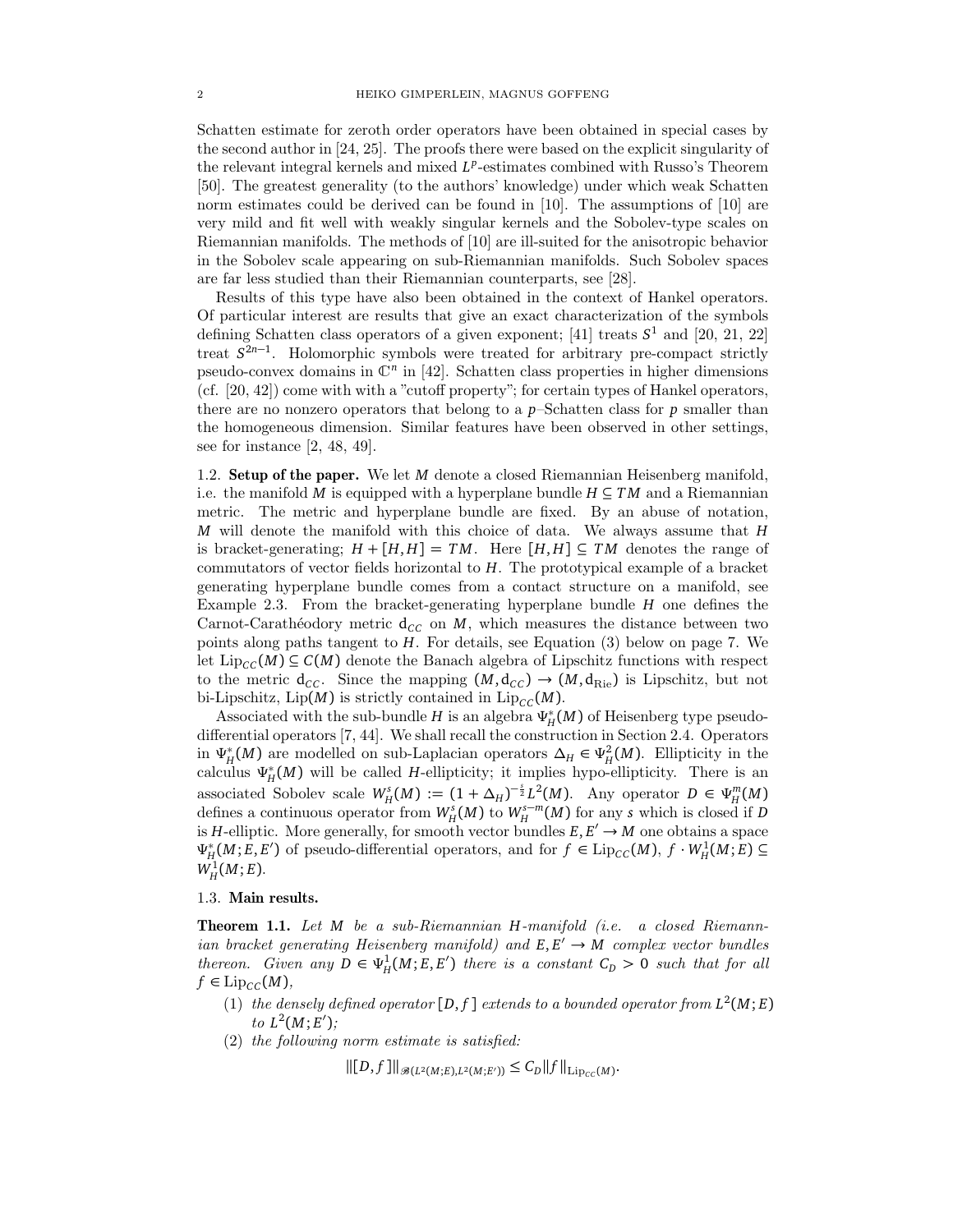Schatten estimate for zeroth order operators have been obtained in special cases by the second author in [24, 25]. The proofs there were based on the explicit singularity of the relevant integral kernels and mixed $L^p$-estimates combined with Russo's Theorem [50]. The greatest generality (to the authors' knowledge) under which weak Schatten norm estimates could be derived can be found in [10]. The assumptions of [10] are very mild and fit well with weakly singular kernels and the Sobolev-type scales on Riemannian manifolds. The methods of [10] are ill-suited for the anisotropic behavior in the Sobolev scale appearing on sub-Riemannian manifolds. Such Sobolev spaces are far less studied than their Riemannian counterparts, see [28].

Results of this type have also been obtained in the context of Hankel operators. Of particular interest are results that give an exact characterization of the symbols defining Schatten class operators of a given exponent; [41] treats $S^1$ and [20, 21, 22] treat $S^{2n-1}$. Holomorphic symbols were treated for arbitrary pre-compact strictly pseudo-convex domains in $\mathbb{C}^n$ in [42]. Schatten class properties in higher dimensions (cf. [20, 42]) come with with a "cutoff property"; for certain types of Hankel operators, there are no nonzero operators that belong to a $p$–Schatten class for $p$ smaller than the homogeneous dimension. Similar features have been observed in other settings, see for instance [2, 48, 49].

## 1.2. Setup of the paper.

We let $M$ denote a closed Riemannian Heisenberg manifold, i.e. the manifold $M$ is equipped with a hyperplane bundle $H \subseteq TM$ and a Riemannian metric. The metric and hyperplane bundle are fixed. By an abuse of notation, $M$ will denote the manifold with this choice of data. We always assume that $H$ is bracket-generating; $H + [H, H] = TM$. Here $[H, H] \subseteq TM$ denotes the range of commutators of vector fields horizontal to $H$. The prototypical example of a bracket generating hyperplane bundle comes from a contact structure on a manifold, see Example 2.3. From the bracket-generating hyperplane bundle $H$ one defines the Carnot-Carathéodory metric $\mathsf{d}_{CC}$ on $M$, which measures the distance between two points along paths tangent to $H$. For details, see Equation (3) below on page 7. We let $\mathrm{Lip}_{CC}(M) \subseteq C(M)$ denote the Banach algebra of Lipschitz functions with respect to the metric $\mathsf{d}_{CC}$. Since the mapping $(M, \mathsf{d}_{CC}) \to (M, \mathsf{d}_{\mathrm{Rie}})$ is Lipschitz, but not bi-Lipschitz, $\mathrm{Lip}(M)$ is strictly contained in $\mathrm{Lip}_{CC}(M)$.

Associated with the sub-bundle $H$ is an algebra $\Psi^*_H(M)$ of Heisenberg type pseudo-differential operators [7, 44]. We shall recall the construction in Section 2.4. Operators in $\Psi^*_H(M)$ are modelled on sub-Laplacian operators $\Delta_H \in \Psi^2_H(M)$. Ellipticity in the calculus $\Psi^*_H(M)$ will be called $H$-ellipticity; it implies hypo-ellipticity. There is an associated Sobolev scale $W^s_H(M) := (1 + \Delta_H)^{-\frac{s}{2}} L^2(M)$. Any operator $D \in \Psi^m_H(M)$ defines a continuous operator from $W^s_H(M)$ to $W^{s-m}_H(M)$ for any $s$ which is closed if $D$ is $H$-elliptic. More generally, for smooth vector bundles $E, E' \to M$ one obtains a space $\Psi^*_H(M; E, E')$ of pseudo-differential operators, and for $f \in \mathrm{Lip}_{CC}(M)$, $f \cdot W^1_H(M; E) \subseteq W^1_H(M; E)$.

## 1.3. Main results.

**Theorem 1.1.** *Let $M$ be a sub-Riemannian $H$-manifold (i.e. a closed Riemannian bracket generating Heisenberg manifold) and $E, E' \to M$ complex vector bundles thereon. Given any $D \in \Psi^1_H(M; E, E')$ there is a constant $C_D > 0$ such that for all $f \in \mathrm{Lip}_{CC}(M)$,*

1. *the densely defined operator $[D, f]$ extends to a bounded operator from $L^2(M; E)$ to $L^2(M; E')$;*
2. *the following norm estimate is satisfied:*

$$\|[D, f]\|_{\mathcal{B}(L^2(M;E), L^2(M;E'))} \leq C_D \|f\|_{\mathrm{Lip}_{CC}(M)}.$$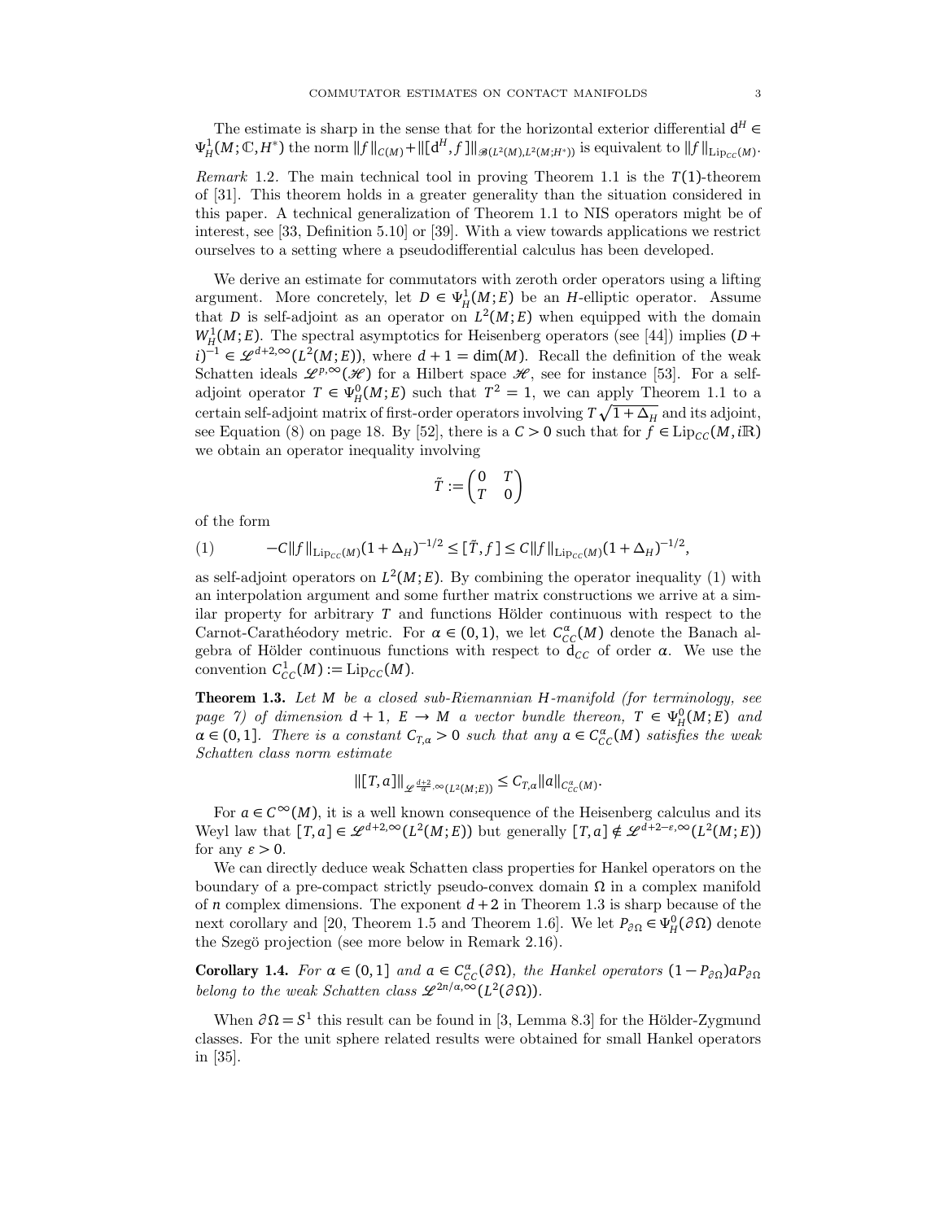The estimate is sharp in the sense that for the horizontal exterior differential $\mathrm{d}^H \in \Psi^1_H(M;\mathbb{C},H^*)$ the norm $\|f\|_{C(M)}+\|[\mathrm{d}^H,f]\|_{\mathcal{B}(L^2(M),L^2(M;H^*))}$ is equivalent to $\|f\|_{\mathrm{Lip}_{CC}(M)}$.

*Remark* 1.2. The main technical tool in proving Theorem 1.1 is the $T(1)$-theorem of [31]. This theorem holds in a greater generality than the situation considered in this paper. A technical generalization of Theorem 1.1 to NIS operators might be of interest, see [33, Definition 5.10] or [39]. With a view towards applications we restrict ourselves to a setting where a pseudodifferential calculus has been developed.

We derive an estimate for commutators with zeroth order operators using a lifting argument. More concretely, let $D \in \Psi^1_H(M;E)$ be an $H$-elliptic operator. Assume that $D$ is self-adjoint as an operator on $L^2(M;E)$ when equipped with the domain $W^1_H(M;E)$. The spectral asymptotics for Heisenberg operators (see [44]) implies $(D+i)^{-1} \in \mathcal{L}^{d+2,\infty}(L^2(M;E))$, where $d+1 = \dim(M)$. Recall the definition of the weak Schatten ideals $\mathcal{L}^{p,\infty}(\mathcal{H})$ for a Hilbert space $\mathcal{H}$, see for instance [53]. For a self-adjoint operator $T \in \Psi^0_H(M;E)$ such that $T^2=1$, we can apply Theorem 1.1 to a certain self-adjoint matrix of first-order operators involving $T\sqrt{1+\Delta_H}$ and its adjoint, see Equation (8) on page 18. By [52], there is a $C>0$ such that for $f \in \mathrm{Lip}_{CC}(M,i\mathbb{R})$ we obtain an operator inequality involving

$$\tilde{T} := \begin{pmatrix} 0 & T \\ T & 0 \end{pmatrix}$$

of the form

$$-C\|f\|_{\mathrm{Lip}_{CC}(M)}(1+\Delta_H)^{-1/2} \leq [\tilde{T},f] \leq C\|f\|_{\mathrm{Lip}_{CC}(M)}(1+\Delta_H)^{-1/2}, \tag{1}$$

as self-adjoint operators on $L^2(M;E)$. By combining the operator inequality (1) with an interpolation argument and some further matrix constructions we arrive at a similar property for arbitrary $T$ and functions Hölder continuous with respect to the Carnot-Carathéodory metric. For $\alpha \in (0,1)$, we let $C^\alpha_{CC}(M)$ denote the Banach algebra of Hölder continuous functions with respect to $\mathrm{d}_{CC}$ of order $\alpha$. We use the convention $C^1_{CC}(M) := \mathrm{Lip}_{CC}(M)$.

**Theorem 1.3.** *Let $M$ be a closed sub-Riemannian $H$-manifold (for terminology, see page 7) of dimension $d+1$, $E \to M$ a vector bundle thereon, $T \in \Psi^0_H(M;E)$ and $\alpha \in (0,1]$. There is a constant $C_{T,\alpha}>0$ such that any $a \in C^\alpha_{CC}(M)$ satisfies the weak Schatten class norm estimate*

$$\|[T,a]\|_{\mathcal{L}^{\frac{d+2}{\alpha},\infty}(L^2(M;E))} \leq C_{T,\alpha}\|a\|_{C^\alpha_{CC}(M)}.$$

For $a \in C^\infty(M)$, it is a well known consequence of the Heisenberg calculus and its Weyl law that $[T,a] \in \mathcal{L}^{d+2,\infty}(L^2(M;E))$ but generally $[T,a] \notin \mathcal{L}^{d+2-\varepsilon,\infty}(L^2(M;E))$ for any $\varepsilon>0$.

We can directly deduce weak Schatten class properties for Hankel operators on the boundary of a pre-compact strictly pseudo-convex domain $\Omega$ in a complex manifold of $n$ complex dimensions. The exponent $d+2$ in Theorem 1.3 is sharp because of the next corollary and [20, Theorem 1.5 and Theorem 1.6]. We let $P_{\partial\Omega} \in \Psi^0_H(\partial\Omega)$ denote the Szegö projection (see more below in Remark 2.16).

**Corollary 1.4.** *For $\alpha \in (0,1]$ and $a \in C^\alpha_{CC}(\partial\Omega)$, the Hankel operators $(1-P_{\partial\Omega})aP_{\partial\Omega}$ belong to the weak Schatten class $\mathcal{L}^{2n/\alpha,\infty}(L^2(\partial\Omega))$.*

When $\partial\Omega = S^1$ this result can be found in [3, Lemma 8.3] for the Hölder-Zygmund classes. For the unit sphere related results were obtained for small Hankel operators in [35].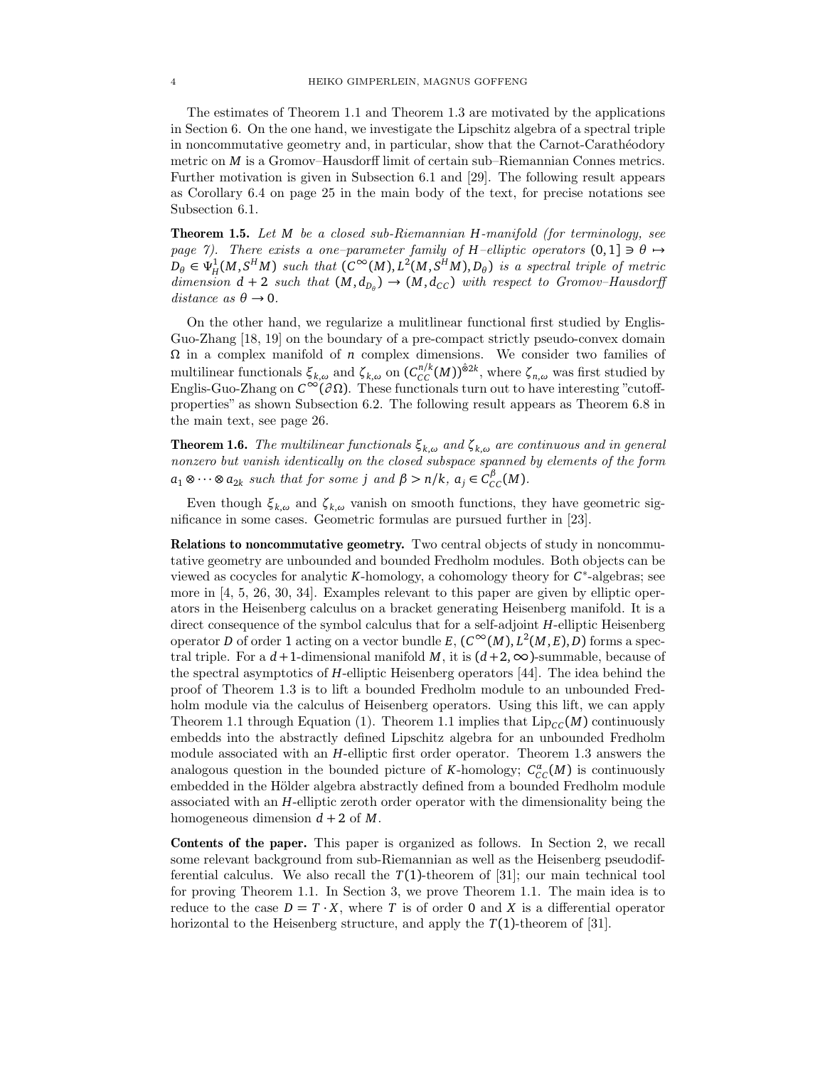The estimates of Theorem 1.1 and Theorem 1.3 are motivated by the applications in Section 6. On the one hand, we investigate the Lipschitz algebra of a spectral triple in noncommutative geometry and, in particular, show that the Carnot-Carathéodory metric on $M$ is a Gromov–Hausdorff limit of certain sub–Riemannian Connes metrics. Further motivation is given in Subsection 6.1 and [29]. The following result appears as Corollary 6.4 on page 25 in the main body of the text, for precise notations see Subsection 6.1.

**Theorem 1.5.** *Let $M$ be a closed sub-Riemannian $H$-manifold (for terminology, see page 7). There exists a one–parameter family of $H$–elliptic operators $(0, 1] \ni \theta \mapsto D_\theta \in \Psi^1_H(M, S^H M)$ such that $(C^\infty(M), L^2(M, S^H M), D_\theta)$ is a spectral triple of metric dimension $d + 2$ such that $(M, d_{D_\theta}) \to (M, d_{CC})$ with respect to Gromov–Hausdorff distance as $\theta \to 0$.*

On the other hand, we regularize a mulitlinear functional first studied by Englis-Guo-Zhang [18, 19] on the boundary of a pre-compact strictly pseudo-convex domain $\Omega$ in a complex manifold of $n$ complex dimensions. We consider two families of multilinear functionals $\xi_{k,\omega}$ and $\zeta_{k,\omega}$ on $(C^{n/k}_{CC}(M))^{\hat{\otimes}2k}$, where $\zeta_{n,\omega}$ was first studied by Englis-Guo-Zhang on $C^\infty(\partial\Omega)$. These functionals turn out to have interesting "cutoff-properties" as shown Subsection 6.2. The following result appears as Theorem 6.8 in the main text, see page 26.

**Theorem 1.6.** *The multilinear functionals $\xi_{k,\omega}$ and $\zeta_{k,\omega}$ are continuous and in general nonzero but vanish identically on the closed subspace spanned by elements of the form $a_1 \otimes \cdots \otimes a_{2k}$ such that for some $j$ and $\beta > n/k$, $a_j \in C^\beta_{CC}(M)$.*

Even though $\xi_{k,\omega}$ and $\zeta_{k,\omega}$ vanish on smooth functions, they have geometric significance in some cases. Geometric formulas are pursued further in [23].

**Relations to noncommutative geometry.** Two central objects of study in noncommutative geometry are unbounded and bounded Fredholm modules. Both objects can be viewed as cocycles for analytic $K$-homology, a cohomology theory for $C^*$-algebras; see more in [4, 5, 26, 30, 34]. Examples relevant to this paper are given by elliptic operators in the Heisenberg calculus on a bracket generating Heisenberg manifold. It is a direct consequence of the symbol calculus that for a self-adjoint $H$-elliptic Heisenberg operator $D$ of order 1 acting on a vector bundle $E$, $(C^\infty(M), L^2(M, E), D)$ forms a spectral triple. For a $d+1$-dimensional manifold $M$, it is $(d+2, \infty)$-summable, because of the spectral asymptotics of $H$-elliptic Heisenberg operators [44]. The idea behind the proof of Theorem 1.3 is to lift a bounded Fredholm module to an unbounded Fredholm module via the calculus of Heisenberg operators. Using this lift, we can apply Theorem 1.1 through Equation (1). Theorem 1.1 implies that $\mathrm{Lip}_{CC}(M)$ continuously embedds into the abstractly defined Lipschitz algebra for an unbounded Fredholm module associated with an $H$-elliptic first order operator. Theorem 1.3 answers the analogous question in the bounded picture of $K$-homology; $C^\alpha_{CC}(M)$ is continuously embedded in the Hölder algebra abstractly defined from a bounded Fredholm module associated with an $H$-elliptic zeroth order operator with the dimensionality being the homogeneous dimension $d + 2$ of $M$.

**Contents of the paper.** This paper is organized as follows. In Section 2, we recall some relevant background from sub-Riemannian as well as the Heisenberg pseudodifferential calculus. We also recall the $T(1)$-theorem of [31]; our main technical tool for proving Theorem 1.1. In Section 3, we prove Theorem 1.1. The main idea is to reduce to the case $D = T \cdot X$, where $T$ is of order 0 and $X$ is a differential operator horizontal to the Heisenberg structure, and apply the $T(1)$-theorem of [31].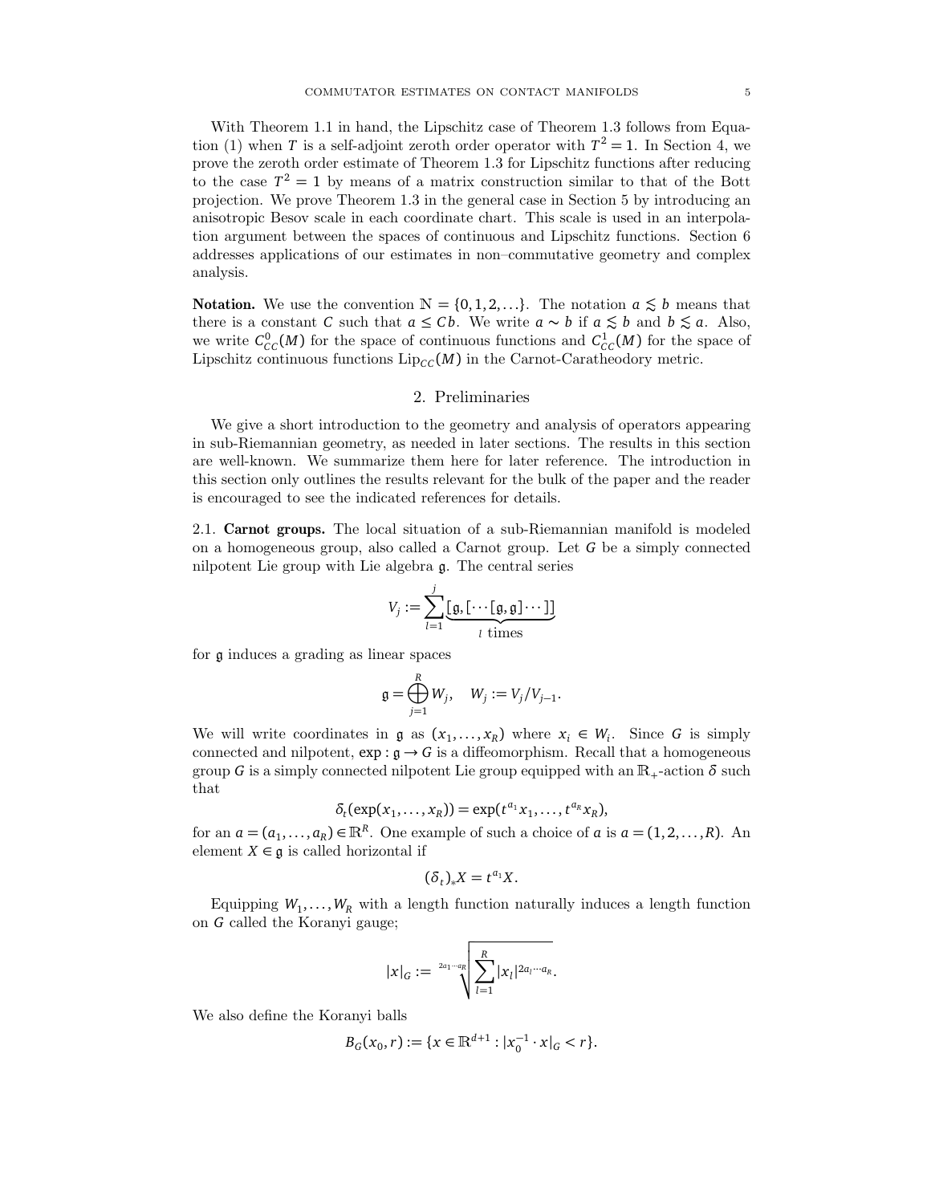With Theorem 1.1 in hand, the Lipschitz case of Theorem 1.3 follows from Equation (1) when $T$ is a self-adjoint zeroth order operator with $T^2 = 1$. In Section 4, we prove the zeroth order estimate of Theorem 1.3 for Lipschitz functions after reducing to the case $T^2 = 1$ by means of a matrix construction similar to that of the Bott projection. We prove Theorem 1.3 in the general case in Section 5 by introducing an anisotropic Besov scale in each coordinate chart. This scale is used in an interpolation argument between the spaces of continuous and Lipschitz functions. Section 6 addresses applications of our estimates in non–commutative geometry and complex analysis.

**Notation.** We use the convention $\mathbb{N} = \{0, 1, 2, \ldots\}$. The notation $a \lesssim b$ means that there is a constant $C$ such that $a \leq Cb$. We write $a \sim b$ if $a \lesssim b$ and $b \lesssim a$. Also, we write $C^0_{CC}(M)$ for the space of continuous functions and $C^1_{CC}(M)$ for the space of Lipschitz continuous functions $\mathrm{Lip}_{CC}(M)$ in the Carnot-Caratheodory metric.

## 2. Preliminaries

We give a short introduction to the geometry and analysis of operators appearing in sub-Riemannian geometry, as needed in later sections. The results in this section are well-known. We summarize them here for later reference. The introduction in this section only outlines the results relevant for the bulk of the paper and the reader is encouraged to see the indicated references for details.

### 2.1. Carnot groups.

The local situation of a sub-Riemannian manifold is modeled on a homogeneous group, also called a Carnot group. Let $G$ be a simply connected nilpotent Lie group with Lie algebra $\mathfrak{g}$. The central series

$$V_j := \sum_{l=1}^{j} \underbrace{[\mathfrak{g}, [\cdots [\mathfrak{g}, \mathfrak{g}] \cdots]]}_{l \text{ times}}$$

for $\mathfrak{g}$ induces a grading as linear spaces

$$\mathfrak{g} = \bigoplus_{j=1}^{R} W_j, \quad W_j := V_j / V_{j-1}.$$

We will write coordinates in $\mathfrak{g}$ as $(x_1, \ldots, x_R)$ where $x_i \in W_i$. Since $G$ is simply connected and nilpotent, $\exp : \mathfrak{g} \to G$ is a diffeomorphism. Recall that a homogeneous group $G$ is a simply connected nilpotent Lie group equipped with an $\mathbb{R}_+$-action $\delta$ such that

$$\delta_t(\exp(x_1, \ldots, x_R)) = \exp(t^{a_1} x_1, \ldots, t^{a_R} x_R),$$

for an $a = (a_1, \ldots, a_R) \in \mathbb{R}^R$. One example of such a choice of $a$ is $a = (1, 2, \ldots, R)$. An element $X \in \mathfrak{g}$ is called horizontal if

$$(\delta_t)_* X = t^{a_1} X.$$

Equipping $W_1, \ldots, W_R$ with a length function naturally induces a length function on $G$ called the Koranyi gauge;

$$|x|_G := \sqrt[2a_1 \cdots a_R]{\sum_{l=1}^{R} |x_l|^{2a_l \cdots a_R}}.$$

We also define the Koranyi balls

$$B_G(x_0, r) := \{x \in \mathbb{R}^{d+1} : |x_0^{-1} \cdot x|_G < r\}.$$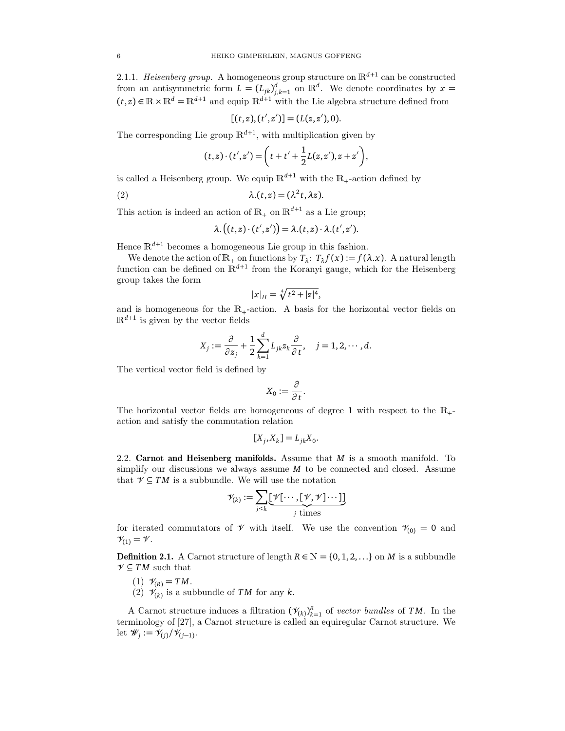2.1.1. *Heisenberg group.* A homogeneous group structure on $\mathbb{R}^{d+1}$ can be constructed from an antisymmetric form $L = (L_{jk})_{j,k=1}^d$ on $\mathbb{R}^d$. We denote coordinates by $x = (t,z) \in \mathbb{R} \times \mathbb{R}^d = \mathbb{R}^{d+1}$ and equip $\mathbb{R}^{d+1}$ with the Lie algebra structure defined from

$$[(t,z),(t',z')] = (L(z,z'),0).$$

The corresponding Lie group $\mathbb{R}^{d+1}$, with multiplication given by

$$(t,z)\cdot(t',z') = \left(t+t'+\frac{1}{2}L(z,z'), z+z'\right),$$

is called a Heisenberg group. We equip $\mathbb{R}^{d+1}$ with the $\mathbb{R}_+$-action defined by

$$\lambda.(t,z) = (\lambda^2 t, \lambda z). \tag{2}$$

This action is indeed an action of $\mathbb{R}_+$ on $\mathbb{R}^{d+1}$ as a Lie group;

$$\lambda.\big((t,z)\cdot(t',z')\big) = \lambda.(t,z)\cdot\lambda.(t',z').$$

Hence $\mathbb{R}^{d+1}$ becomes a homogeneous Lie group in this fashion.

We denote the action of $\mathbb{R}_+$ on functions by $T_\lambda$: $T_\lambda f(x) := f(\lambda.x)$. A natural length function can be defined on $\mathbb{R}^{d+1}$ from the Koranyi gauge, which for the Heisenberg group takes the form

$$|x|_H = \sqrt[4]{t^2 + |z|^4},$$

and is homogeneous for the $\mathbb{R}_+$-action. A basis for the horizontal vector fields on $\mathbb{R}^{d+1}$ is given by the vector fields

$$X_j := \frac{\partial}{\partial z_j} + \frac{1}{2}\sum_{k=1}^d L_{jk} z_k \frac{\partial}{\partial t}, \quad j = 1,2,\cdots,d.$$

The vertical vector field is defined by

$$X_0 := \frac{\partial}{\partial t}.$$

The horizontal vector fields are homogeneous of degree 1 with respect to the $\mathbb{R}_+$-action and satisfy the commutation relation

$$[X_j, X_k] = L_{jk} X_0.$$

2.2. **Carnot and Heisenberg manifolds.** Assume that $M$ is a smooth manifold. To simplify our discussions we always assume $M$ to be connected and closed. Assume that $\mathcal{V} \subseteq TM$ is a subbundle. We will use the notation

$$\mathcal{V}_{(k)} := \sum_{j\leq k} \underbrace{[\mathcal{V}[\cdots,[\mathcal{V},\mathcal{V}]\cdots]]}_{j \text{ times}}$$

for iterated commutators of $\mathcal{V}$ with itself. We use the convention $\mathcal{V}_{(0)} = 0$ and $\mathcal{V}_{(1)} = \mathcal{V}$.

**Definition 2.1.** A Carnot structure of length $R \in \mathbb{N} = \{0,1,2,\ldots\}$ on $M$ is a subbundle $\mathcal{V} \subseteq TM$ such that

1. $\mathcal{V}_{(R)} = TM$.
2. $\mathcal{V}_{(k)}$ is a subbundle of $TM$ for any $k$.

A Carnot structure induces a filtration $(\mathcal{V}_{(k)})_{k=1}^R$ of *vector bundles* of $TM$. In the terminology of [27], a Carnot structure is called an equiregular Carnot structure. We let $\mathcal{W}_j := \mathcal{V}_{(j)}/\mathcal{V}_{(j-1)}$.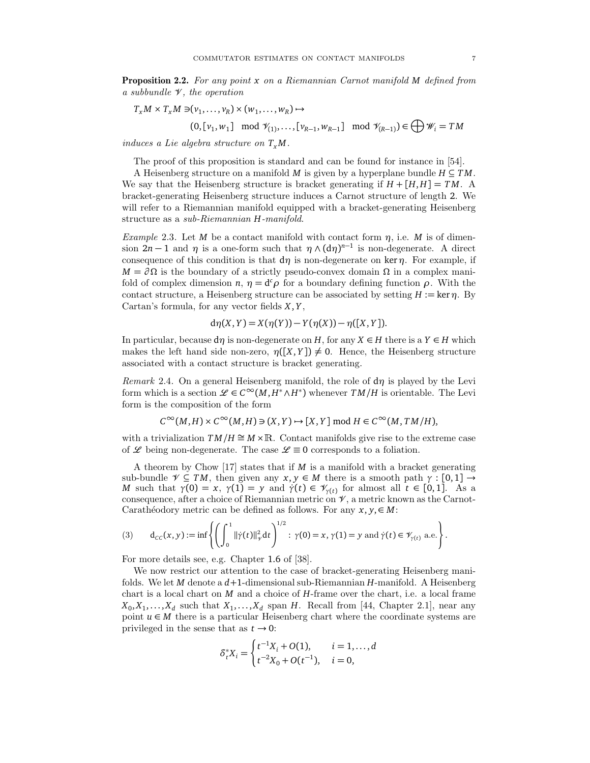**Proposition 2.2.** *For any point $x$ on a Riemannian Carnot manifold $M$ defined from a subbundle $\mathscr{V}$, the operation*

$$T_xM \times T_xM \ni (v_1,\dots,v_R)\times(w_1,\dots,w_R)\mapsto$$
$$(0,[v_1,w_1] \mod \mathscr{V}_{(1)},\dots,[v_{R-1},w_{R-1}] \mod \mathscr{V}_{(R-1)}) \in \bigoplus \mathscr{W}_i = TM$$

*induces a Lie algebra structure on $T_xM$.*

The proof of this proposition is standard and can be found for instance in [54].

A Heisenberg structure on a manifold $M$ is given by a hyperplane bundle $H \subseteq TM$. We say that the Heisenberg structure is bracket generating if $H + [H,H] = TM$. A bracket-generating Heisenberg structure induces a Carnot structure of length 2. We will refer to a Riemannian manifold equipped with a bracket-generating Heisenberg structure as a *sub-Riemannian H-manifold*.

*Example* 2.3. Let $M$ be a contact manifold with contact form $\eta$, i.e. $M$ is of dimension $2n-1$ and $\eta$ is a one-form such that $\eta\wedge(\mathrm{d}\eta)^{n-1}$ is non-degenerate. A direct consequence of this condition is that $\mathrm{d}\eta$ is non-degenerate on $\ker\eta$. For example, if $M=\partial\Omega$ is the boundary of a strictly pseudo-convex domain $\Omega$ in a complex manifold of complex dimension $n$, $\eta=\mathrm{d}^c\rho$ for a boundary defining function $\rho$. With the contact structure, a Heisenberg structure can be associated by setting $H:=\ker\eta$. By Cartan's formula, for any vector fields $X,Y$,

$$\mathrm{d}\eta(X,Y) = X(\eta(Y)) - Y(\eta(X)) - \eta([X,Y]).$$

In particular, because $\mathrm{d}\eta$ is non-degenerate on $H$, for any $X\in H$ there is a $Y\in H$ which makes the left hand side non-zero, $\eta([X,Y])\neq 0$. Hence, the Heisenberg structure associated with a contact structure is bracket generating.

*Remark* 2.4. On a general Heisenberg manifold, the role of $\mathrm{d}\eta$ is played by the Levi form which is a section $\mathscr{L}\in C^\infty(M,H^*\wedge H^*)$ whenever $TM/H$ is orientable. The Levi form is the composition of the form

$$C^\infty(M,H)\times C^\infty(M,H)\ni (X,Y)\mapsto [X,Y] \bmod H \in C^\infty(M,TM/H),$$

with a trivialization $TM/H\cong M\times\mathbb{R}$. Contact manifolds give rise to the extreme case of $\mathscr{L}$ being non-degenerate. The case $\mathscr{L}\equiv 0$ corresponds to a foliation.

A theorem by Chow [17] states that if $M$ is a manifold with a bracket generating sub-bundle $\mathscr{V}\subseteq TM$, then given any $x,y\in M$ there is a smooth path $\gamma:[0,1]\to M$ such that $\gamma(0)=x$, $\gamma(1)=y$ and $\dot\gamma(t)\in\mathscr{V}_{\gamma(t)}$ for almost all $t\in[0,1]$. As a consequence, after a choice of Riemannian metric on $\mathscr{V}$, a metric known as the Carnot-Carathéodory metric can be defined as follows. For any $x,y,\in M$:

$$\mathrm{d}_{CC}(x,y) := \inf\left\{\left(\int_0^1 \|\dot\gamma(t)\|^2_{\mathscr{V}}\mathrm{d}t\right)^{1/2} : \gamma(0)=x,\ \gamma(1)=y \text{ and } \dot\gamma(t)\in\mathscr{V}_{\gamma(t)} \text{ a.e.}\right\}. \tag{3}$$

For more details see, e.g. Chapter 1.6 of [38].

We now restrict our attention to the case of bracket-generating Heisenberg manifolds. We let $M$ denote a $d+1$-dimensional sub-Riemannian $H$-manifold. A Heisenberg chart is a local chart on $M$ and a choice of $H$-frame over the chart, i.e. a local frame $X_0,X_1,\dots,X_d$ such that $X_1,\dots,X_d$ span $H$. Recall from [44, Chapter 2.1], near any point $u\in M$ there is a particular Heisenberg chart where the coordinate systems are privileged in the sense that as $t\to 0$:

$$\delta_t^* X_i = \begin{cases} t^{-1}X_i + O(1), & i=1,\dots,d \\ t^{-2}X_0 + O(t^{-1}), & i=0, \end{cases}$$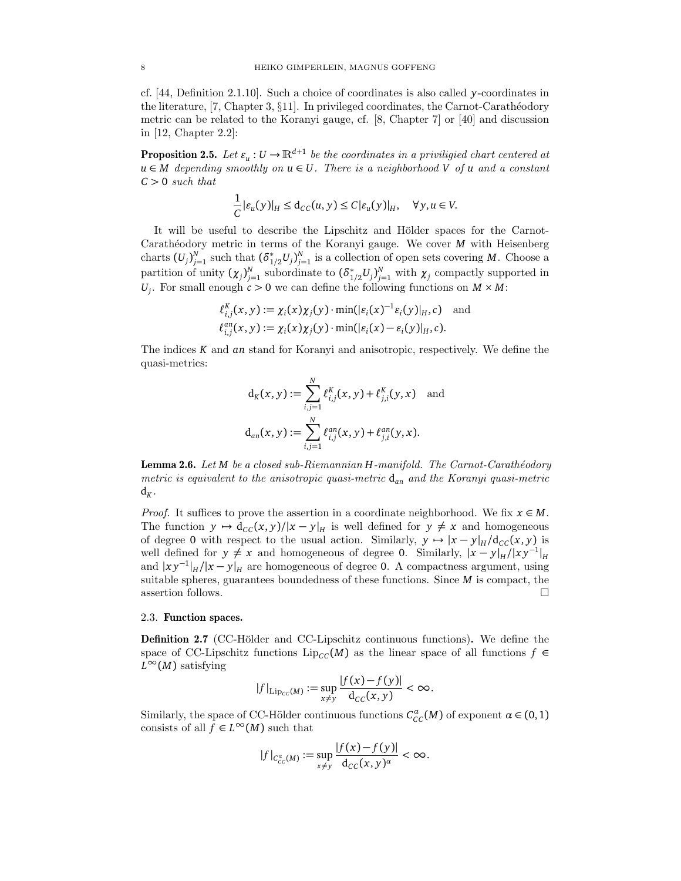cf. [44, Definition 2.1.10]. Such a choice of coordinates is also called $y$-coordinates in the literature, [7, Chapter 3, §11]. In privileged coordinates, the Carnot-Carathéodory metric can be related to the Koranyi gauge, cf. [8, Chapter 7] or [40] and discussion in [12, Chapter 2.2]:

**Proposition 2.5.** *Let $\varepsilon_u : U \to \mathbb{R}^{d+1}$ be the coordinates in a priviligied chart centered at $u \in M$ depending smoothly on $u \in U$. There is a neighborhood $V$ of $u$ and a constant $C > 0$ such that*

$$\frac{1}{C}|\varepsilon_u(y)|_H \leq \mathsf{d}_{CC}(u,y) \leq C|\varepsilon_u(y)|_H, \quad \forall y,u \in V.$$

It will be useful to describe the Lipschitz and Hölder spaces for the Carnot-Carathéodory metric in terms of the Koranyi gauge. We cover $M$ with Heisenberg charts $(U_j)_{j=1}^N$ such that $(\delta^*_{1/2}U_j)_{j=1}^N$ is a collection of open sets covering $M$. Choose a partition of unity $(\chi_j)_{j=1}^N$ subordinate to $(\delta^*_{1/2}U_j)_{j=1}^N$ with $\chi_j$ compactly supported in $U_j$. For small enough $c > 0$ we can define the following functions on $M \times M$:

$$\ell^K_{i,j}(x,y) := \chi_i(x)\chi_j(y)\cdot \min(|\varepsilon_i(x)^{-1}\varepsilon_i(y)|_H, c) \quad \text{and}$$
$$\ell^{an}_{i,j}(x,y) := \chi_i(x)\chi_j(y)\cdot \min(|\varepsilon_i(x) - \varepsilon_i(y)|_H, c).$$

The indices $K$ and $an$ stand for Koranyi and anisotropic, respectively. We define the quasi-metrics:

$$\mathsf{d}_K(x,y) := \sum_{i,j=1}^N \ell^K_{i,j}(x,y) + \ell^K_{j,i}(y,x) \quad \text{and}$$
$$\mathsf{d}_{an}(x,y) := \sum_{i,j=1}^N \ell^{an}_{i,j}(x,y) + \ell^{an}_{j,i}(y,x).$$

**Lemma 2.6.** *Let $M$ be a closed sub-Riemannian $H$-manifold. The Carnot-Carathéodory metric is equivalent to the anisotropic quasi-metric $\mathsf{d}_{an}$ and the Koranyi quasi-metric $\mathsf{d}_K$.*

*Proof.* It suffices to prove the assertion in a coordinate neighborhood. We fix $x \in M$. The function $y \mapsto \mathsf{d}_{CC}(x,y)/|x-y|_H$ is well defined for $y \neq x$ and homogeneous of degree $0$ with respect to the usual action. Similarly, $y \mapsto |x-y|_H/\mathsf{d}_{CC}(x,y)$ is well defined for $y \neq x$ and homogeneous of degree $0$. Similarly, $|x-y|_H/|xy^{-1}|_H$ and $|xy^{-1}|_H/|x-y|_H$ are homogeneous of degree $0$. A compactness argument, using suitable spheres, guarantees boundedness of these functions. Since $M$ is compact, the assertion follows. $\square$

### 2.3. Function spaces.

**Definition 2.7** (CC-Hölder and CC-Lipschitz continuous functions)**.** We define the space of CC-Lipschitz functions $\mathrm{Lip}_{CC}(M)$ as the linear space of all functions $f \in L^\infty(M)$ satisfying

$$|f|_{\mathrm{Lip}_{CC}(M)} := \sup_{x\neq y} \frac{|f(x)-f(y)|}{\mathsf{d}_{CC}(x,y)} < \infty.$$

Similarly, the space of CC-Hölder continuous functions $C^\alpha_{CC}(M)$ of exponent $\alpha \in (0,1)$ consists of all $f \in L^\infty(M)$ such that

$$|f|_{C^\alpha_{CC}(M)} := \sup_{x\neq y} \frac{|f(x)-f(y)|}{\mathsf{d}_{CC}(x,y)^\alpha} < \infty.$$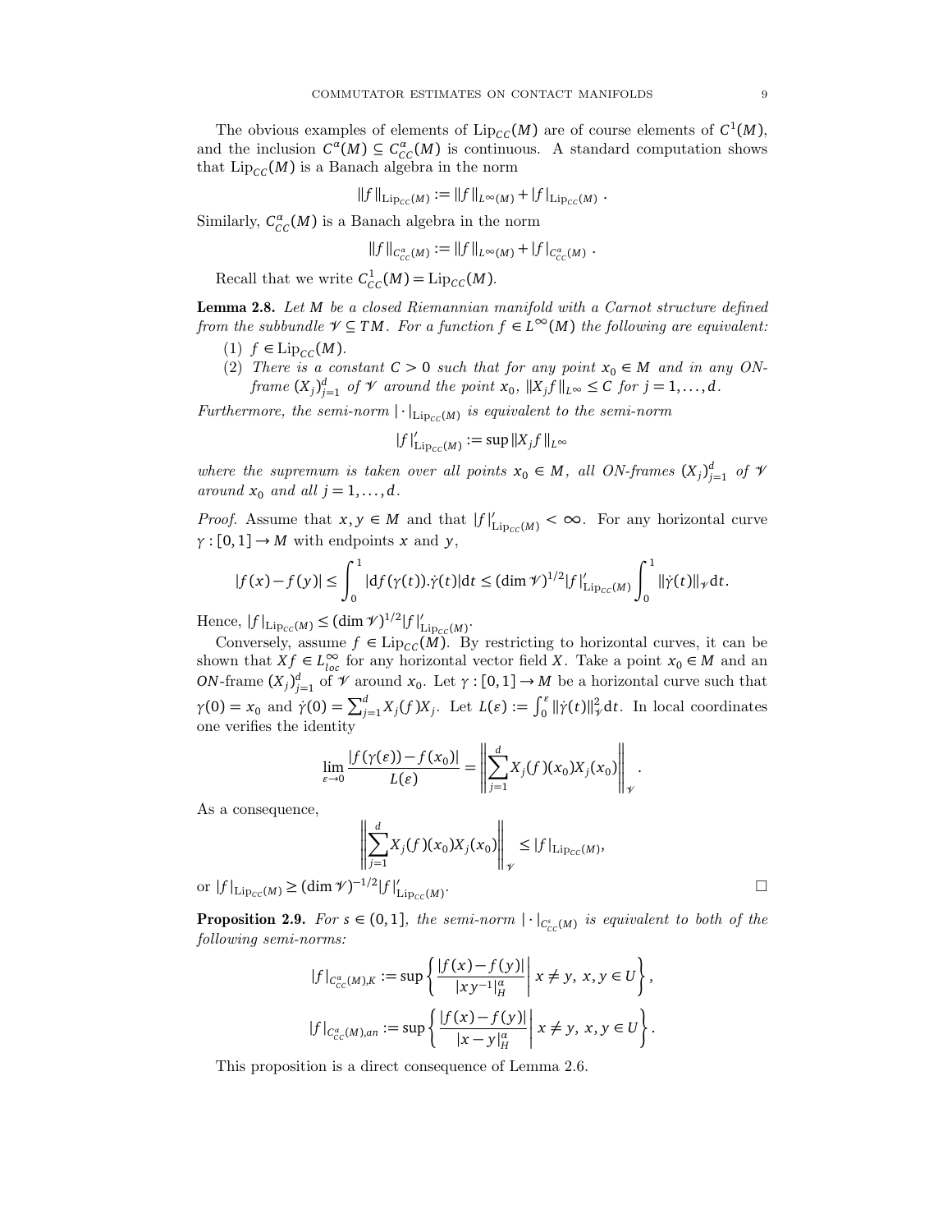The obvious examples of elements of $\mathrm{Lip}_{CC}(M)$ are of course elements of $C^1(M)$, and the inclusion $C^\alpha(M) \subseteq C^\alpha_{CC}(M)$ is continuous. A standard computation shows that $\mathrm{Lip}_{CC}(M)$ is a Banach algebra in the norm

$$\|f\|_{\mathrm{Lip}_{CC}(M)} := \|f\|_{L^\infty(M)} + |f|_{\mathrm{Lip}_{CC}(M)} \ .$$

Similarly, $C^\alpha_{CC}(M)$ is a Banach algebra in the norm

$$\|f\|_{C^\alpha_{CC}(M)} := \|f\|_{L^\infty(M)} + |f|_{C^\alpha_{CC}(M)} \ .$$

Recall that we write $C^1_{CC}(M) = \mathrm{Lip}_{CC}(M)$.

**Lemma 2.8.** *Let $M$ be a closed Riemannian manifold with a Carnot structure defined from the subbundle $\mathscr{V} \subseteq TM$. For a function $f \in L^\infty(M)$ the following are equivalent:*

1. *$f \in \mathrm{Lip}_{CC}(M)$.*
2. *There is a constant $C > 0$ such that for any point $x_0 \in M$ and in any ON-frame $(X_j)_{j=1}^d$ of $\mathscr{V}$ around the point $x_0$, $\|X_j f\|_{L^\infty} \leq C$ for $j = 1, \ldots, d$.*

*Furthermore, the semi-norm $|\cdot|_{\mathrm{Lip}_{CC}(M)}$ is equivalent to the semi-norm*

$$|f|'_{\mathrm{Lip}_{CC}(M)} := \sup \|X_j f\|_{L^\infty}$$

*where the supremum is taken over all points $x_0 \in M$, all ON-frames $(X_j)_{j=1}^d$ of $\mathscr{V}$ around $x_0$ and all $j = 1, \ldots, d$.*

*Proof.* Assume that $x, y \in M$ and that $|f|'_{\mathrm{Lip}_{CC}(M)} < \infty$. For any horizontal curve $\gamma : [0,1] \to M$ with endpoints $x$ and $y$,

$$|f(x) - f(y)| \leq \int_0^1 |\mathrm{d}f(\gamma(t)).\dot{\gamma}(t)| \mathrm{d}t \leq (\dim \mathscr{V})^{1/2} |f|'_{\mathrm{Lip}_{CC}(M)} \int_0^1 \|\dot{\gamma}(t)\|_{\mathscr{V}} \mathrm{d}t.$$

Hence, $|f|_{\mathrm{Lip}_{CC}(M)} \leq (\dim \mathscr{V})^{1/2} |f|'_{\mathrm{Lip}_{CC}(M)}$.

Conversely, assume $f \in \mathrm{Lip}_{CC}(M)$. By restricting to horizontal curves, it can be shown that $Xf \in L^\infty_{loc}$ for any horizontal vector field $X$. Take a point $x_0 \in M$ and an $ON$-frame $(X_j)_{j=1}^d$ of $\mathscr{V}$ around $x_0$. Let $\gamma : [0,1] \to M$ be a horizontal curve such that $\gamma(0) = x_0$ and $\dot{\gamma}(0) = \sum_{j=1}^d X_j(f) X_j$. Let $L(\varepsilon) := \int_0^\varepsilon \|\dot{\gamma}(t)\|^2_{\mathscr{V}} \mathrm{d}t$. In local coordinates one verifies the identity

$$\lim_{\varepsilon \to 0} \frac{|f(\gamma(\varepsilon)) - f(x_0)|}{L(\varepsilon)} = \left\| \sum_{j=1}^d X_j(f)(x_0) X_j(x_0) \right\|_{\mathscr{V}}.$$

As a consequence,

$$\left\| \sum_{j=1}^d X_j(f)(x_0) X_j(x_0) \right\|_{\mathscr{V}} \leq |f|_{\mathrm{Lip}_{CC}(M)},$$

or $|f|_{\mathrm{Lip}_{CC}(M)} \geq (\dim \mathscr{V})^{-1/2} |f|'_{\mathrm{Lip}_{CC}(M)}$. $\square$

**Proposition 2.9.** *For $s \in (0,1]$, the semi-norm $|\cdot|_{C^s_{CC}(M)}$ is equivalent to both of the following semi-norms:*

$$|f|_{C^\alpha_{CC}(M),K} := \sup \left\{ \frac{|f(x) - f(y)|}{|xy^{-1}|^\alpha_H} \,\middle|\, x \neq y,\ x, y \in U \right\},$$

$$|f|_{C^\alpha_{CC}(M),an} := \sup \left\{ \frac{|f(x) - f(y)|}{|x - y|^\alpha_H} \,\middle|\, x \neq y,\ x, y \in U \right\}.$$

This proposition is a direct consequence of Lemma 2.6.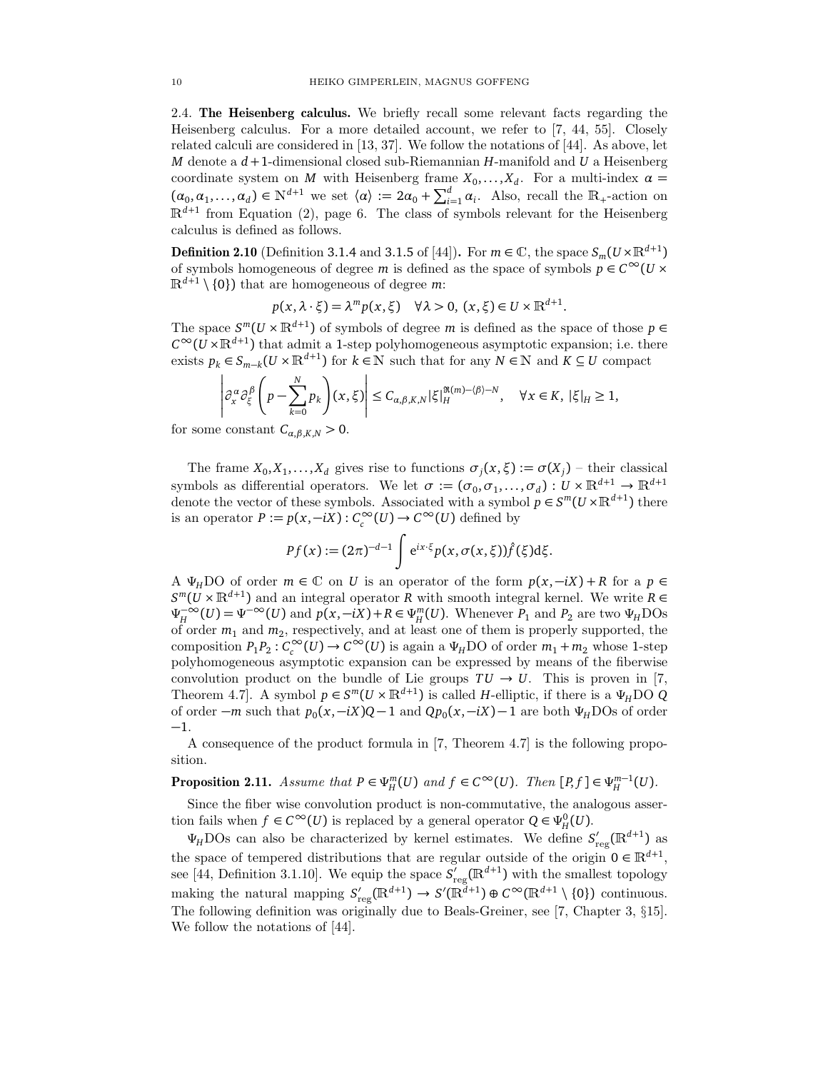2.4. **The Heisenberg calculus.** We briefly recall some relevant facts regarding the Heisenberg calculus. For a more detailed account, we refer to [7, 44, 55]. Closely related calculi are considered in [13, 37]. We follow the notations of [44]. As above, let $M$ denote a $d+1$-dimensional closed sub-Riemannian $H$-manifold and $U$ a Heisenberg coordinate system on $M$ with Heisenberg frame $X_0, \dots, X_d$. For a multi-index $\alpha = (\alpha_0, \alpha_1, \dots, \alpha_d) \in \mathbb{N}^{d+1}$ we set $\langle \alpha \rangle := 2\alpha_0 + \sum_{i=1}^{d} \alpha_i$. Also, recall the $\mathbb{R}_+$-action on $\mathbb{R}^{d+1}$ from Equation (2), page 6. The class of symbols relevant for the Heisenberg calculus is defined as follows.

**Definition 2.10** (Definition 3.1.4 and 3.1.5 of [44])**.** For $m \in \mathbb{C}$, the space $S_m(U \times \mathbb{R}^{d+1})$ of symbols homogeneous of degree $m$ is defined as the space of symbols $p \in C^\infty(U \times \mathbb{R}^{d+1} \setminus \{0\})$ that are homogeneous of degree $m$:

$$p(x, \lambda \cdot \xi) = \lambda^m p(x, \xi) \quad \forall \lambda > 0,\ (x, \xi) \in U \times \mathbb{R}^{d+1}.$$

The space $S^m(U \times \mathbb{R}^{d+1})$ of symbols of degree $m$ is defined as the space of those $p \in C^\infty(U \times \mathbb{R}^{d+1})$ that admit a 1-step polyhomogeneous asymptotic expansion; i.e. there exists $p_k \in S_{m-k}(U \times \mathbb{R}^{d+1})$ for $k \in \mathbb{N}$ such that for any $N \in \mathbb{N}$ and $K \subseteq U$ compact

$$\left| \partial_x^\alpha \partial_\xi^\beta \left( p - \sum_{k=0}^{N} p_k \right)(x, \xi) \right| \leq C_{\alpha, \beta, K, N} |\xi|_H^{\Re(m) - \langle \beta \rangle - N}, \quad \forall x \in K,\ |\xi|_H \geq 1,$$

for some constant $C_{\alpha, \beta, K, N} > 0$.

The frame $X_0, X_1, \dots, X_d$ gives rise to functions $\sigma_j(x, \xi) := \sigma(X_j)$ – their classical symbols as differential operators. We let $\sigma := (\sigma_0, \sigma_1, \dots, \sigma_d) : U \times \mathbb{R}^{d+1} \to \mathbb{R}^{d+1}$ denote the vector of these symbols. Associated with a symbol $p \in S^m(U \times \mathbb{R}^{d+1})$ there is an operator $P := p(x, -iX) : C_c^\infty(U) \to C^\infty(U)$ defined by

$$Pf(x) := (2\pi)^{-d-1} \int \mathrm{e}^{ix \cdot \xi} p(x, \sigma(x, \xi)) \hat{f}(\xi) \mathrm{d}\xi.$$

A $\Psi_H$DO of order $m \in \mathbb{C}$ on $U$ is an operator of the form $p(x, -iX) + R$ for a $p \in S^m(U \times \mathbb{R}^{d+1})$ and an integral operator $R$ with smooth integral kernel. We write $R \in \Psi_H^{-\infty}(U) = \Psi^{-\infty}(U)$ and $p(x, -iX) + R \in \Psi_H^m(U)$. Whenever $P_1$ and $P_2$ are two $\Psi_H$DOs of order $m_1$ and $m_2$, respectively, and at least one of them is properly supported, the composition $P_1 P_2 : C_c^\infty(U) \to C^\infty(U)$ is again a $\Psi_H$DO of order $m_1 + m_2$ whose 1-step polyhomogeneous asymptotic expansion can be expressed by means of the fiberwise convolution product on the bundle of Lie groups $TU \to U$. This is proven in [7, Theorem 4.7]. A symbol $p \in S^m(U \times \mathbb{R}^{d+1})$ is called $H$-elliptic, if there is a $\Psi_H$DO $Q$ of order $-m$ such that $p_0(x, -iX)Q - 1$ and $Qp_0(x, -iX) - 1$ are both $\Psi_H$DOs of order $-1$.

A consequence of the product formula in [7, Theorem 4.7] is the following proposition.

**Proposition 2.11.** *Assume that $P \in \Psi_H^m(U)$ and $f \in C^\infty(U)$. Then $[P, f] \in \Psi_H^{m-1}(U)$.*

Since the fiber wise convolution product is non-commutative, the analogous assertion fails when $f \in C^\infty(U)$ is replaced by a general operator $Q \in \Psi_H^0(U)$.

$\Psi_H$DOs can also be characterized by kernel estimates. We define $S'_{\mathrm{reg}}(\mathbb{R}^{d+1})$ as the space of tempered distributions that are regular outside of the origin $0 \in \mathbb{R}^{d+1}$, see [44, Definition 3.1.10]. We equip the space $S'_{\mathrm{reg}}(\mathbb{R}^{d+1})$ with the smallest topology making the natural mapping $S'_{\mathrm{reg}}(\mathbb{R}^{d+1}) \to S'(\mathbb{R}^{d+1}) \oplus C^\infty(\mathbb{R}^{d+1} \setminus \{0\})$ continuous. The following definition was originally due to Beals-Greiner, see [7, Chapter 3, §15]. We follow the notations of [44].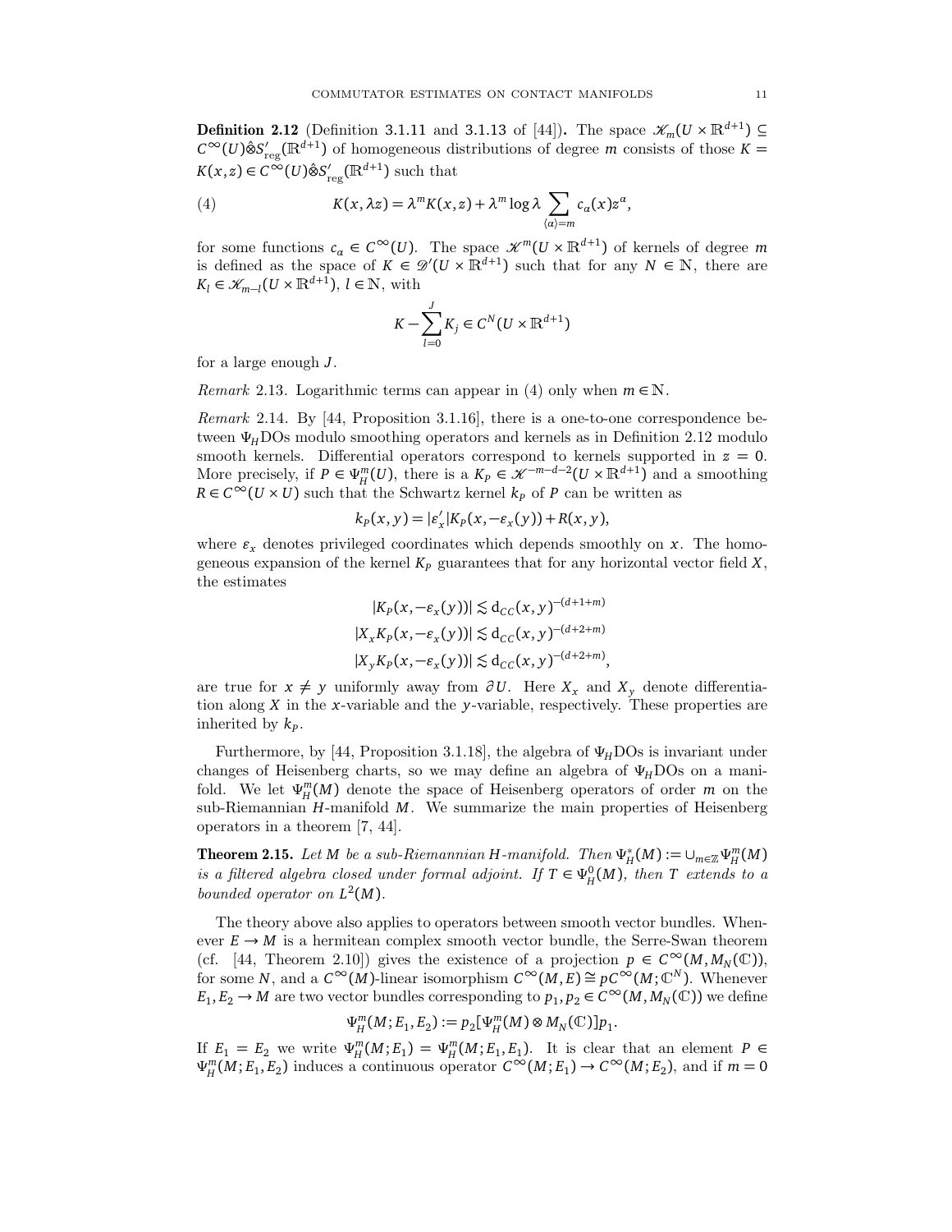**Definition 2.12** (Definition 3.1.11 and 3.1.13 of [44]). The space $\mathscr{K}_m(U \times \mathbb{R}^{d+1}) \subseteq C^\infty(U)\hat{\otimes}S'_{\mathrm{reg}}(\mathbb{R}^{d+1})$ of homogeneous distributions of degree $m$ consists of those $K = K(x,z) \in C^\infty(U)\hat{\otimes}S'_{\mathrm{reg}}(\mathbb{R}^{d+1})$ such that

$$K(x,\lambda z) = \lambda^m K(x,z) + \lambda^m \log\lambda \sum_{\langle\alpha\rangle = m} c_\alpha(x) z^\alpha, \tag{4}$$

for some functions $c_\alpha \in C^\infty(U)$. The space $\mathscr{K}^m(U \times \mathbb{R}^{d+1})$ of kernels of degree $m$ is defined as the space of $K \in \mathscr{D}'(U \times \mathbb{R}^{d+1})$ such that for any $N \in \mathbb{N}$, there are $K_l \in \mathscr{K}_{m-l}(U \times \mathbb{R}^{d+1})$, $l \in \mathbb{N}$, with

$$K - \sum_{l=0}^{J} K_j \in C^N(U \times \mathbb{R}^{d+1})$$

for a large enough $J$.

*Remark* 2.13. Logarithmic terms can appear in (4) only when $m \in \mathbb{N}$.

*Remark* 2.14. By [44, Proposition 3.1.16], there is a one-to-one correspondence between $\Psi_H$DOs modulo smoothing operators and kernels as in Definition 2.12 modulo smooth kernels. Differential operators correspond to kernels supported in $z = 0$. More precisely, if $P \in \Psi^m_H(U)$, there is a $K_P \in \mathscr{K}^{-m-d-2}(U \times \mathbb{R}^{d+1})$ and a smoothing $R \in C^\infty(U \times U)$ such that the Schwartz kernel $k_P$ of $P$ can be written as

$$k_P(x,y) = |\varepsilon'_x| K_P(x, -\varepsilon_x(y)) + R(x,y),$$

where $\varepsilon_x$ denotes privileged coordinates which depends smoothly on $x$. The homogeneous expansion of the kernel $K_P$ guarantees that for any horizontal vector field $X$, the estimates

$$|K_P(x,-\varepsilon_x(y))| \lesssim \mathrm{d}_{CC}(x,y)^{-(d+1+m)}$$
$$|X_x K_P(x,-\varepsilon_x(y))| \lesssim \mathrm{d}_{CC}(x,y)^{-(d+2+m)}$$
$$|X_y K_P(x,-\varepsilon_x(y))| \lesssim \mathrm{d}_{CC}(x,y)^{-(d+2+m)},$$

are true for $x \neq y$ uniformly away from $\partial U$. Here $X_x$ and $X_y$ denote differentiation along $X$ in the $x$-variable and the $y$-variable, respectively. These properties are inherited by $k_P$.

Furthermore, by [44, Proposition 3.1.18], the algebra of $\Psi_H$DOs is invariant under changes of Heisenberg charts, so we may define an algebra of $\Psi_H$DOs on a manifold. We let $\Psi^m_H(M)$ denote the space of Heisenberg operators of order $m$ on the sub-Riemannian $H$-manifold $M$. We summarize the main properties of Heisenberg operators in a theorem [7, 44].

**Theorem 2.15.** *Let $M$ be a sub-Riemannian $H$-manifold. Then $\Psi^*_H(M) := \cup_{m\in\mathbb{Z}} \Psi^m_H(M)$ is a filtered algebra closed under formal adjoint. If $T \in \Psi^0_H(M)$, then $T$ extends to a bounded operator on $L^2(M)$.*

The theory above also applies to operators between smooth vector bundles. Whenever $E \to M$ is a hermitean complex smooth vector bundle, the Serre-Swan theorem (cf. [44, Theorem 2.10]) gives the existence of a projection $p \in C^\infty(M, M_N(\mathbb{C}))$, for some $N$, and a $C^\infty(M)$-linear isomorphism $C^\infty(M,E) \cong pC^\infty(M;\mathbb{C}^N)$. Whenever $E_1, E_2 \to M$ are two vector bundles corresponding to $p_1, p_2 \in C^\infty(M, M_N(\mathbb{C}))$ we define

$$\Psi^m_H(M; E_1, E_2) := p_2[\Psi^m_H(M) \otimes M_N(\mathbb{C})]p_1.$$

If $E_1 = E_2$ we write $\Psi^m_H(M;E_1) = \Psi^m_H(M;E_1,E_1)$. It is clear that an element $P \in \Psi^m_H(M;E_1,E_2)$ induces a continuous operator $C^\infty(M;E_1) \to C^\infty(M;E_2)$, and if $m = 0$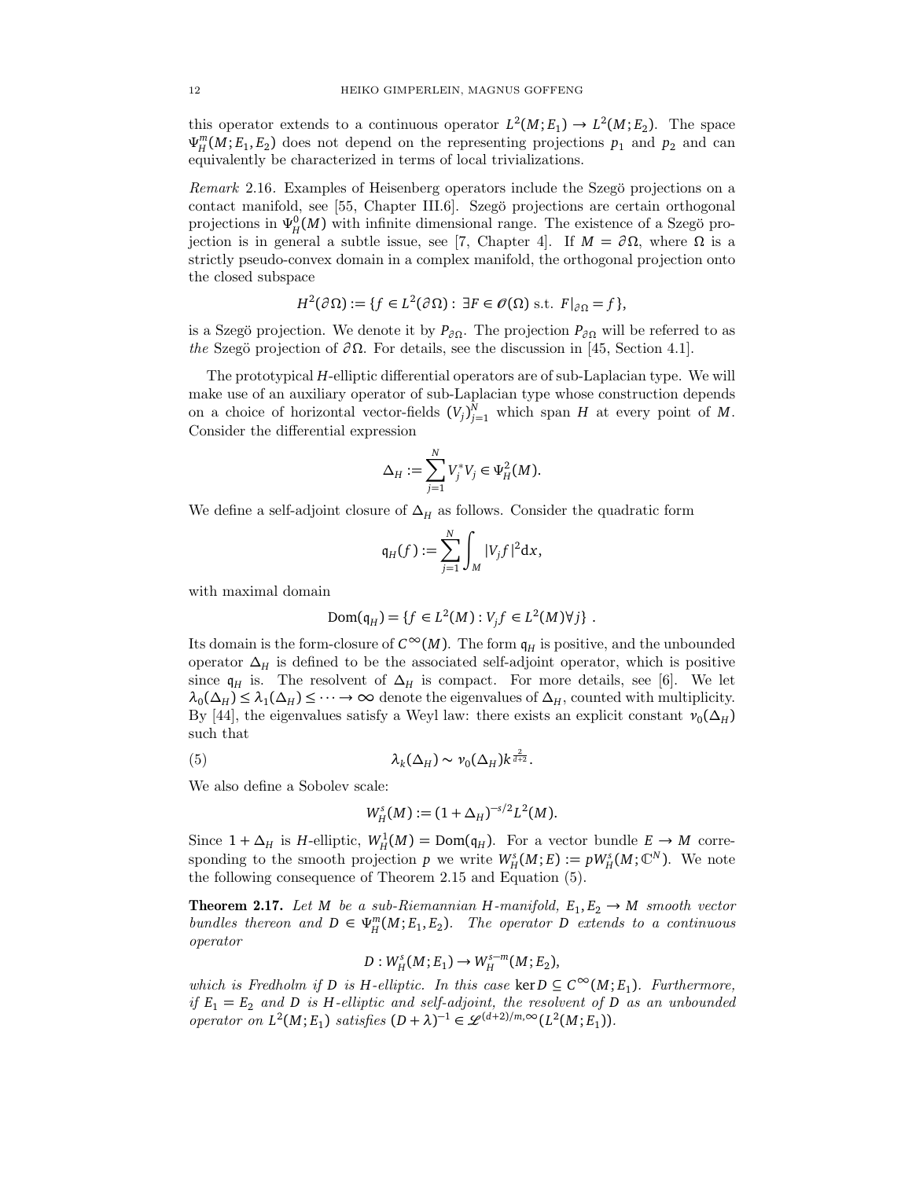this operator extends to a continuous operator $L^2(M; E_1) \to L^2(M; E_2)$. The space $\Psi_H^m(M; E_1, E_2)$ does not depend on the representing projections $p_1$ and $p_2$ and can equivalently be characterized in terms of local trivializations.

*Remark* 2.16. Examples of Heisenberg operators include the Szegö projections on a contact manifold, see [55, Chapter III.6]. Szegö projections are certain orthogonal projections in $\Psi_H^0(M)$ with infinite dimensional range. The existence of a Szegö projection is in general a subtle issue, see [7, Chapter 4]. If $M = \partial\Omega$, where $\Omega$ is a strictly pseudo-convex domain in a complex manifold, the orthogonal projection onto the closed subspace

$$H^2(\partial\Omega) := \{f \in L^2(\partial\Omega) : \exists F \in \mathcal{O}(\Omega) \text{ s.t. } F|_{\partial\Omega} = f\},$$

is a Szegö projection. We denote it by $P_{\partial\Omega}$. The projection $P_{\partial\Omega}$ will be referred to as *the* Szegö projection of $\partial\Omega$. For details, see the discussion in [45, Section 4.1].

The prototypical $H$-elliptic differential operators are of sub-Laplacian type. We will make use of an auxiliary operator of sub-Laplacian type whose construction depends on a choice of horizontal vector-fields $(V_j)_{j=1}^N$ which span $H$ at every point of $M$. Consider the differential expression

$$\Delta_H := \sum_{j=1}^N V_j^* V_j \in \Psi_H^2(M).$$

We define a self-adjoint closure of $\Delta_H$ as follows. Consider the quadratic form

$$\mathfrak{q}_H(f) := \sum_{j=1}^N \int_M |V_j f|^2 \mathrm{d}x,$$

with maximal domain

$$\mathrm{Dom}(\mathfrak{q}_H) = \{f \in L^2(M) : V_j f \in L^2(M) \forall j\} \ .$$

Its domain is the form-closure of $C^\infty(M)$. The form $\mathfrak{q}_H$ is positive, and the unbounded operator $\Delta_H$ is defined to be the associated self-adjoint operator, which is positive since $\mathfrak{q}_H$ is. The resolvent of $\Delta_H$ is compact. For more details, see [6]. We let $\lambda_0(\Delta_H) \leq \lambda_1(\Delta_H) \leq \cdots \to \infty$ denote the eigenvalues of $\Delta_H$, counted with multiplicity. By [44], the eigenvalues satisfy a Weyl law: there exists an explicit constant $\nu_0(\Delta_H)$ such that

$$\lambda_k(\Delta_H) \sim \nu_0(\Delta_H) k^{\frac{2}{d+2}}. \tag{5}$$

We also define a Sobolev scale:

$$W_H^s(M) := (1 + \Delta_H)^{-s/2} L^2(M).$$

Since $1 + \Delta_H$ is $H$-elliptic, $W_H^1(M) = \mathrm{Dom}(\mathfrak{q}_H)$. For a vector bundle $E \to M$ corresponding to the smooth projection $p$ we write $W_H^s(M; E) := pW_H^s(M; \mathbb{C}^N)$. We note the following consequence of Theorem 2.15 and Equation (5).

**Theorem 2.17.** *Let $M$ be a sub-Riemannian $H$-manifold, $E_1, E_2 \to M$ smooth vector bundles thereon and $D \in \Psi_H^m(M; E_1, E_2)$. The operator $D$ extends to a continuous operator*

$$D : W_H^s(M; E_1) \to W_H^{s-m}(M; E_2),$$

*which is Fredholm if $D$ is $H$-elliptic. In this case $\ker D \subseteq C^\infty(M; E_1)$. Furthermore, if $E_1 = E_2$ and $D$ is $H$-elliptic and self-adjoint, the resolvent of $D$ as an unbounded operator on $L^2(M; E_1)$ satisfies $(D + \lambda)^{-1} \in \mathcal{L}^{(d+2)/m,\infty}(L^2(M; E_1))$.*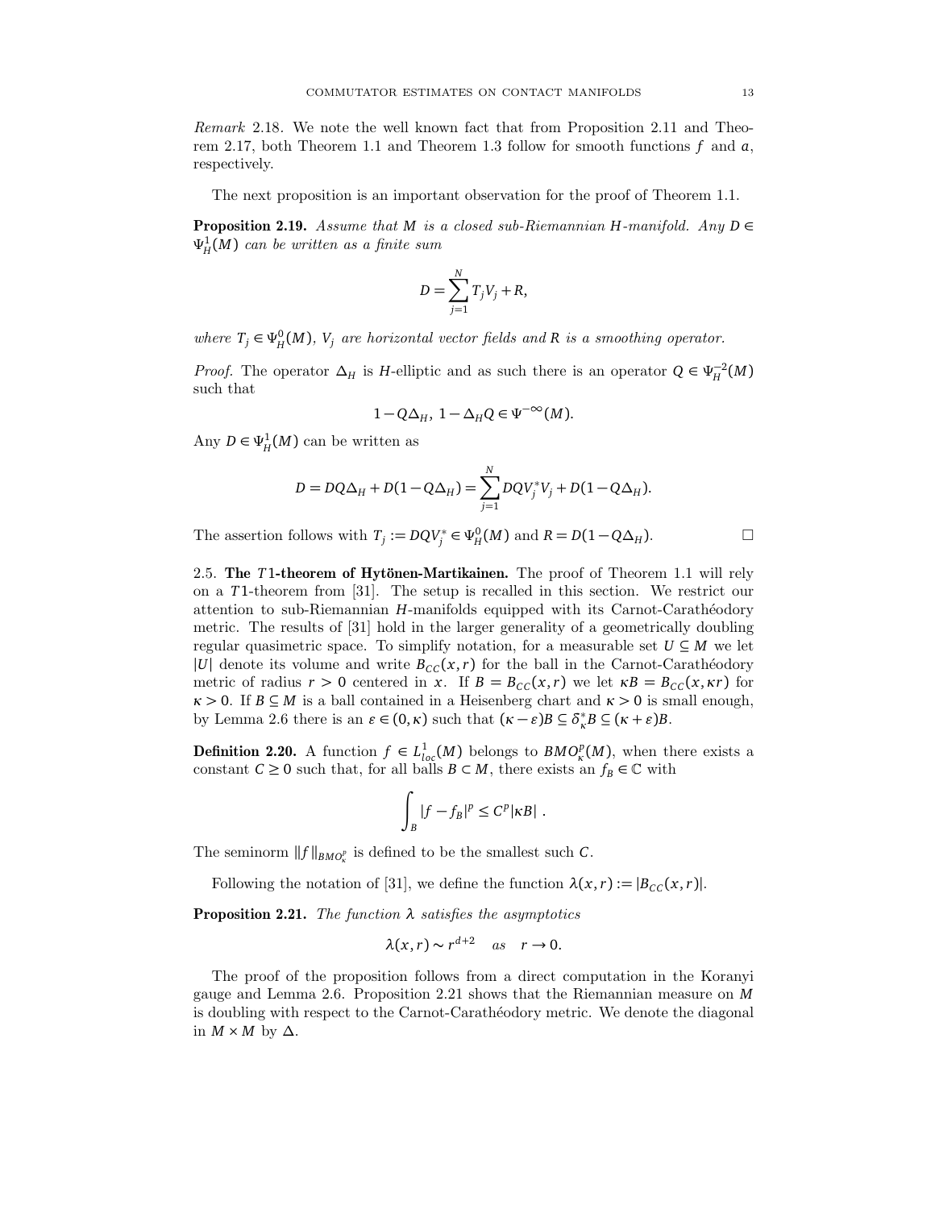*Remark* 2.18. We note the well known fact that from Proposition 2.11 and Theorem 2.17, both Theorem 1.1 and Theorem 1.3 follow for smooth functions $f$ and $a$, respectively.

The next proposition is an important observation for the proof of Theorem 1.1.

**Proposition 2.19.** *Assume that $M$ is a closed sub-Riemannian $H$-manifold. Any $D \in \Psi^1_H(M)$ can be written as a finite sum*

$$D = \sum_{j=1}^{N} T_j V_j + R,$$

*where $T_j \in \Psi^0_H(M)$, $V_j$ are horizontal vector fields and $R$ is a smoothing operator.*

*Proof.* The operator $\Delta_H$ is $H$-elliptic and as such there is an operator $Q \in \Psi_H^{-2}(M)$ such that

$$1 - Q\Delta_H,\ 1 - \Delta_H Q \in \Psi^{-\infty}(M).$$

Any $D \in \Psi^1_H(M)$ can be written as

$$D = DQ\Delta_H + D(1 - Q\Delta_H) = \sum_{j=1}^{N} DQV_j^* V_j + D(1 - Q\Delta_H).$$

The assertion follows with $T_j := DQV_j^* \in \Psi^0_H(M)$ and $R = D(1 - Q\Delta_H)$. $\square$

2.5. **The $T1$-theorem of Hytönen-Martikainen.** The proof of Theorem 1.1 will rely on a $T1$-theorem from [31]. The setup is recalled in this section. We restrict our attention to sub-Riemannian $H$-manifolds equipped with its Carnot-Carathéodory metric. The results of [31] hold in the larger generality of a geometrically doubling regular quasimetric space. To simplify notation, for a measurable set $U \subseteq M$ we let $|U|$ denote its volume and write $B_{CC}(x,r)$ for the ball in the Carnot-Carathéodory metric of radius $r > 0$ centered in $x$. If $B = B_{CC}(x,r)$ we let $\kappa B = B_{CC}(x,\kappa r)$ for $\kappa > 0$. If $B \subseteq M$ is a ball contained in a Heisenberg chart and $\kappa > 0$ is small enough, by Lemma 2.6 there is an $\varepsilon \in (0,\kappa)$ such that $(\kappa - \varepsilon)B \subseteq \delta_\kappa^* B \subseteq (\kappa + \varepsilon)B$.

**Definition 2.20.** A function $f \in L^1_{loc}(M)$ belongs to $BMO^p_\kappa(M)$, when there exists a constant $C \geq 0$ such that, for all balls $B \subset M$, there exists an $f_B \in \mathbb{C}$ with

$$\int_B |f - f_B|^p \leq C^p |\kappa B| \ .$$

The seminorm $\|f\|_{BMO^p_\kappa}$ is defined to be the smallest such $C$.

Following the notation of [31], we define the function $\lambda(x,r) := |B_{CC}(x,r)|$.

**Proposition 2.21.** *The function $\lambda$ satisfies the asymptotics*

$$\lambda(x,r) \sim r^{d+2} \quad as \quad r \to 0.$$

The proof of the proposition follows from a direct computation in the Koranyi gauge and Lemma 2.6. Proposition 2.21 shows that the Riemannian measure on $M$ is doubling with respect to the Carnot-Carathéodory metric. We denote the diagonal in $M \times M$ by $\Delta$.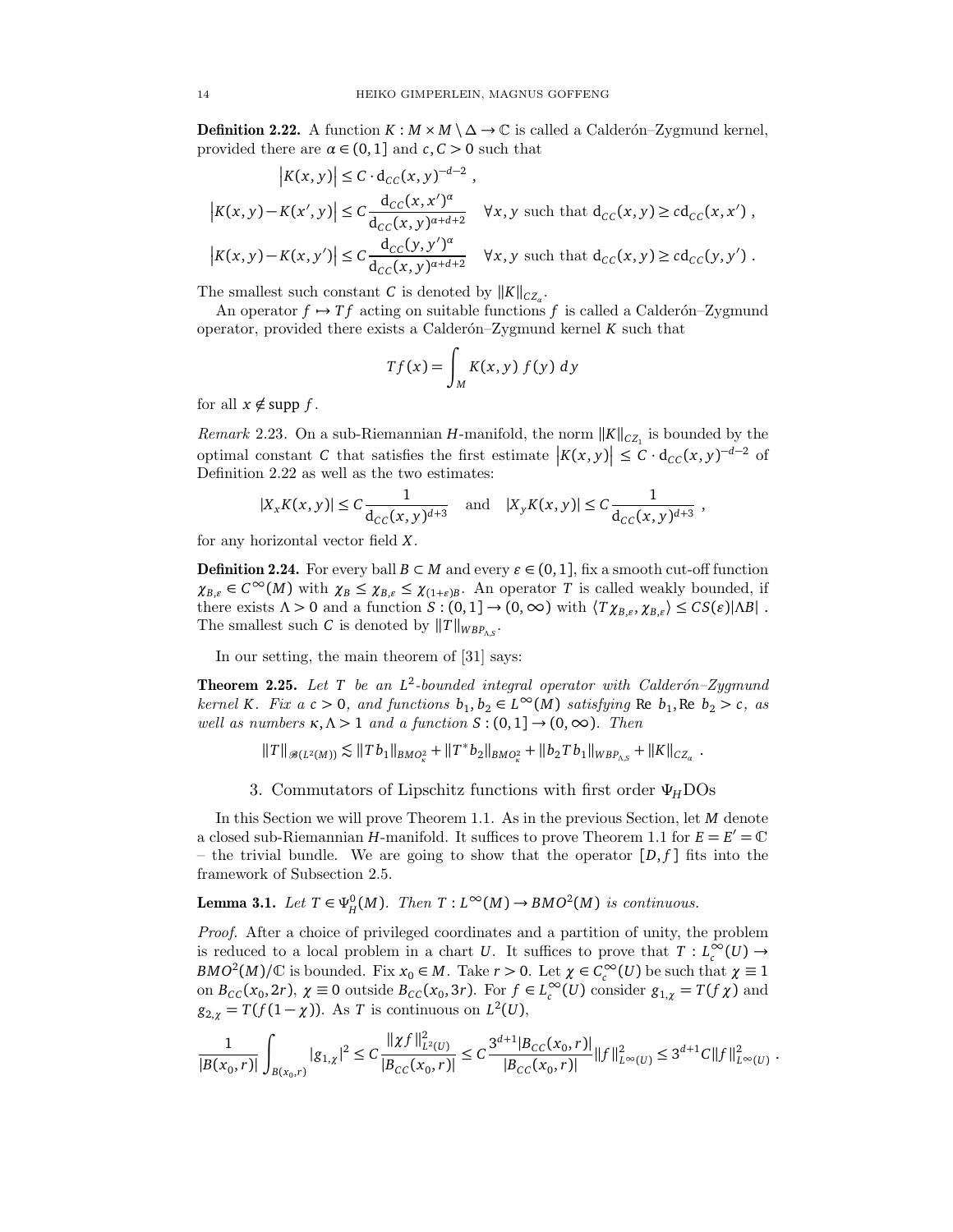**Definition 2.22.** A function $K : M \times M \setminus \Delta \to \mathbb{C}$ is called a Calderón–Zygmund kernel, provided there are $\alpha \in (0,1]$ and $c, C > 0$ such that

$$\begin{aligned}
\left|K(x,y)\right| &\leq C \cdot \mathrm{d}_{CC}(x,y)^{-d-2} \ , \\
\left|K(x,y) - K(x',y)\right| &\leq C \frac{\mathrm{d}_{CC}(x,x')^{\alpha}}{\mathrm{d}_{CC}(x,y)^{\alpha+d+2}} \quad \forall x,y \text{ such that } \mathrm{d}_{CC}(x,y) \geq c\mathrm{d}_{CC}(x,x') \ , \\
\left|K(x,y) - K(x,y')\right| &\leq C \frac{\mathrm{d}_{CC}(y,y')^{\alpha}}{\mathrm{d}_{CC}(x,y)^{\alpha+d+2}} \quad \forall x,y \text{ such that } \mathrm{d}_{CC}(x,y) \geq c\mathrm{d}_{CC}(y,y') \ .
\end{aligned}$$

The smallest such constant $C$ is denoted by $\|K\|_{CZ_\alpha}$.

An operator $f \mapsto Tf$ acting on suitable functions $f$ is called a Calderón–Zygmund operator, provided there exists a Calderón–Zygmund kernel $K$ such that

$$Tf(x) = \int_M K(x,y)\ f(y)\ dy$$

for all $x \notin \operatorname{supp} f$.

*Remark* 2.23. On a sub-Riemannian $H$-manifold, the norm $\|K\|_{CZ_1}$ is bounded by the optimal constant $C$ that satisfies the first estimate $\left|K(x,y)\right| \leq C \cdot \mathrm{d}_{CC}(x,y)^{-d-2}$ of Definition 2.22 as well as the two estimates:

$$|X_x K(x,y)| \leq C \frac{1}{\mathrm{d}_{CC}(x,y)^{d+3}} \quad \text{and} \quad |X_y K(x,y)| \leq C \frac{1}{\mathrm{d}_{CC}(x,y)^{d+3}} \ ,$$

for any horizontal vector field $X$.

**Definition 2.24.** For every ball $B \subset M$ and every $\varepsilon \in (0,1]$, fix a smooth cut-off function $\chi_{B,\varepsilon} \in C^\infty(M)$ with $\chi_B \leq \chi_{B,\varepsilon} \leq \chi_{(1+\varepsilon)B}$. An operator $T$ is called weakly bounded, if there exists $\Lambda > 0$ and a function $S : (0,1] \to (0,\infty)$ with $\langle T\chi_{B,\varepsilon}, \chi_{B,\varepsilon}\rangle \leq CS(\varepsilon)|\Lambda B|$ . The smallest such $C$ is denoted by $\|T\|_{WBP_{\Lambda,S}}$.

In our setting, the main theorem of [31] says:

**Theorem 2.25.** *Let $T$ be an $L^2$-bounded integral operator with Calderón–Zygmund kernel $K$. Fix a $c > 0$, and functions $b_1, b_2 \in L^\infty(M)$ satisfying* Re $b_1$, Re $b_2 > c$, *as well as numbers $\kappa, \Lambda > 1$ and a function $S : (0,1] \to (0,\infty)$. Then*

$$\|T\|_{\mathscr{B}(L^2(M))} \lesssim \|Tb_1\|_{BMO^2_\kappa} + \|T^* b_2\|_{BMO^2_\kappa} + \|b_2 T b_1\|_{WBP_{\Lambda,S}} + \|K\|_{CZ_\alpha} \ .$$

## 3. Commutators of Lipschitz functions with first order $\Psi_H$DOs

In this Section we will prove Theorem 1.1. As in the previous Section, let $M$ denote a closed sub-Riemannian $H$-manifold. It suffices to prove Theorem 1.1 for $E = E' = \mathbb{C}$ – the trivial bundle. We are going to show that the operator $[D,f]$ fits into the framework of Subsection 2.5.

**Lemma 3.1.** *Let $T \in \Psi^0_H(M)$. Then $T : L^\infty(M) \to BMO^2(M)$ is continuous.*

*Proof.* After a choice of privileged coordinates and a partition of unity, the problem is reduced to a local problem in a chart $U$. It suffices to prove that $T : L^\infty_c(U) \to BMO^2(M)/\mathbb{C}$ is bounded. Fix $x_0 \in M$. Take $r > 0$. Let $\chi \in C^\infty_c(U)$ be such that $\chi \equiv 1$ on $B_{CC}(x_0, 2r)$, $\chi \equiv 0$ outside $B_{CC}(x_0, 3r)$. For $f \in L^\infty_c(U)$ consider $g_{1,\chi} = T(f\chi)$ and $g_{2,\chi} = T(f(1-\chi))$. As $T$ is continuous on $L^2(U)$,

$$\frac{1}{|B(x_0,r)|}\int_{B(x_0,r)} |g_{1,\chi}|^2 \leq C\frac{\|\chi f\|^2_{L^2(U)}}{|B_{CC}(x_0,r)|} \leq C\frac{3^{d+1}|B_{CC}(x_0,r)|}{|B_{CC}(x_0,r)|}\|f\|^2_{L^\infty(U)} \leq 3^{d+1}C\|f\|^2_{L^\infty(U)} \ .$$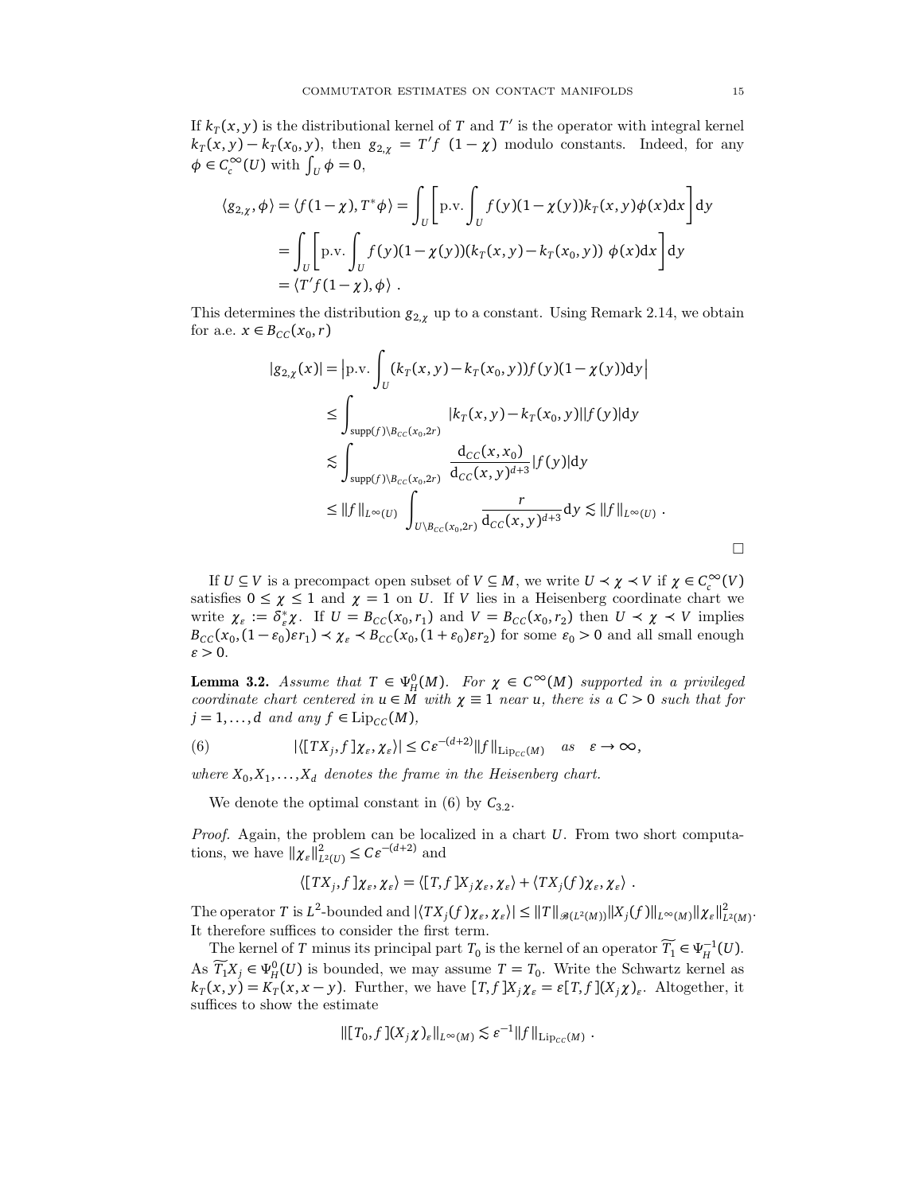If $k_T(x,y)$ is the distributional kernel of $T$ and $T'$ is the operator with integral kernel $k_T(x,y) - k_T(x_0,y)$, then $g_{2,\chi} = T'f\ (1-\chi)$ modulo constants. Indeed, for any $\phi \in C_c^\infty(U)$ with $\int_U \phi = 0$,

$$
\begin{aligned}
\langle g_{2,\chi}, \phi\rangle = \langle f(1-\chi), T^*\phi\rangle &= \int_U \left[ \text{p.v.} \int_U f(y)(1-\chi(y)) k_T(x,y)\phi(x)\mathrm{d}x \right] \mathrm{d}y \\
&= \int_U \left[ \text{p.v.} \int_U f(y)(1-\chi(y))(k_T(x,y) - k_T(x_0,y))\ \phi(x)\mathrm{d}x \right] \mathrm{d}y \\
&= \langle T'f(1-\chi), \phi\rangle \ .
\end{aligned}
$$

This determines the distribution $g_{2,\chi}$ up to a constant. Using Remark 2.14, we obtain for a.e. $x \in B_{CC}(x_0, r)$

$$
\begin{aligned}
|g_{2,\chi}(x)| &= \left|\text{p.v.} \int_U (k_T(x,y) - k_T(x_0,y)) f(y)(1-\chi(y))\mathrm{d}y\right| \\
&\leq \int_{\operatorname{supp}(f)\setminus B_{CC}(x_0,2r)} |k_T(x,y) - k_T(x_0,y)||f(y)|\mathrm{d}y \\
&\lesssim \int_{\operatorname{supp}(f)\setminus B_{CC}(x_0,2r)} \frac{\mathrm{d}_{CC}(x,x_0)}{\mathrm{d}_{CC}(x,y)^{d+3}} |f(y)|\mathrm{d}y \\
&\leq \|f\|_{L^\infty(U)} \int_{U\setminus B_{CC}(x_0,2r)} \frac{r}{\mathrm{d}_{CC}(x,y)^{d+3}} \mathrm{d}y \lesssim \|f\|_{L^\infty(U)} \ .
\end{aligned}
$$

$\square$

If $U \subseteq V$ is a precompact open subset of $V \subseteq M$, we write $U \prec \chi \prec V$ if $\chi \in C_c^\infty(V)$ satisfies $0 \leq \chi \leq 1$ and $\chi = 1$ on $U$. If $V$ lies in a Heisenberg coordinate chart we write $\chi_\varepsilon := \delta_\varepsilon^* \chi$. If $U = B_{CC}(x_0, r_1)$ and $V = B_{CC}(x_0, r_2)$ then $U \prec \chi \prec V$ implies $B_{CC}(x_0, (1-\varepsilon_0)\varepsilon r_1) \prec \chi_\varepsilon \prec B_{CC}(x_0, (1+\varepsilon_0)\varepsilon r_2)$ for some $\varepsilon_0 > 0$ and all small enough $\varepsilon > 0$.

**Lemma 3.2.** *Assume that $T \in \Psi_H^0(M)$. For $\chi \in C^\infty(M)$ supported in a privileged coordinate chart centered in $u \in M$ with $\chi \equiv 1$ near $u$, there is a $C > 0$ such that for $j = 1, \ldots, d$ and any $f \in \mathrm{Lip}_{CC}(M)$,*

$$
|\langle [TX_j, f]\chi_\varepsilon, \chi_\varepsilon\rangle| \leq C\varepsilon^{-(d+2)} \|f\|_{\mathrm{Lip}_{CC}(M)} \quad \text{as} \quad \varepsilon \to \infty, \tag{6}
$$

*where $X_0, X_1, \ldots, X_d$ denotes the frame in the Heisenberg chart.*

We denote the optimal constant in (6) by $C_{3.2}$.

*Proof.* Again, the problem can be localized in a chart $U$. From two short computations, we have $\|\chi_\varepsilon\|_{L^2(U)}^2 \leq C\varepsilon^{-(d+2)}$ and

$$
\langle [TX_j, f]\chi_\varepsilon, \chi_\varepsilon\rangle = \langle [T,f]X_j\chi_\varepsilon, \chi_\varepsilon\rangle + \langle TX_j(f)\chi_\varepsilon, \chi_\varepsilon\rangle \ .
$$

The operator $T$ is $L^2$-bounded and $|\langle TX_j(f)\chi_\varepsilon, \chi_\varepsilon\rangle| \leq \|T\|_{\mathscr{B}(L^2(M))} \|X_j(f)\|_{L^\infty(M)} \|\chi_\varepsilon\|_{L^2(M)}^2$. It therefore suffices to consider the first term.

The kernel of $T$ minus its principal part $T_0$ is the kernel of an operator $\widetilde{T_1} \in \Psi_H^{-1}(U)$. As $\widetilde{T_1}X_j \in \Psi_H^0(U)$ is bounded, we may assume $T = T_0$. Write the Schwartz kernel as $k_T(x,y) = K_T(x, x-y)$. Further, we have $[T,f]X_j\chi_\varepsilon = \varepsilon[T,f](X_j\chi)_\varepsilon$. Altogether, it suffices to show the estimate

$$
\|[T_0, f](X_j\chi)_\varepsilon\|_{L^\infty(M)} \lesssim \varepsilon^{-1} \|f\|_{\mathrm{Lip}_{CC}(M)} \ .
$$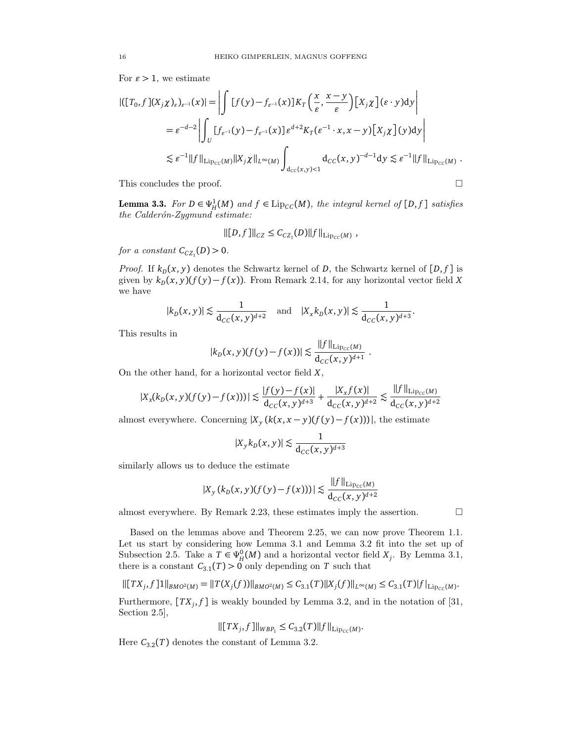For $\varepsilon > 1$, we estimate

$$
\begin{aligned}
|([T_0, f](X_j\chi)_\varepsilon)_{\varepsilon^{-1}}(x)| &= \left| \int [f(y) - f_{\varepsilon^{-1}}(x)] K_T\left(\frac{x}{\varepsilon}, \frac{x-y}{\varepsilon}\right) \big[X_j\chi\big](\varepsilon \cdot y) \mathrm{d}y \right| \\
&= \varepsilon^{-d-2} \left| \int_U [f_{\varepsilon^{-1}}(y) - f_{\varepsilon^{-1}}(x)] \varepsilon^{d+2} K_T(\varepsilon^{-1} \cdot x, x-y) \big[X_j\chi\big](y) \mathrm{d}y \right| \\
&\lesssim \varepsilon^{-1} \|f\|_{\mathrm{Lip}_{CC}(M)} \|X_j\chi\|_{L^\infty(M)} \int_{\mathrm{d}_{CC}(x,y)<1} \mathrm{d}_{CC}(x,y)^{-d-1} \mathrm{d}y \lesssim \varepsilon^{-1} \|f\|_{\mathrm{Lip}_{CC}(M)} .
\end{aligned}
$$

This concludes the proof. □

**Lemma 3.3.** *For $D \in \Psi^1_H(M)$ and $f \in \mathrm{Lip}_{CC}(M)$, the integral kernel of $[D, f]$ satisfies the Calderón-Zygmund estimate:*

$$\|[D, f]\|_{CZ} \leq C_{CZ_1}(D) \|f\|_{\mathrm{Lip}_{CC}(M)} \ ,$$

*for a constant $C_{CZ_1}(D) > 0$.*

*Proof.* If $k_D(x, y)$ denotes the Schwartz kernel of $D$, the Schwartz kernel of $[D, f]$ is given by $k_D(x, y)(f(y) - f(x))$. From Remark 2.14, for any horizontal vector field $X$ we have

$$|k_D(x,y)| \lesssim \frac{1}{\mathrm{d}_{CC}(x,y)^{d+2}} \quad \text{and} \quad |X_x k_D(x,y)| \lesssim \frac{1}{\mathrm{d}_{CC}(x,y)^{d+3}}.$$

This results in

$$|k_D(x,y)(f(y) - f(x))| \lesssim \frac{\|f\|_{\mathrm{Lip}_{CC}(M)}}{\mathrm{d}_{CC}(x,y)^{d+1}} \ .$$

On the other hand, for a horizontal vector field $X$,

$$|X_x(k_D(x,y)(f(y) - f(x)))| \lesssim \frac{|f(y) - f(x)|}{\mathrm{d}_{CC}(x,y)^{d+3}} + \frac{|X_x f(x)|}{\mathrm{d}_{CC}(x,y)^{d+2}} \lesssim \frac{\|f\|_{\mathrm{Lip}_{CC}(M)}}{\mathrm{d}_{CC}(x,y)^{d+2}}$$

almost everywhere. Concerning $|X_y\,(k(x, x-y)(f(y) - f(x)))|$, the estimate

$$|X_y k_D(x,y)| \lesssim \frac{1}{\mathrm{d}_{CC}(x,y)^{d+3}}$$

similarly allows us to deduce the estimate

$$|X_y\,(k_D(x,y)(f(y) - f(x)))| \lesssim \frac{\|f\|_{\mathrm{Lip}_{CC}(M)}}{\mathrm{d}_{CC}(x,y)^{d+2}}$$

almost everywhere. By Remark 2.23, these estimates imply the assertion. □

Based on the lemmas above and Theorem 2.25, we can now prove Theorem 1.1. Let us start by considering how Lemma 3.1 and Lemma 3.2 fit into the set up of Subsection 2.5. Take a $T \in \Psi^0_H(M)$ and a horizontal vector field $X_j$. By Lemma 3.1, there is a constant $C_{3.1}(T) > 0$ only depending on $T$ such that

$$\|[TX_j, f]1\|_{BMO^2(M)} = \|T(X_j(f))\|_{BMO^2(M)} \leq C_{3.1}(T)\|X_j(f)\|_{L^\infty(M)} \leq C_{3.1}(T)|f|_{\mathrm{Lip}_{CC}(M)}.$$

Furthermore, $[TX_j, f]$ is weakly bounded by Lemma 3.2, and in the notation of [31, Section 2.5],

$$\|[TX_j, f]\|_{WBP_1} \leq C_{3.2}(T)\|f\|_{\mathrm{Lip}_{CC}(M)}.$$

Here $C_{3.2}(T)$ denotes the constant of Lemma 3.2.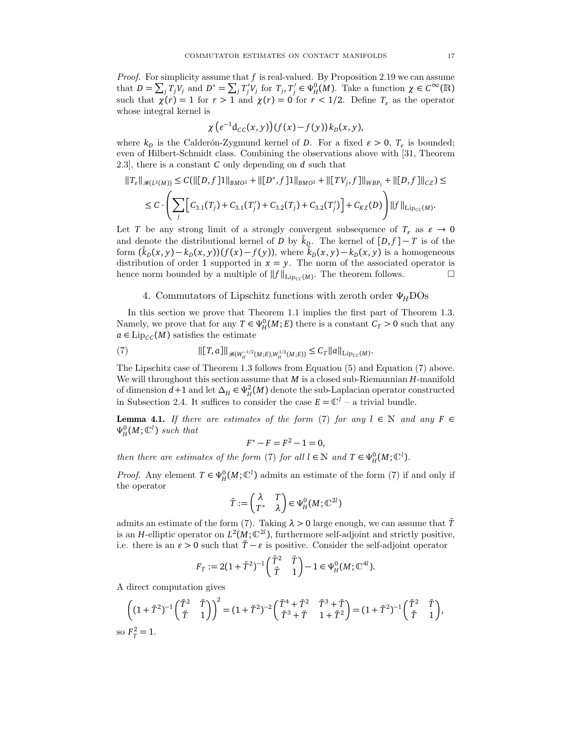*Proof.* For simplicity assume that $f$ is real-valued. By Proposition 2.19 we can assume that $D = \sum_j T_j V_j$ and $D^* = \sum_j T_j' V_j$ for $T_j, T_j' \in \Psi_H^0(M)$. Take a function $\chi \in C^\infty(\mathbb{R})$ such that $\chi(r) = 1$ for $r > 1$ and $\chi(r) = 0$ for $r < 1/2$. Define $T_\varepsilon$ as the operator whose integral kernel is

$$\chi\left(\varepsilon^{-1} \mathrm{d}_{CC}(x,y)\right)(f(x) - f(y))\, k_D(x,y),$$

where $k_D$ is the Calderón-Zygmund kernel of $D$. For a fixed $\varepsilon > 0$, $T_\varepsilon$ is bounded; even of Hilbert-Schmidt class. Combining the observations above with [31, Theorem 2.3], there is a constant $C$ only depending on $d$ such that

$$\|T_\varepsilon\|_{\mathscr{B}(L^2(M))} \leq C(\|[D,f]1\|_{BMO^2} + \|[D^*,f]1\|_{BMO^2} + \|[TV_j, f]\|_{WBP_1} + \|[D,f]\|_{CZ}) \leq$$

$$\leq C \cdot \left( \sum_j \left[ C_{3.1}(T_j) + C_{3.1}(T_j') + C_{3.2}(T_j) + C_{3.2}(T_j') \right] + C_{KZ}(D) \right) \|f\|_{\mathrm{Lip}_{CC}(M)}.$$

Let $T$ be any strong limit of a strongly convergent subsequence of $T_\varepsilon$ as $\varepsilon \to 0$ and denote the distributional kernel of $D$ by $\tilde{k}_D$. The kernel of $[D,f] - T$ is of the form $(\tilde{k}_D(x,y) - k_D(x,y))(f(x) - f(y))$, where $\tilde{k}_D(x,y) - k_D(x,y)$ is a homogeneous distribution of order 1 supported in $x = y$. The norm of the associated operator is hence norm bounded by a multiple of $\|f\|_{\mathrm{Lip}_{CC}(M)}$. The theorem follows. $\square$

## 4. Commutators of Lipschitz functions with zeroth order $\Psi_H$DOs

In this section we prove that Theorem 1.1 implies the first part of Theorem 1.3. Namely, we prove that for any $T \in \Psi_H^0(M;E)$ there is a constant $C_T > 0$ such that any $a \in \mathrm{Lip}_{CC}(M)$ satisfies the estimate

$$\|[T,a]\|_{\mathscr{B}(W_H^{-1/2}(M;E), W_H^{1/2}(M;E))} \leq C_T \|a\|_{\mathrm{Lip}_{CC}(M)}. \tag{7}$$

The Lipschitz case of Theorem 1.3 follows from Equation (5) and Equation (7) above. We will throughout this section assume that $M$ is a closed sub-Riemannian $H$-manifold of dimension $d+1$ and let $\Delta_H \in \Psi_H^2(M)$ denote the sub-Laplacian operator constructed in Subsection 2.4. It suffices to consider the case $E = \mathbb{C}^l$ – a trivial bundle.

**Lemma 4.1.** *If there are estimates of the form* (7) *for any $l \in \mathbb{N}$ and any $F \in \Psi_H^0(M;\mathbb{C}^l)$ such that*

$$F^* - F = F^2 - 1 = 0,$$

*then there are estimates of the form* (7) *for all $l \in \mathbb{N}$ and $T \in \Psi_H^0(M;\mathbb{C}^l)$.*

*Proof.* Any element $T \in \Psi_H^0(M;\mathbb{C}^l)$ admits an estimate of the form (7) if and only if the operator

$$\tilde{T} := \begin{pmatrix} \lambda & T \\ T^* & \lambda \end{pmatrix} \in \Psi_H^0(M;\mathbb{C}^{2l})$$

admits an estimate of the form (7). Taking $\lambda > 0$ large enough, we can assume that $\tilde{T}$ is an $H$-elliptic operator on $L^2(M;\mathbb{C}^{2l})$, furthermore self-adjoint and strictly positive, i.e. there is an $\varepsilon > 0$ such that $\tilde{T} - \varepsilon$ is positive. Consider the self-adjoint operator

$$F_T := 2(1+\tilde{T}^2)^{-1} \begin{pmatrix} \tilde{T}^2 & \tilde{T} \\ \tilde{T} & 1 \end{pmatrix} - 1 \in \Psi_H^0(M;\mathbb{C}^{4l}).$$

A direct computation gives

$$\left((1+\tilde{T}^2)^{-1} \begin{pmatrix} \tilde{T}^2 & \tilde{T} \\ \tilde{T} & 1 \end{pmatrix}\right)^2 = (1+\tilde{T}^2)^{-2} \begin{pmatrix} \tilde{T}^4 + \tilde{T}^2 & \tilde{T}^3 + \tilde{T} \\ \tilde{T}^3 + \tilde{T} & 1 + \tilde{T}^2 \end{pmatrix} = (1+\tilde{T}^2)^{-1} \begin{pmatrix} \tilde{T}^2 & \tilde{T} \\ \tilde{T} & 1 \end{pmatrix},$$

so $F_T^2 = 1$.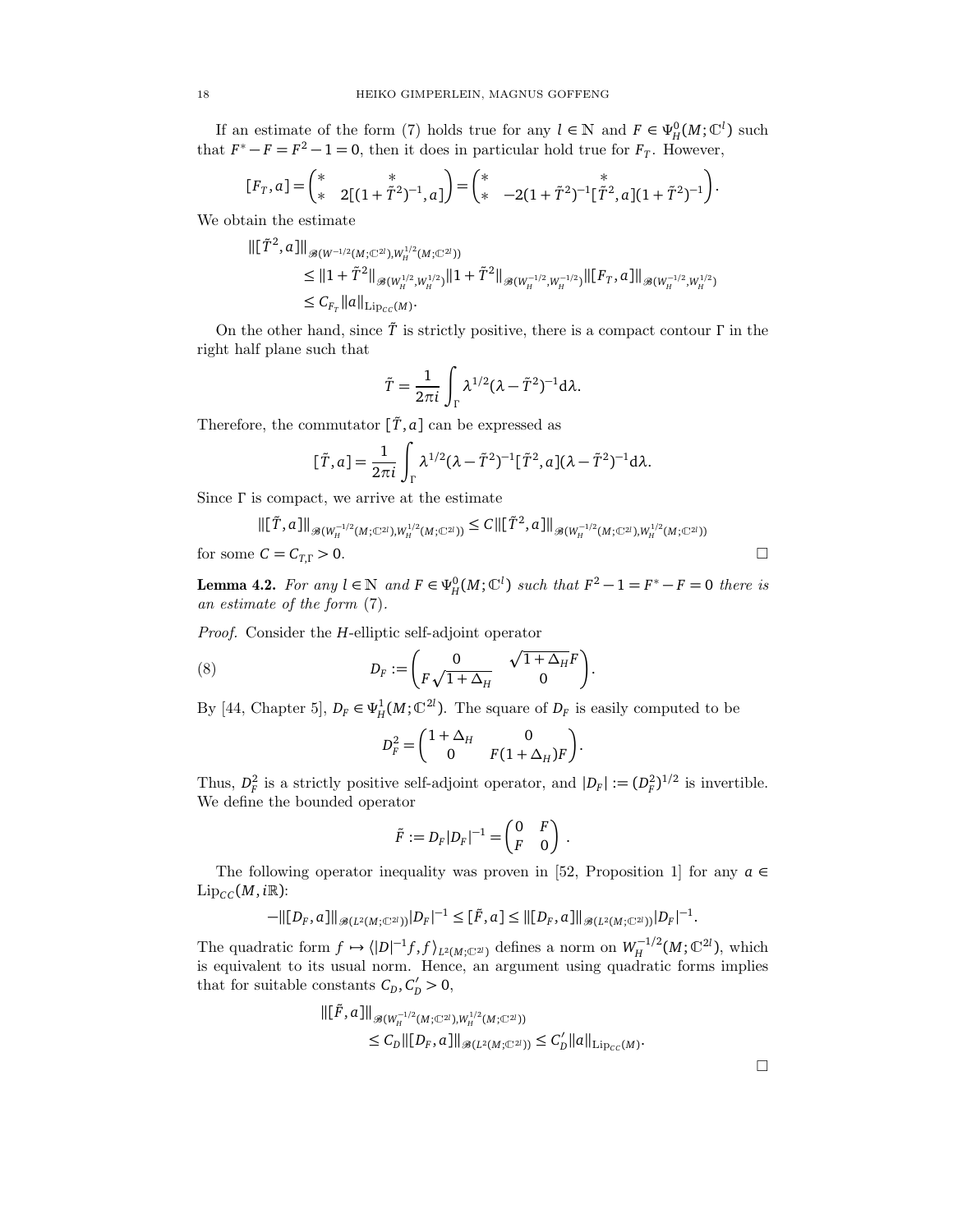If an estimate of the form (7) holds true for any $l \in \mathbb{N}$ and $F \in \Psi^0_H(M;\mathbb{C}^l)$ such that $F^* - F = F^2 - 1 = 0$, then it does in particular hold true for $F_T$. However,

$$[F_T, a] = \begin{pmatrix} * & * \\ * & 2[(1+\tilde{T}^2)^{-1}, a] \end{pmatrix} = \begin{pmatrix} * & * \\ * & -2(1+\tilde{T}^2)^{-1}[\tilde{T}^2, a](1+\tilde{T}^2)^{-1} \end{pmatrix}.$$

We obtain the estimate

$$\begin{aligned}
&\|[\tilde{T}^2, a]\|_{\mathscr{B}(W^{-1/2}(M;\mathbb{C}^{2l}), W^{1/2}_H(M;\mathbb{C}^{2l}))} \\
&\quad \leq \|1+\tilde{T}^2\|_{\mathscr{B}(W^{1/2}_H, W^{1/2}_H)} \|1+\tilde{T}^2\|_{\mathscr{B}(W^{-1/2}_H, W^{-1/2}_H)} \|[F_T, a]\|_{\mathscr{B}(W^{-1/2}_H, W^{1/2}_H)} \\
&\quad \leq C_{F_T} \|a\|_{\mathrm{Lip}_{CC}(M)}.
\end{aligned}$$

On the other hand, since $\tilde{T}$ is strictly positive, there is a compact contour $\Gamma$ in the right half plane such that

$$\tilde{T} = \frac{1}{2\pi i} \int_\Gamma \lambda^{1/2} (\lambda - \tilde{T}^2)^{-1} \mathrm{d}\lambda.$$

Therefore, the commutator $[\tilde{T}, a]$ can be expressed as

$$[\tilde{T}, a] = \frac{1}{2\pi i} \int_\Gamma \lambda^{1/2} (\lambda - \tilde{T}^2)^{-1} [\tilde{T}^2, a] (\lambda - \tilde{T}^2)^{-1} \mathrm{d}\lambda.$$

Since $\Gamma$ is compact, we arrive at the estimate

$$\|[\tilde{T}, a]\|_{\mathscr{B}(W^{-1/2}_H(M;\mathbb{C}^{2l}), W^{1/2}_H(M;\mathbb{C}^{2l}))} \leq C \|[\tilde{T}^2, a]\|_{\mathscr{B}(W^{-1/2}_H(M;\mathbb{C}^{2l}), W^{1/2}_H(M;\mathbb{C}^{2l}))}$$

for some $C = C_{T,\Gamma} > 0$. □

**Lemma 4.2.** *For any $l \in \mathbb{N}$ and $F \in \Psi^0_H(M;\mathbb{C}^l)$ such that $F^2 - 1 = F^* - F = 0$ there is an estimate of the form* (7).

*Proof.* Consider the $H$-elliptic self-adjoint operator

$$D_F := \begin{pmatrix} 0 & \sqrt{1+\Delta_H} F \\ F\sqrt{1+\Delta_H} & 0 \end{pmatrix}. \tag{8}$$

By [44, Chapter 5], $D_F \in \Psi^1_H(M;\mathbb{C}^{2l})$. The square of $D_F$ is easily computed to be

$$D_F^2 = \begin{pmatrix} 1+\Delta_H & 0 \\ 0 & F(1+\Delta_H)F \end{pmatrix}.$$

Thus, $D_F^2$ is a strictly positive self-adjoint operator, and $|D_F| := (D_F^2)^{1/2}$ is invertible. We define the bounded operator

$$\tilde{F} := D_F |D_F|^{-1} = \begin{pmatrix} 0 & F \\ F & 0 \end{pmatrix}.$$

The following operator inequality was proven in [52, Proposition 1] for any $a \in \mathrm{Lip}_{CC}(M, i\mathbb{R})$:

$$-\|[D_F, a]\|_{\mathscr{B}(L^2(M;\mathbb{C}^{2l}))} |D_F|^{-1} \leq [\tilde{F}, a] \leq \|[D_F, a]\|_{\mathscr{B}(L^2(M;\mathbb{C}^{2l}))} |D_F|^{-1}.$$

The quadratic form $f \mapsto \langle |D|^{-1} f, f\rangle_{L^2(M;\mathbb{C}^{2l})}$ defines a norm on $W^{-1/2}_H(M;\mathbb{C}^{2l})$, which is equivalent to its usual norm. Hence, an argument using quadratic forms implies that for suitable constants $C_D, C'_D > 0$,

$$\begin{aligned}
&\|[\tilde{F}, a]\|_{\mathscr{B}(W^{-1/2}_H(M;\mathbb{C}^{2l}), W^{1/2}_H(M;\mathbb{C}^{2l}))} \\
&\qquad \leq C_D \|[D_F, a]\|_{\mathscr{B}(L^2(M;\mathbb{C}^{2l}))} \leq C'_D \|a\|_{\mathrm{Lip}_{CC}(M)}.
\end{aligned}$$

□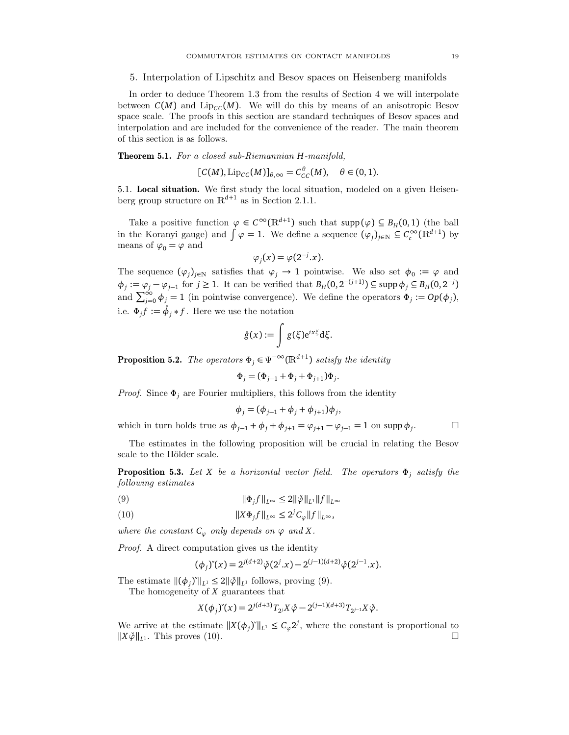## 5. Interpolation of Lipschitz and Besov spaces on Heisenberg manifolds

In order to deduce Theorem 1.3 from the results of Section 4 we will interpolate between $C(M)$ and $\mathrm{Lip}_{CC}(M)$. We will do this by means of an anisotropic Besov space scale. The proofs in this section are standard techniques of Besov spaces and interpolation and are included for the convenience of the reader. The main theorem of this section is as follows.

**Theorem 5.1.** *For a closed sub-Riemannian $H$-manifold,*

$$[C(M), \mathrm{Lip}_{CC}(M)]_{\theta,\infty} = C^{\theta}_{CC}(M), \quad \theta \in (0,1).$$

5.1. **Local situation.** We first study the local situation, modeled on a given Heisenberg group structure on $\mathbb{R}^{d+1}$ as in Section 2.1.1.

Take a positive function $\varphi \in C^{\infty}(\mathbb{R}^{d+1})$ such that $\mathrm{supp}(\varphi) \subseteq B_H(0,1)$ (the ball in the Koranyi gauge) and $\int \varphi = 1$. We define a sequence $(\varphi_j)_{j\in\mathbb{N}} \subseteq C^{\infty}_c(\mathbb{R}^{d+1})$ by means of $\varphi_0 = \varphi$ and

$$\varphi_j(x) = \varphi(2^{-j}.x).$$

The sequence $(\varphi_j)_{j\in\mathbb{N}}$ satisfies that $\varphi_j \to 1$ pointwise. We also set $\phi_0 := \varphi$ and $\phi_j := \varphi_j - \varphi_{j-1}$ for $j \geq 1$. It can be verified that $B_H(0, 2^{-(j+1)}) \subseteq \mathrm{supp}\,\phi_j \subseteq B_H(0, 2^{-j})$ and $\sum_{j=0}^{\infty} \phi_j = 1$ (in pointwise convergence). We define the operators $\Phi_j := Op(\phi_j)$, i.e. $\Phi_j f := \check{\phi}_j * f$. Here we use the notation

$$\check{g}(x) := \int g(\xi) e^{ix\xi} \mathrm{d}\xi.$$

**Proposition 5.2.** *The operators $\Phi_j \in \Psi^{-\infty}(\mathbb{R}^{d+1})$ satisfy the identity*

$$\Phi_j = (\Phi_{j-1} + \Phi_j + \Phi_{j+1})\Phi_j.$$

*Proof.* Since $\Phi_j$ are Fourier multipliers, this follows from the identity

$$\phi_j = (\phi_{j-1} + \phi_j + \phi_{j+1})\phi_j,$$

which in turn holds true as $\phi_{j-1} + \phi_j + \phi_{j+1} = \varphi_{j+1} - \varphi_{j-1} = 1$ on $\mathrm{supp}\,\phi_j$. □

The estimates in the following proposition will be crucial in relating the Besov scale to the Hölder scale.

**Proposition 5.3.** *Let $X$ be a horizontal vector field. The operators $\Phi_j$ satisfy the following estimates*

$$\|\Phi_j f\|_{L^\infty} \leq 2\|\check{\varphi}\|_{L^1}\|f\|_{L^\infty} \tag{9}$$

$$\|X\Phi_j f\|_{L^\infty} \leq 2^j C_\varphi \|f\|_{L^\infty}, \tag{10}$$

*where the constant $C_\varphi$ only depends on $\varphi$ and $X$.*

*Proof.* A direct computation gives us the identity

$$(\phi_j)\check{}(x) = 2^{j(d+2)}\check{\varphi}(2^j.x) - 2^{(j-1)(d+2)}\check{\varphi}(2^{j-1}.x).$$

The estimate $\|(\phi_j)\check{}\|_{L^1} \leq 2\|\check{\varphi}\|_{L^1}$ follows, proving (9).

The homogeneity of $X$ guarantees that

$$X(\phi_j)\check{}(x) = 2^{j(d+3)} T_{2^j} X\check{\varphi} - 2^{(j-1)(d+3)} T_{2^{j-1}} X\check{\varphi}.$$

We arrive at the estimate $\|X(\phi_j)\check{}\|_{L^1} \leq C_\varphi 2^j$, where the constant is proportional to $\|X\check{\varphi}\|_{L^1}$. This proves (10). □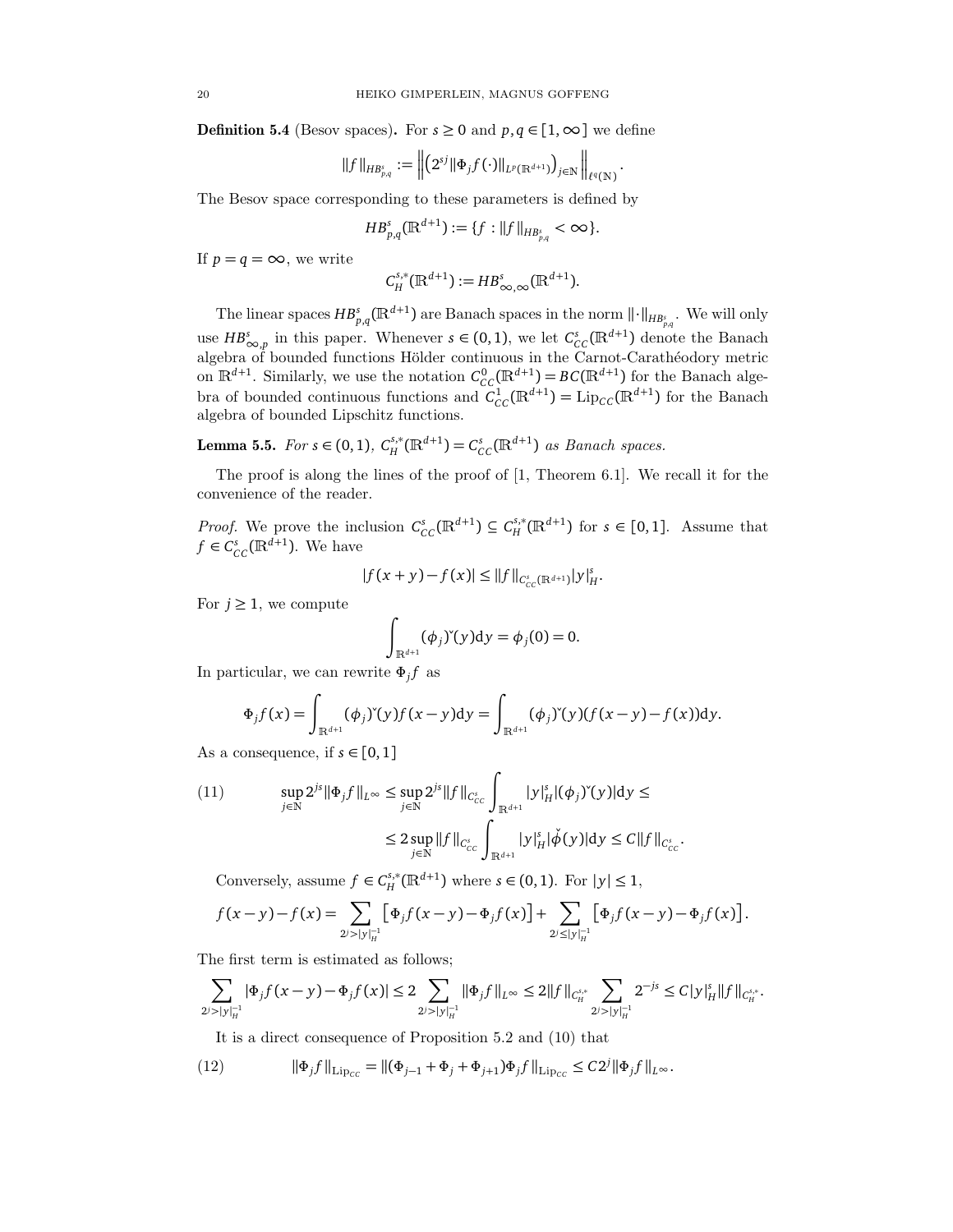**Definition 5.4** (Besov spaces)**.** For $s \geq 0$ and $p, q \in [1, \infty]$ we define

$$\|f\|_{HB^s_{p,q}} := \left\| \left(2^{sj} \|\Phi_j f(\cdot)\|_{L^p(\mathbb{R}^{d+1})}\right)_{j\in\mathbb{N}} \right\|_{\ell^q(\mathbb{N})}.$$

The Besov space corresponding to these parameters is defined by

$$HB^s_{p,q}(\mathbb{R}^{d+1}) := \{f : \|f\|_{HB^s_{p,q}} < \infty\}.$$

If $p = q = \infty$, we write

$$C^{s,*}_H(\mathbb{R}^{d+1}) := HB^s_{\infty,\infty}(\mathbb{R}^{d+1}).$$

The linear spaces $HB^s_{p,q}(\mathbb{R}^{d+1})$ are Banach spaces in the norm $\|\cdot\|_{HB^s_{p,q}}$. We will only use $HB^s_{\infty,p}$ in this paper. Whenever $s \in (0,1)$, we let $C^s_{CC}(\mathbb{R}^{d+1})$ denote the Banach algebra of bounded functions Hölder continuous in the Carnot-Carathéodory metric on $\mathbb{R}^{d+1}$. Similarly, we use the notation $C^0_{CC}(\mathbb{R}^{d+1}) = BC(\mathbb{R}^{d+1})$ for the Banach algebra of bounded continuous functions and $C^1_{CC}(\mathbb{R}^{d+1}) = \mathrm{Lip}_{CC}(\mathbb{R}^{d+1})$ for the Banach algebra of bounded Lipschitz functions.

**Lemma 5.5.** *For $s \in (0,1)$, $C^{s,*}_H(\mathbb{R}^{d+1}) = C^s_{CC}(\mathbb{R}^{d+1})$ as Banach spaces.*

The proof is along the lines of the proof of [1, Theorem 6.1]. We recall it for the convenience of the reader.

*Proof.* We prove the inclusion $C^s_{CC}(\mathbb{R}^{d+1}) \subseteq C^{s,*}_H(\mathbb{R}^{d+1})$ for $s \in [0,1]$. Assume that $f \in C^s_{CC}(\mathbb{R}^{d+1})$. We have

$$|f(x+y) - f(x)| \leq \|f\|_{C^s_{CC}(\mathbb{R}^{d+1})} |y|^s_H.$$

For $j \geq 1$, we compute

$$\int_{\mathbb{R}^{d+1}} (\phi_j)\check{}(y)\mathrm{d}y = \phi_j(0) = 0.$$

In particular, we can rewrite $\Phi_j f$ as

$$\Phi_j f(x) = \int_{\mathbb{R}^{d+1}} (\phi_j)\check{}(y) f(x-y)\mathrm{d}y = \int_{\mathbb{R}^{d+1}} (\phi_j)\check{}(y)(f(x-y) - f(x))\mathrm{d}y.$$

As a consequence, if $s \in [0,1]$

$$\begin{aligned} \sup_{j\in\mathbb{N}} 2^{js} \|\Phi_j f\|_{L^\infty} &\leq \sup_{j\in\mathbb{N}} 2^{js} \|f\|_{C^s_{CC}} \int_{\mathbb{R}^{d+1}} |y|^s_H |(\phi_j)\check{}(y)|\mathrm{d}y \leq \\ &\leq 2\sup_{j\in\mathbb{N}} \|f\|_{C^s_{CC}} \int_{\mathbb{R}^{d+1}} |y|^s_H |\check{\phi}(y)|\mathrm{d}y \leq C\|f\|_{C^s_{CC}}. \end{aligned} \tag{11}$$

Conversely, assume $f \in C^{s,*}_H(\mathbb{R}^{d+1})$ where $s \in (0,1)$. For $|y| \leq 1$,

$$f(x-y) - f(x) = \sum_{2^j > |y|^{-1}_H} \left[\Phi_j f(x-y) - \Phi_j f(x)\right] + \sum_{2^j \leq |y|^{-1}_H} \left[\Phi_j f(x-y) - \Phi_j f(x)\right].$$

The first term is estimated as follows;

$$\sum_{2^j > |y|^{-1}_H} |\Phi_j f(x-y) - \Phi_j f(x)| \leq 2\sum_{2^j > |y|^{-1}_H} \|\Phi_j f\|_{L^\infty} \leq 2\|f\|_{C^{s,*}_H} \sum_{2^j > |y|^{-1}_H} 2^{-js} \leq C|y|^s_H \|f\|_{C^{s,*}_H}.$$

It is a direct consequence of Proposition 5.2 and (10) that

$$\|\Phi_j f\|_{\mathrm{Lip}_{CC}} = \|(\Phi_{j-1} + \Phi_j + \Phi_{j+1})\Phi_j f\|_{\mathrm{Lip}_{CC}} \leq C 2^j \|\Phi_j f\|_{L^\infty}. \tag{12}$$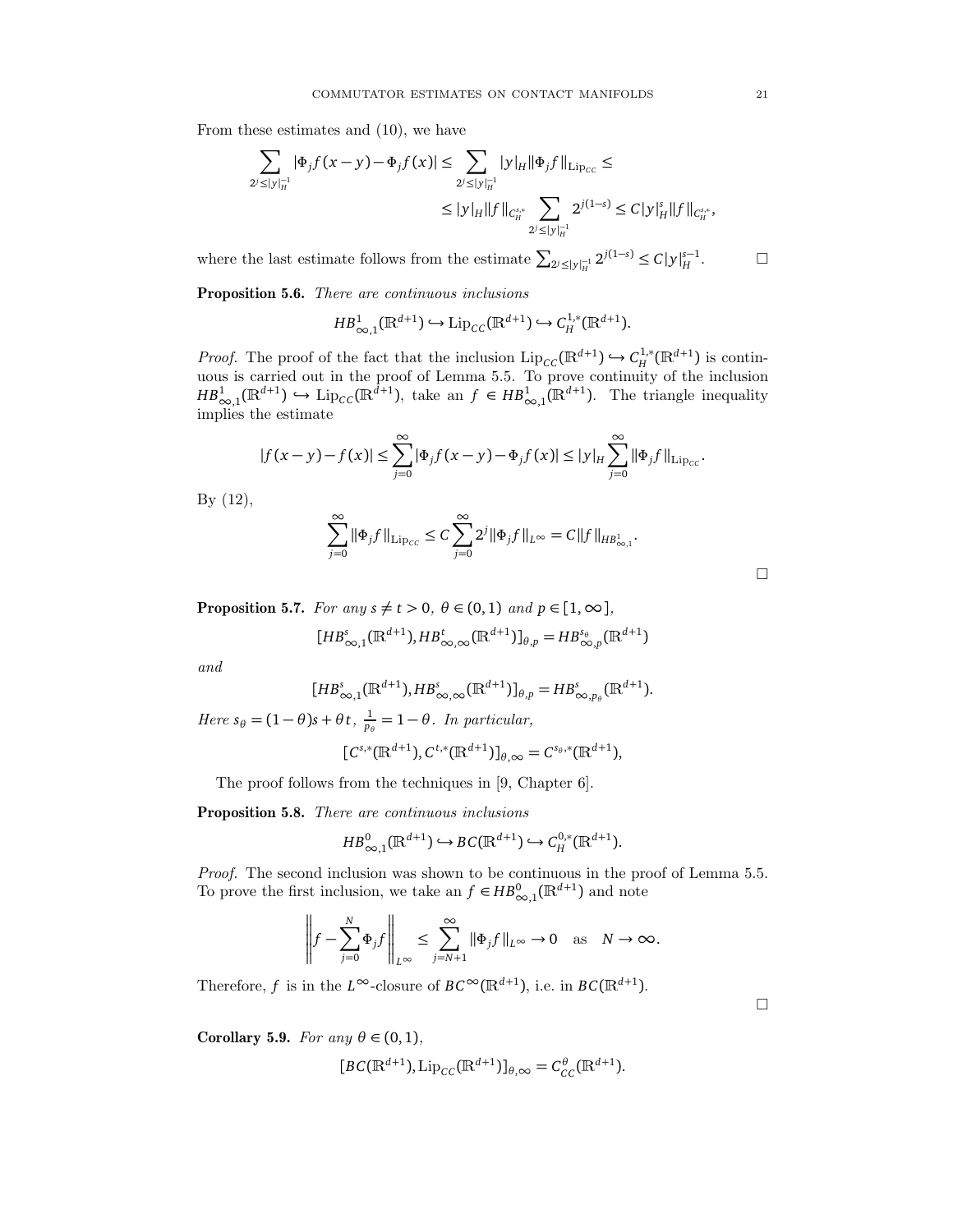From these estimates and (10), we have

$$\sum_{2^j \le |y|_H^{-1}} |\Phi_j f(x-y) - \Phi_j f(x)| \le \sum_{2^j \le |y|_H^{-1}} |y|_H \|\Phi_j f\|_{\mathrm{Lip}_{CC}} \le$$

$$\le |y|_H \|f\|_{C_H^{s,*}} \sum_{2^j \le |y|_H^{-1}} 2^{j(1-s)} \le C|y|_H^s \|f\|_{C_H^{s,*}},$$

where the last estimate follows from the estimate $\sum_{2^j \le |y|_H^{-1}} 2^{j(1-s)} \le C|y|_H^{s-1}$. □

**Proposition 5.6.** *There are continuous inclusions*

$$HB^1_{\infty,1}(\mathbb{R}^{d+1}) \hookrightarrow \mathrm{Lip}_{CC}(\mathbb{R}^{d+1}) \hookrightarrow C_H^{1,*}(\mathbb{R}^{d+1}).$$

*Proof.* The proof of the fact that the inclusion $\mathrm{Lip}_{CC}(\mathbb{R}^{d+1}) \hookrightarrow C_H^{1,*}(\mathbb{R}^{d+1})$ is continuous is carried out in the proof of Lemma 5.5. To prove continuity of the inclusion $HB^1_{\infty,1}(\mathbb{R}^{d+1}) \hookrightarrow \mathrm{Lip}_{CC}(\mathbb{R}^{d+1})$, take an $f \in HB^1_{\infty,1}(\mathbb{R}^{d+1})$. The triangle inequality implies the estimate

$$|f(x-y) - f(x)| \le \sum_{j=0}^{\infty} |\Phi_j f(x-y) - \Phi_j f(x)| \le |y|_H \sum_{j=0}^{\infty} \|\Phi_j f\|_{\mathrm{Lip}_{CC}}.$$

By (12),

$$\sum_{j=0}^{\infty} \|\Phi_j f\|_{\mathrm{Lip}_{CC}} \le C \sum_{j=0}^{\infty} 2^j \|\Phi_j f\|_{L^\infty} = C\|f\|_{HB^1_{\infty,1}}.$$

□

**Proposition 5.7.** *For any $s \ne t > 0$, $\theta \in (0,1)$ and $p \in [1,\infty]$,*

$$[HB^s_{\infty,1}(\mathbb{R}^{d+1}), HB^t_{\infty,\infty}(\mathbb{R}^{d+1})]_{\theta,p} = HB^{s_\theta}_{\infty,p}(\mathbb{R}^{d+1})$$

*and*

$$[HB^s_{\infty,1}(\mathbb{R}^{d+1}), HB^s_{\infty,\infty}(\mathbb{R}^{d+1})]_{\theta,p} = HB^s_{\infty,p_\theta}(\mathbb{R}^{d+1}).$$

*Here $s_\theta = (1-\theta)s + \theta t$, $\frac{1}{p_\theta} = 1-\theta$. In particular,*

$$[C^{s,*}(\mathbb{R}^{d+1}), C^{t,*}(\mathbb{R}^{d+1})]_{\theta,\infty} = C^{s_\theta,*}(\mathbb{R}^{d+1}),$$

The proof follows from the techniques in [9, Chapter 6].

**Proposition 5.8.** *There are continuous inclusions*

$$HB^0_{\infty,1}(\mathbb{R}^{d+1}) \hookrightarrow BC(\mathbb{R}^{d+1}) \hookrightarrow C_H^{0,*}(\mathbb{R}^{d+1}).$$

*Proof.* The second inclusion was shown to be continuous in the proof of Lemma 5.5. To prove the first inclusion, we take an $f \in HB^0_{\infty,1}(\mathbb{R}^{d+1})$ and note

$$\left\| f - \sum_{j=0}^{N} \Phi_j f \right\|_{L^\infty} \le \sum_{j=N+1}^{\infty} \|\Phi_j f\|_{L^\infty} \to 0 \quad \text{as} \quad N \to \infty.$$

Therefore, $f$ is in the $L^\infty$-closure of $BC^\infty(\mathbb{R}^{d+1})$, i.e. in $BC(\mathbb{R}^{d+1})$.

□

**Corollary 5.9.** *For any $\theta \in (0,1)$,*

$$[BC(\mathbb{R}^{d+1}), \mathrm{Lip}_{CC}(\mathbb{R}^{d+1})]_{\theta,\infty} = C^\theta_{CC}(\mathbb{R}^{d+1}).$$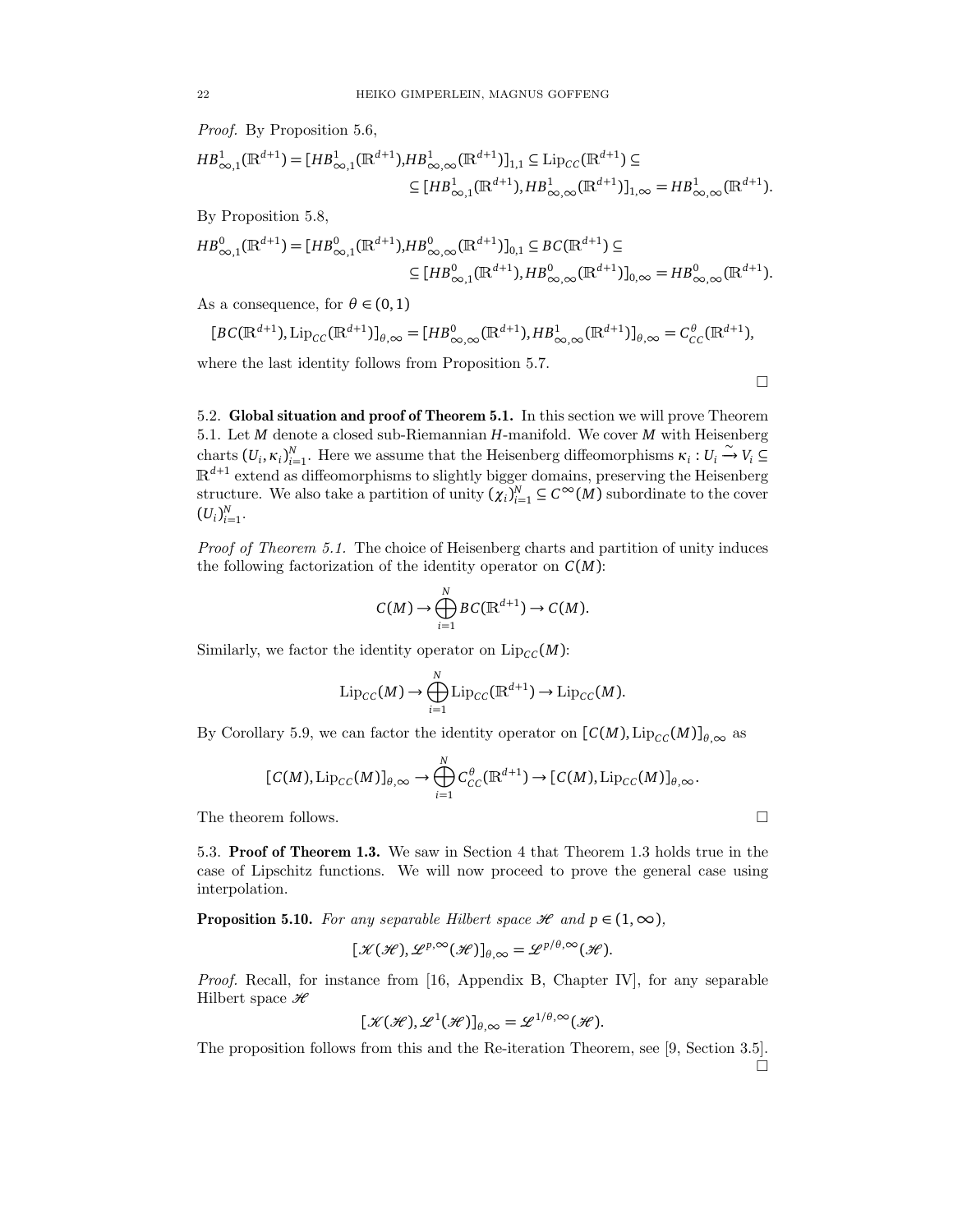*Proof.* By Proposition 5.6,

$$HB^1_{\infty,1}(\mathbb{R}^{d+1}) = [HB^1_{\infty,1}(\mathbb{R}^{d+1}), HB^1_{\infty,\infty}(\mathbb{R}^{d+1})]_{1,1} \subseteq \mathrm{Lip}_{CC}(\mathbb{R}^{d+1}) \subseteq$$
$$\subseteq [HB^1_{\infty,1}(\mathbb{R}^{d+1}), HB^1_{\infty,\infty}(\mathbb{R}^{d+1})]_{1,\infty} = HB^1_{\infty,\infty}(\mathbb{R}^{d+1}).$$

By Proposition 5.8,

$$HB^0_{\infty,1}(\mathbb{R}^{d+1}) = [HB^0_{\infty,1}(\mathbb{R}^{d+1}), HB^0_{\infty,\infty}(\mathbb{R}^{d+1})]_{0,1} \subseteq BC(\mathbb{R}^{d+1}) \subseteq$$
$$\subseteq [HB^0_{\infty,1}(\mathbb{R}^{d+1}), HB^0_{\infty,\infty}(\mathbb{R}^{d+1})]_{0,\infty} = HB^0_{\infty,\infty}(\mathbb{R}^{d+1}).$$

As a consequence, for $\theta \in (0,1)$

$$[BC(\mathbb{R}^{d+1}), \mathrm{Lip}_{CC}(\mathbb{R}^{d+1})]_{\theta,\infty} = [HB^0_{\infty,\infty}(\mathbb{R}^{d+1}), HB^1_{\infty,\infty}(\mathbb{R}^{d+1})]_{\theta,\infty} = C^\theta_{CC}(\mathbb{R}^{d+1}),$$

where the last identity follows from Proposition 5.7. □

5.2. **Global situation and proof of Theorem 5.1.** In this section we will prove Theorem 5.1. Let $M$ denote a closed sub-Riemannian $H$-manifold. We cover $M$ with Heisenberg charts $(U_i, \kappa_i)_{i=1}^N$. Here we assume that the Heisenberg diffeomorphisms $\kappa_i : U_i \xrightarrow{\sim} V_i \subseteq \mathbb{R}^{d+1}$ extend as diffeomorphisms to slightly bigger domains, preserving the Heisenberg structure. We also take a partition of unity $(\chi_i)_{i=1}^N \subseteq C^\infty(M)$ subordinate to the cover $(U_i)_{i=1}^N$.

*Proof of Theorem 5.1.* The choice of Heisenberg charts and partition of unity induces the following factorization of the identity operator on $C(M)$:

$$C(M) \to \bigoplus_{i=1}^N BC(\mathbb{R}^{d+1}) \to C(M).$$

Similarly, we factor the identity operator on $\mathrm{Lip}_{CC}(M)$:

$$\mathrm{Lip}_{CC}(M) \to \bigoplus_{i=1}^N \mathrm{Lip}_{CC}(\mathbb{R}^{d+1}) \to \mathrm{Lip}_{CC}(M).$$

By Corollary 5.9, we can factor the identity operator on $[C(M), \mathrm{Lip}_{CC}(M)]_{\theta,\infty}$ as

$$[C(M), \mathrm{Lip}_{CC}(M)]_{\theta,\infty} \to \bigoplus_{i=1}^N C^\theta_{CC}(\mathbb{R}^{d+1}) \to [C(M), \mathrm{Lip}_{CC}(M)]_{\theta,\infty}.$$

The theorem follows. □

5.3. **Proof of Theorem 1.3.** We saw in Section 4 that Theorem 1.3 holds true in the case of Lipschitz functions. We will now proceed to prove the general case using interpolation.

**Proposition 5.10.** *For any separable Hilbert space $\mathscr{H}$ and $p \in (1,\infty)$,*

$$[\mathscr{K}(\mathscr{H}), \mathscr{L}^{p,\infty}(\mathscr{H})]_{\theta,\infty} = \mathscr{L}^{p/\theta,\infty}(\mathscr{H}).$$

*Proof.* Recall, for instance from [16, Appendix B, Chapter IV], for any separable Hilbert space $\mathscr{H}$

$$[\mathscr{K}(\mathscr{H}), \mathscr{L}^1(\mathscr{H})]_{\theta,\infty} = \mathscr{L}^{1/\theta,\infty}(\mathscr{H}).$$

The proposition follows from this and the Re-iteration Theorem, see [9, Section 3.5]. □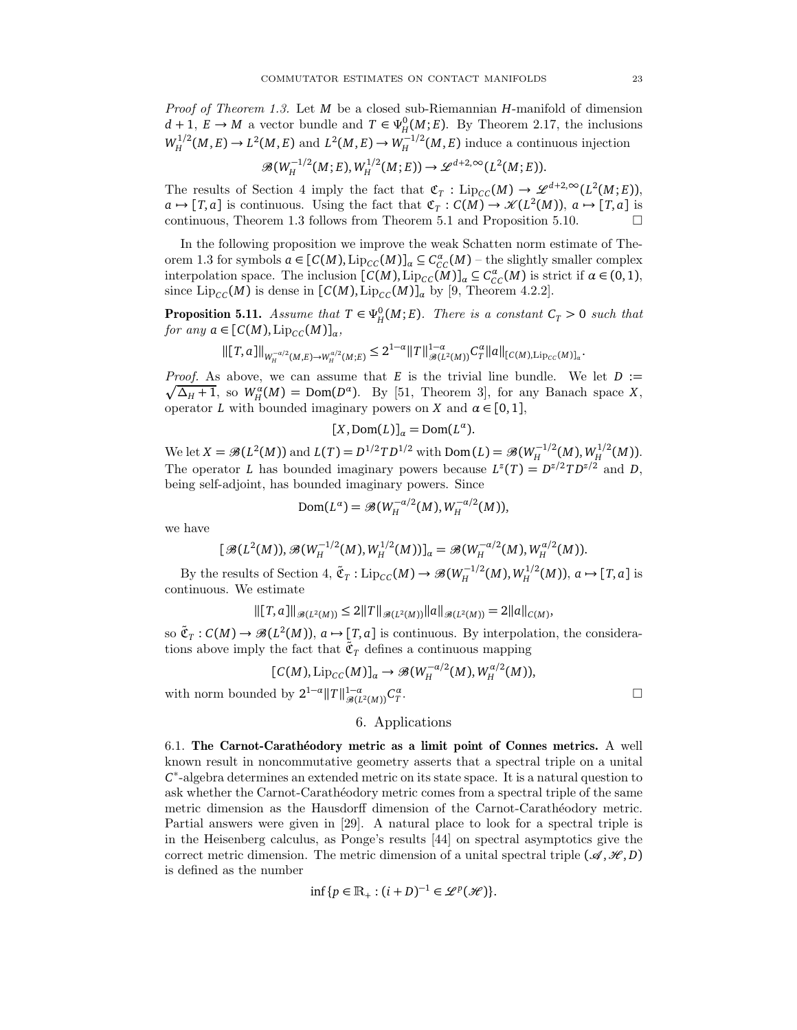*Proof of Theorem 1.3.* Let $M$ be a closed sub-Riemannian $H$-manifold of dimension $d+1$, $E \to M$ a vector bundle and $T \in \Psi^0_H(M;E)$. By Theorem 2.17, the inclusions $W^{1/2}_H(M,E) \to L^2(M,E)$ and $L^2(M,E) \to W^{-1/2}_H(M,E)$ induce a continuous injection

$$\mathscr{B}(W^{-1/2}_H(M;E), W^{1/2}_H(M;E)) \to \mathscr{L}^{d+2,\infty}(L^2(M;E)).$$

The results of Section 4 imply the fact that $\mathfrak{C}_T : \mathrm{Lip}_{CC}(M) \to \mathscr{L}^{d+2,\infty}(L^2(M;E))$, $a \mapsto [T,a]$ is continuous. Using the fact that $\mathfrak{C}_T : C(M) \to \mathscr{K}(L^2(M))$, $a \mapsto [T,a]$ is continuous, Theorem 1.3 follows from Theorem 5.1 and Proposition 5.10. $\square$

In the following proposition we improve the weak Schatten norm estimate of Theorem 1.3 for symbols $a \in [C(M), \mathrm{Lip}_{CC}(M)]_\alpha \subseteq C^\alpha_{CC}(M)$ – the slightly smaller complex interpolation space. The inclusion $[C(M), \mathrm{Lip}_{CC}(M)]_\alpha \subseteq C^\alpha_{CC}(M)$ is strict if $\alpha \in (0,1)$, since $\mathrm{Lip}_{CC}(M)$ is dense in $[C(M), \mathrm{Lip}_{CC}(M)]_\alpha$ by [9, Theorem 4.2.2].

**Proposition 5.11.** *Assume that $T \in \Psi^0_H(M;E)$. There is a constant $C_T > 0$ such that for any $a \in [C(M), \mathrm{Lip}_{CC}(M)]_\alpha$,*

$$\|[T,a]\|_{W^{-\alpha/2}_H(M,E) \to W^{\alpha/2}_H(M;E)} \leq 2^{1-\alpha}\|T\|^{1-\alpha}_{\mathscr{B}(L^2(M))} C^\alpha_T \|a\|_{[C(M),\mathrm{Lip}_{CC}(M)]_\alpha}.$$

*Proof.* As above, we can assume that $E$ is the trivial line bundle. We let $D := \sqrt{\Delta_H + 1}$, so $W^\alpha_H(M) = \mathrm{Dom}(D^\alpha)$. By [51, Theorem 3], for any Banach space $X$, operator $L$ with bounded imaginary powers on $X$ and $\alpha \in [0,1]$,

$$[X, \mathrm{Dom}(L)]_\alpha = \mathrm{Dom}(L^\alpha).$$

We let $X = \mathscr{B}(L^2(M))$ and $L(T) = D^{1/2} T D^{1/2}$ with $\mathrm{Dom}(L) = \mathscr{B}(W^{-1/2}_H(M), W^{1/2}_H(M))$. The operator $L$ has bounded imaginary powers because $L^z(T) = D^{z/2} T D^{z/2}$ and $D$, being self-adjoint, has bounded imaginary powers. Since

$$\mathrm{Dom}(L^\alpha) = \mathscr{B}(W^{-\alpha/2}_H(M), W^{-\alpha/2}_H(M)),$$

we have

$$[\mathscr{B}(L^2(M)), \mathscr{B}(W^{-1/2}_H(M), W^{1/2}_H(M))]_\alpha = \mathscr{B}(W^{-\alpha/2}_H(M), W^{\alpha/2}_H(M)).$$

By the results of Section 4, $\tilde{\mathfrak{C}}_T : \mathrm{Lip}_{CC}(M) \to \mathscr{B}(W^{-1/2}_H(M), W^{1/2}_H(M))$, $a \mapsto [T,a]$ is continuous. We estimate

$$\|[T,a]\|_{\mathscr{B}(L^2(M))} \leq 2\|T\|_{\mathscr{B}(L^2(M))}\|a\|_{\mathscr{B}(L^2(M))} = 2\|a\|_{C(M)},$$

so $\tilde{\mathfrak{C}}_T : C(M) \to \mathscr{B}(L^2(M))$, $a \mapsto [T,a]$ is continuous. By interpolation, the considerations above imply the fact that $\tilde{\mathfrak{C}}_T$ defines a continuous mapping

$$[C(M), \mathrm{Lip}_{CC}(M)]_\alpha \to \mathscr{B}(W^{-\alpha/2}_H(M), W^{\alpha/2}_H(M)),$$

with norm bounded by $2^{1-\alpha}\|T\|^{1-\alpha}_{\mathscr{B}(L^2(M))} C^\alpha_T$. $\square$

## 6. Applications

6.1. **The Carnot-Carathéodory metric as a limit point of Connes metrics.** A well known result in noncommutative geometry asserts that a spectral triple on a unital $C^*$-algebra determines an extended metric on its state space. It is a natural question to ask whether the Carnot-Carathéodory metric comes from a spectral triple of the same metric dimension as the Hausdorff dimension of the Carnot-Carathéodory metric. Partial answers were given in [29]. A natural place to look for a spectral triple is in the Heisenberg calculus, as Ponge's results [44] on spectral asymptotics give the correct metric dimension. The metric dimension of a unital spectral triple $(\mathscr{A}, \mathscr{H}, D)$ is defined as the number

$$\inf\{p \in \mathbb{R}_+ : (i+D)^{-1} \in \mathscr{L}^p(\mathscr{H})\}.$$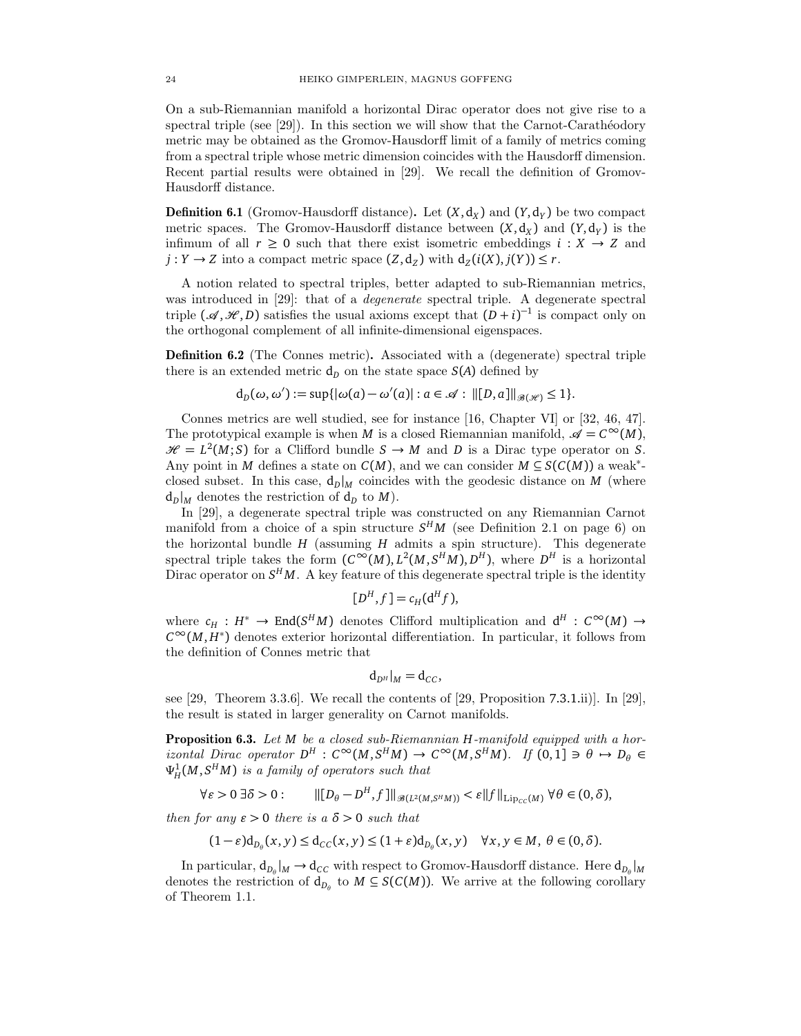On a sub-Riemannian manifold a horizontal Dirac operator does not give rise to a spectral triple (see [29]). In this section we will show that the Carnot-Carathéodory metric may be obtained as the Gromov-Hausdorff limit of a family of metrics coming from a spectral triple whose metric dimension coincides with the Hausdorff dimension. Recent partial results were obtained in [29]. We recall the definition of Gromov-Hausdorff distance.

**Definition 6.1** (Gromov-Hausdorff distance)**.** Let $(X, \mathsf{d}_X)$ and $(Y, \mathsf{d}_Y)$ be two compact metric spaces. The Gromov-Hausdorff distance between $(X, \mathsf{d}_X)$ and $(Y, \mathsf{d}_Y)$ is the infimum of all $r \geq 0$ such that there exist isometric embeddings $i : X \to Z$ and $j : Y \to Z$ into a compact metric space $(Z, \mathsf{d}_Z)$ with $\mathsf{d}_Z(i(X), j(Y)) \leq r$.

A notion related to spectral triples, better adapted to sub-Riemannian metrics, was introduced in [29]: that of a *degenerate* spectral triple. A degenerate spectral triple $(\mathscr{A}, \mathscr{H}, D)$ satisfies the usual axioms except that $(D+i)^{-1}$ is compact only on the orthogonal complement of all infinite-dimensional eigenspaces.

**Definition 6.2** (The Connes metric)**.** Associated with a (degenerate) spectral triple there is an extended metric $\mathsf{d}_D$ on the state space $S(A)$ defined by

$$\mathsf{d}_D(\omega, \omega') := \sup\{|\omega(a) - \omega'(a)| : a \in \mathscr{A} : \|[D, a]\|_{\mathscr{B}(\mathscr{H})} \leq 1\}.$$

Connes metrics are well studied, see for instance [16, Chapter VI] or [32, 46, 47]. The prototypical example is when $M$ is a closed Riemannian manifold, $\mathscr{A} = C^\infty(M)$, $\mathscr{H} = L^2(M; S)$ for a Clifford bundle $S \to M$ and $D$ is a Dirac type operator on $S$. Any point in $M$ defines a state on $C(M)$, and we can consider $M \subseteq S(C(M))$ a weak*-closed subset. In this case, $\mathsf{d}_D|_M$ coincides with the geodesic distance on $M$ (where $\mathsf{d}_D|_M$ denotes the restriction of $\mathsf{d}_D$ to $M$).

In [29], a degenerate spectral triple was constructed on any Riemannian Carnot manifold from a choice of a spin structure $S^H M$ (see Definition 2.1 on page 6) on the horizontal bundle $H$ (assuming $H$ admits a spin structure). This degenerate spectral triple takes the form $(C^\infty(M), L^2(M, S^H M), D^H)$, where $D^H$ is a horizontal Dirac operator on $S^H M$. A key feature of this degenerate spectral triple is the identity

$$[D^H, f] = c_H(\mathsf{d}^H f),$$

where $c_H : H^* \to \mathrm{End}(S^H M)$ denotes Clifford multiplication and $\mathsf{d}^H : C^\infty(M) \to C^\infty(M, H^*)$ denotes exterior horizontal differentiation. In particular, it follows from the definition of Connes metric that

$$\mathsf{d}_{D^H}|_M = \mathsf{d}_{CC},$$

see [29, Theorem 3.3.6]. We recall the contents of [29, Proposition 7.3.1.ii)]. In [29], the result is stated in larger generality on Carnot manifolds.

**Proposition 6.3.** *Let $M$ be a closed sub-Riemannian $H$-manifold equipped with a horizontal Dirac operator $D^H : C^\infty(M, S^H M) \to C^\infty(M, S^H M)$. If $(0,1] \ni \theta \mapsto D_\theta \in \Psi^1_H(M, S^H M)$ is a family of operators such that*

$$\forall \varepsilon > 0\ \exists \delta > 0 : \qquad \|[D_\theta - D^H, f]\|_{\mathscr{B}(L^2(M, S^H M))} < \varepsilon \|f\|_{\mathrm{Lip}_{CC}(M)}\ \forall \theta \in (0, \delta),$$

*then for any $\varepsilon > 0$ there is a $\delta > 0$ such that*

$$(1-\varepsilon)\mathsf{d}_{D_\theta}(x,y) \leq \mathsf{d}_{CC}(x,y) \leq (1+\varepsilon)\mathsf{d}_{D_\theta}(x,y) \quad \forall x, y \in M,\ \theta \in (0, \delta).$$

In particular, $\mathsf{d}_{D_\theta}|_M \to \mathsf{d}_{CC}$ with respect to Gromov-Hausdorff distance. Here $\mathsf{d}_{D_\theta}|_M$ denotes the restriction of $\mathsf{d}_{D_\theta}$ to $M \subseteq S(C(M))$. We arrive at the following corollary of Theorem 1.1.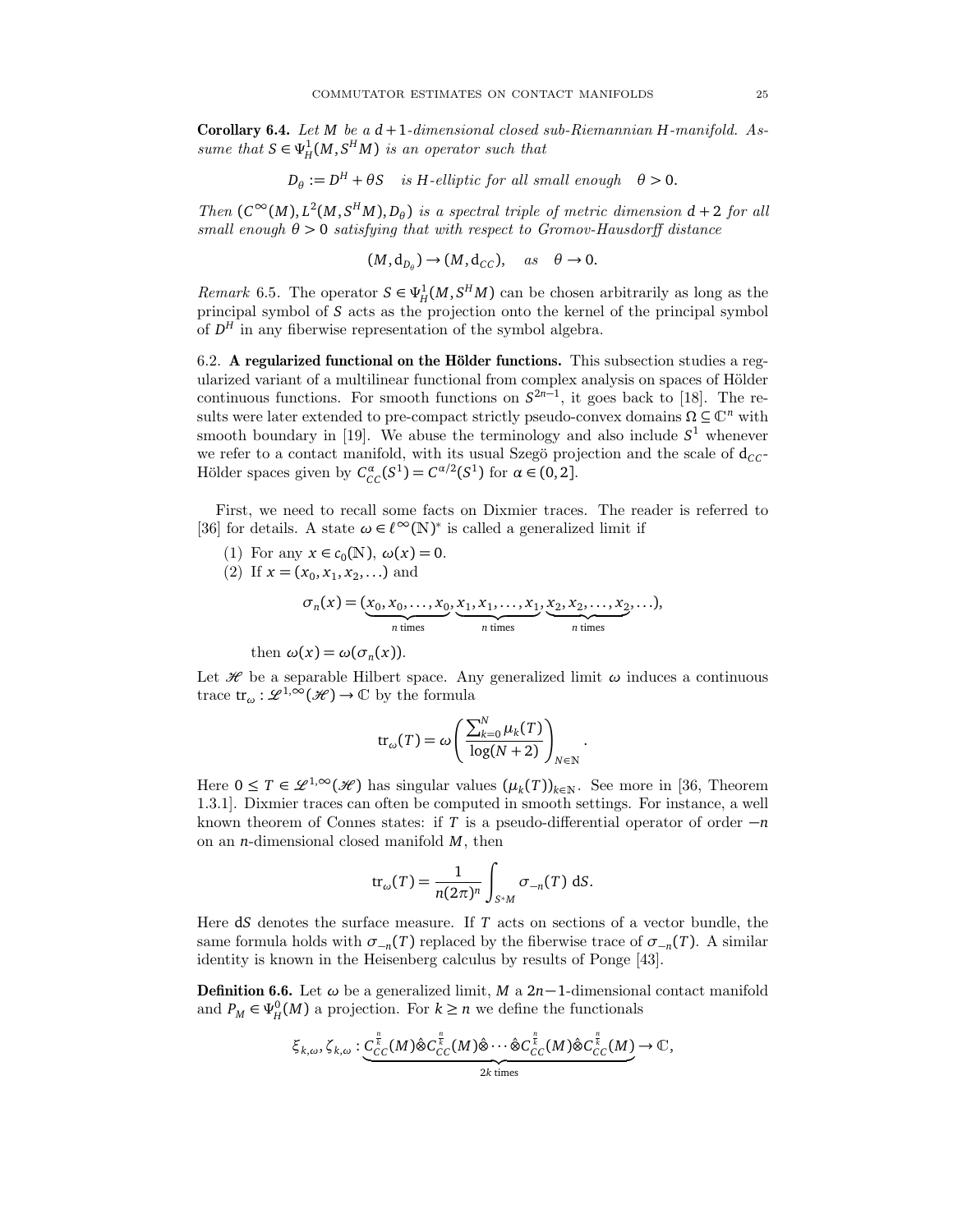**Corollary 6.4.** *Let $M$ be a $d+1$-dimensional closed sub-Riemannian $H$-manifold. Assume that $S \in \Psi^1_H(M, S^H M)$ is an operator such that*

$$D_\theta := D^H + \theta S \quad \text{is } H\text{-elliptic for all small enough} \quad \theta > 0.$$

*Then $(C^\infty(M), L^2(M, S^H M), D_\theta)$ is a spectral triple of metric dimension $d+2$ for all small enough $\theta > 0$ satisfying that with respect to Gromov-Hausdorff distance*

$$(M, \mathrm{d}_{D_\theta}) \to (M, \mathrm{d}_{CC}), \quad \text{as} \quad \theta \to 0.$$

*Remark* 6.5. The operator $S \in \Psi^1_H(M, S^H M)$ can be chosen arbitrarily as long as the principal symbol of $S$ acts as the projection onto the kernel of the principal symbol of $D^H$ in any fiberwise representation of the symbol algebra.

6.2. **A regularized functional on the Hölder functions.** This subsection studies a regularized variant of a multilinear functional from complex analysis on spaces of Hölder continuous functions. For smooth functions on $S^{2n-1}$, it goes back to [18]. The results were later extended to pre-compact strictly pseudo-convex domains $\Omega \subseteq \mathbb{C}^n$ with smooth boundary in [19]. We abuse the terminology and also include $S^1$ whenever we refer to a contact manifold, with its usual Szegö projection and the scale of $\mathrm{d}_{CC}$-Hölder spaces given by $C^\alpha_{CC}(S^1) = C^{\alpha/2}(S^1)$ for $\alpha \in (0, 2]$.

First, we need to recall some facts on Dixmier traces. The reader is referred to [36] for details. A state $\omega \in \ell^\infty(\mathbb{N})^*$ is called a generalized limit if

1. For any $x \in c_0(\mathbb{N})$, $\omega(x) = 0$.
2. If $x = (x_0, x_1, x_2, \ldots)$ and

$$\sigma_n(x) = (\underbrace{x_0, x_0, \ldots, x_0}_{n \text{ times}}, \underbrace{x_1, x_1, \ldots, x_1}_{n \text{ times}}, \underbrace{x_2, x_2, \ldots, x_2}_{n \text{ times}}, \ldots),$$

   then $\omega(x) = \omega(\sigma_n(x))$.

Let $\mathcal{H}$ be a separable Hilbert space. Any generalized limit $\omega$ induces a continuous trace $\mathrm{tr}_\omega : \mathcal{L}^{1,\infty}(\mathcal{H}) \to \mathbb{C}$ by the formula

$$\mathrm{tr}_\omega(T) = \omega\left(\frac{\sum_{k=0}^N \mu_k(T)}{\log(N+2)}\right)_{N \in \mathbb{N}}.$$

Here $0 \le T \in \mathcal{L}^{1,\infty}(\mathcal{H})$ has singular values $(\mu_k(T))_{k \in \mathbb{N}}$. See more in [36, Theorem 1.3.1]. Dixmier traces can often be computed in smooth settings. For instance, a well known theorem of Connes states: if $T$ is a pseudo-differential operator of order $-n$ on an $n$-dimensional closed manifold $M$, then

$$\mathrm{tr}_\omega(T) = \frac{1}{n(2\pi)^n} \int_{S^*M} \sigma_{-n}(T)\, \mathrm{d}S.$$

Here $\mathrm{d}S$ denotes the surface measure. If $T$ acts on sections of a vector bundle, the same formula holds with $\sigma_{-n}(T)$ replaced by the fiberwise trace of $\sigma_{-n}(T)$. A similar identity is known in the Heisenberg calculus by results of Ponge [43].

**Definition 6.6.** Let $\omega$ be a generalized limit, $M$ a $2n-1$-dimensional contact manifold and $P_M \in \Psi^0_H(M)$ a projection. For $k \ge n$ we define the functionals

$$\xi_{k,\omega}, \zeta_{k,\omega} : \underbrace{C^{\frac{n}{k}}_{CC}(M) \hat{\otimes} C^{\frac{n}{k}}_{CC}(M) \hat{\otimes} \cdots \hat{\otimes} C^{\frac{n}{k}}_{CC}(M) \hat{\otimes} C^{\frac{n}{k}}_{CC}(M)}_{2k \text{ times}} \to \mathbb{C},$$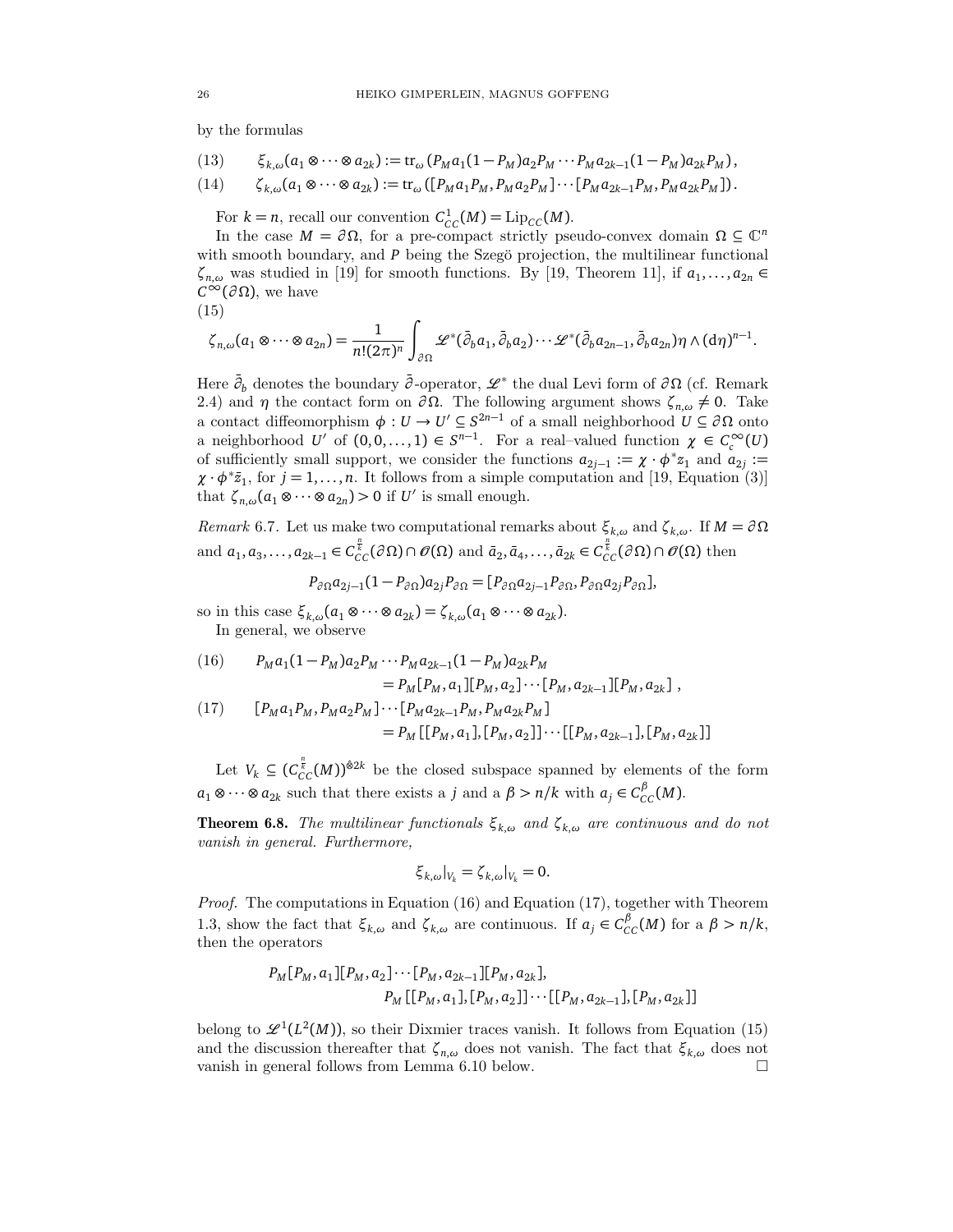by the formulas

$$\xi_{k,\omega}(a_1 \otimes \cdots \otimes a_{2k}) := \mathrm{tr}_\omega \left(P_M a_1(1-P_M)a_2 P_M \cdots P_M a_{2k-1}(1-P_M)a_{2k}P_M\right), \tag{13}$$

$$\zeta_{k,\omega}(a_1 \otimes \cdots \otimes a_{2k}) := \mathrm{tr}_\omega \left([P_M a_1 P_M, P_M a_2 P_M] \cdots [P_M a_{2k-1}P_M, P_M a_{2k}P_M]\right). \tag{14}$$

For $k = n$, recall our convention $C^1_{CC}(M) = \mathrm{Lip}_{CC}(M)$.

In the case $M = \partial\Omega$, for a pre-compact strictly pseudo-convex domain $\Omega \subseteq \mathbb{C}^n$ with smooth boundary, and $P$ being the Szegö projection, the multilinear functional $\zeta_{n,\omega}$ was studied in [19] for smooth functions. By [19, Theorem 11], if $a_1, \ldots, a_{2n} \in C^\infty(\partial\Omega)$, we have

$$\zeta_{n,\omega}(a_1 \otimes \cdots \otimes a_{2n}) = \frac{1}{n!(2\pi)^n} \int_{\partial\Omega} \mathscr{L}^*(\bar\partial_b a_1, \bar\partial_b a_2) \cdots \mathscr{L}^*(\bar\partial_b a_{2n-1}, \bar\partial_b a_{2n}) \eta \wedge (\mathrm{d}\eta)^{n-1}. \tag{15}$$

Here $\bar\partial_b$ denotes the boundary $\bar\partial$-operator, $\mathscr{L}^*$ the dual Levi form of $\partial\Omega$ (cf. Remark 2.4) and $\eta$ the contact form on $\partial\Omega$. The following argument shows $\zeta_{n,\omega} \neq 0$. Take a contact diffeomorphism $\phi : U \to U' \subseteq S^{2n-1}$ of a small neighborhood $U \subseteq \partial\Omega$ onto a neighborhood $U'$ of $(0, 0, \ldots, 1) \in S^{n-1}$. For a real–valued function $\chi \in C^\infty_c(U)$ of sufficiently small support, we consider the functions $a_{2j-1} := \chi \cdot \phi^* z_1$ and $a_{2j} := \chi \cdot \phi^* \bar z_1$, for $j = 1, \ldots, n$. It follows from a simple computation and [19, Equation (3)] that $\zeta_{n,\omega}(a_1 \otimes \cdots \otimes a_{2n}) > 0$ if $U'$ is small enough.

*Remark* 6.7. Let us make two computational remarks about $\xi_{k,\omega}$ and $\zeta_{k,\omega}$. If $M = \partial\Omega$ and $a_1, a_3, \ldots, a_{2k-1} \in C^{\frac{n}{k}}_{CC}(\partial\Omega) \cap \mathscr{O}(\Omega)$ and $\bar a_2, \bar a_4, \ldots, \bar a_{2k} \in C^{\frac{n}{k}}_{CC}(\partial\Omega) \cap \mathscr{O}(\Omega)$ then

$$P_{\partial\Omega} a_{2j-1}(1-P_{\partial\Omega})a_{2j}P_{\partial\Omega} = [P_{\partial\Omega}a_{2j-1}P_{\partial\Omega}, P_{\partial\Omega}a_{2j}P_{\partial\Omega}],$$

so in this case $\xi_{k,\omega}(a_1 \otimes \cdots \otimes a_{2k}) = \zeta_{k,\omega}(a_1 \otimes \cdots \otimes a_{2k})$.

In general, we observe

$$\begin{aligned} P_M a_1(1-P_M)a_2 P_M \cdots P_M a_{2k-1}(1-P_M)a_{2k}P_M \\ = P_M[P_M, a_1][P_M, a_2] \cdots [P_M, a_{2k-1}][P_M, a_{2k}]\ , \end{aligned} \tag{16}$$

$$\begin{aligned} [P_M a_1 P_M, P_M a_2 P_M] \cdots [P_M a_{2k-1}P_M, P_M a_{2k}P_M] \\ = P_M\left[[P_M, a_1], [P_M, a_2]\right] \cdots \left[[P_M, a_{2k-1}], [P_M, a_{2k}]\right] \end{aligned} \tag{17}$$

Let $V_k \subseteq (C^{\frac{n}{k}}_{CC}(M))^{\hat\otimes 2k}$ be the closed subspace spanned by elements of the form $a_1 \otimes \cdots \otimes a_{2k}$ such that there exists a $j$ and a $\beta > n/k$ with $a_j \in C^\beta_{CC}(M)$.

**Theorem 6.8.** *The multilinear functionals $\xi_{k,\omega}$ and $\zeta_{k,\omega}$ are continuous and do not vanish in general. Furthermore,*

$$\xi_{k,\omega}|_{V_k} = \zeta_{k,\omega}|_{V_k} = 0.$$

*Proof.* The computations in Equation (16) and Equation (17), together with Theorem 1.3, show the fact that $\xi_{k,\omega}$ and $\zeta_{k,\omega}$ are continuous. If $a_j \in C^\beta_{CC}(M)$ for a $\beta > n/k$, then the operators

$$\begin{aligned} P_M[P_M, a_1][P_M, a_2] \cdots [P_M, a_{2k-1}][P_M, a_{2k}], \\ P_M\left[[P_M, a_1], [P_M, a_2]\right] \cdots \left[[P_M, a_{2k-1}], [P_M, a_{2k}]\right] \end{aligned}$$

belong to $\mathscr{L}^1(L^2(M))$, so their Dixmier traces vanish. It follows from Equation (15) and the discussion thereafter that $\zeta_{n,\omega}$ does not vanish. The fact that $\xi_{k,\omega}$ does not vanish in general follows from Lemma 6.10 below. □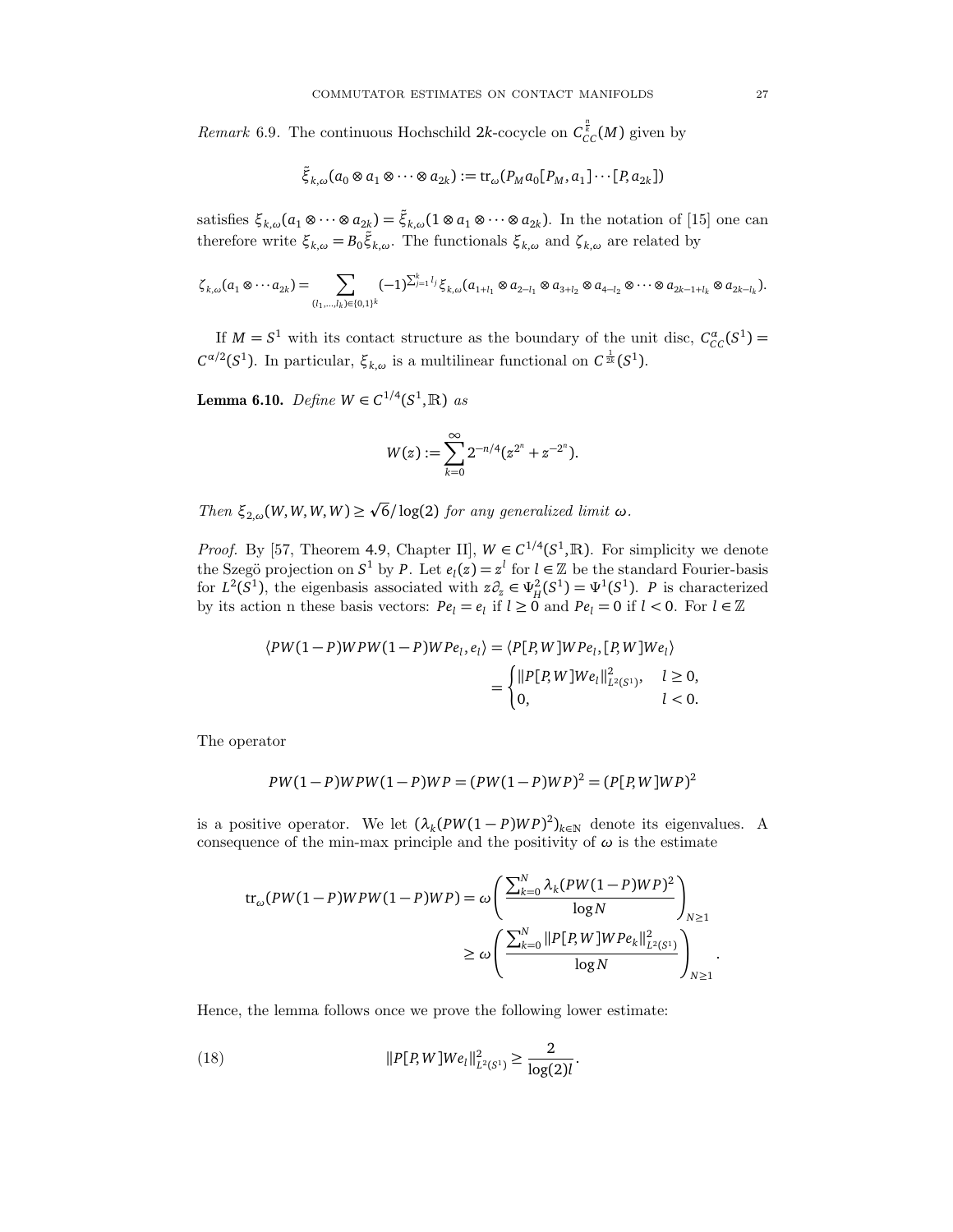*Remark* 6.9. The continuous Hochschild $2k$-cocycle on $C_{CC}^{\frac{n}{k}}(M)$ given by

$$\tilde{\xi}_{k,\omega}(a_0 \otimes a_1 \otimes \cdots \otimes a_{2k}) := \mathrm{tr}_\omega(P_M a_0 [P_M, a_1] \cdots [P, a_{2k}])$$

satisfies $\xi_{k,\omega}(a_1 \otimes \cdots \otimes a_{2k}) = \tilde{\xi}_{k,\omega}(1 \otimes a_1 \otimes \cdots \otimes a_{2k})$. In the notation of [15] one can therefore write $\xi_{k,\omega} = B_0 \tilde{\xi}_{k,\omega}$. The functionals $\xi_{k,\omega}$ and $\zeta_{k,\omega}$ are related by

$$\zeta_{k,\omega}(a_1 \otimes \cdots a_{2k}) = \sum_{(l_1,\ldots,l_k)\in\{0,1\}^k} (-1)^{\sum_{j=1}^k l_j} \xi_{k,\omega}(a_{1+l_1} \otimes a_{2-l_1} \otimes a_{3+l_2} \otimes a_{4-l_2} \otimes \cdots \otimes a_{2k-1+l_k} \otimes a_{2k-l_k}).$$

If $M = S^1$ with its contact structure as the boundary of the unit disc, $C_{CC}^\alpha(S^1) = C^{\alpha/2}(S^1)$. In particular, $\xi_{k,\omega}$ is a multilinear functional on $C^{\frac{1}{2k}}(S^1)$.

**Lemma 6.10.** *Define $W \in C^{1/4}(S^1, \mathbb{R})$ as*

$$W(z) := \sum_{k=0}^\infty 2^{-n/4}(z^{2^n} + z^{-2^n}).$$

*Then $\xi_{2,\omega}(W, W, W, W) \geq \sqrt{6}/\log(2)$ for any generalized limit $\omega$.*

*Proof.* By [57, Theorem 4.9, Chapter II], $W \in C^{1/4}(S^1, \mathbb{R})$. For simplicity we denote the Szegö projection on $S^1$ by $P$. Let $e_l(z) = z^l$ for $l \in \mathbb{Z}$ be the standard Fourier-basis for $L^2(S^1)$, the eigenbasis associated with $z\partial_z \in \Psi_H^2(S^1) = \Psi^1(S^1)$. $P$ is characterized by its action n these basis vectors: $Pe_l = e_l$ if $l \geq 0$ and $Pe_l = 0$ if $l < 0$. For $l \in \mathbb{Z}$

$$\langle PW(1-P)WPW(1-P)WPe_l, e_l\rangle = \langle P[P,W]WPe_l, [P,W]We_l\rangle = \begin{cases} \|P[P,W]We_l\|^2_{L^2(S^1)}, & l \geq 0, \\ 0, & l < 0. \end{cases}$$

The operator

$$PW(1-P)WPW(1-P)WP = (PW(1-P)WP)^2 = (P[P,W]WP)^2$$

is a positive operator. We let $(\lambda_k(PW(1-P)WP)^2)_{k\in\mathbb{N}}$ denote its eigenvalues. A consequence of the min-max principle and the positivity of $\omega$ is the estimate

$$\mathrm{tr}_\omega(PW(1-P)WPW(1-P)WP) = \omega\left(\frac{\sum_{k=0}^N \lambda_k(PW(1-P)WP)^2}{\log N}\right)_{N\geq 1} \geq \omega\left(\frac{\sum_{k=0}^N \|P[P,W]WPe_k\|^2_{L^2(S^1)}}{\log N}\right)_{N\geq 1}.$$

Hence, the lemma follows once we prove the following lower estimate:

$$\|P[P,W]We_l\|^2_{L^2(S^1)} \geq \frac{2}{\log(2)l}. \tag{18}$$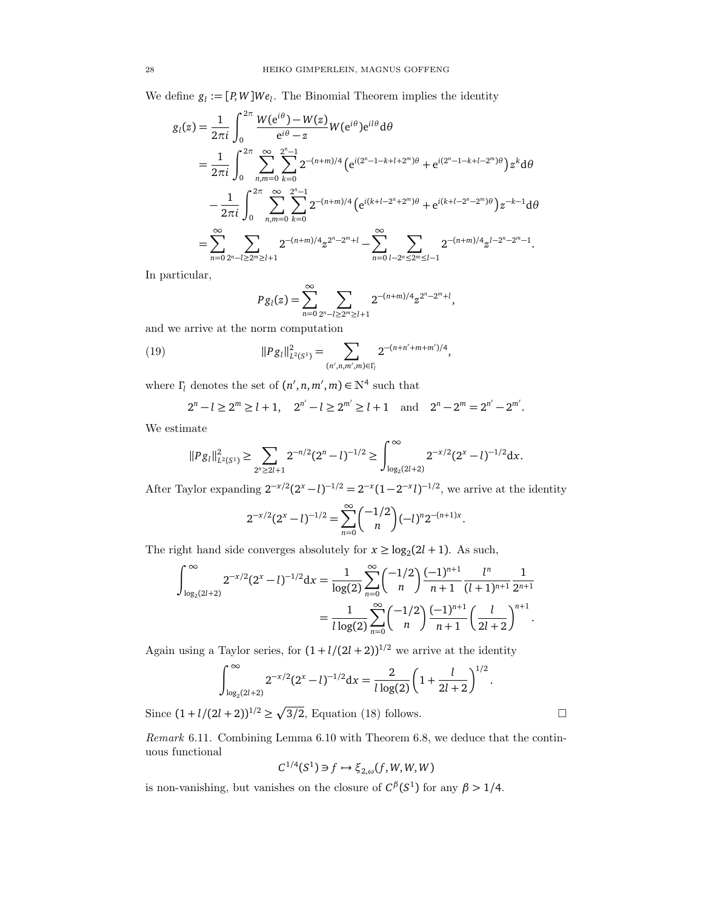We define $g_l := [P, W]We_l$. The Binomial Theorem implies the identity

$$
\begin{aligned}
g_l(z) &= \frac{1}{2\pi i}\int_0^{2\pi} \frac{W(\mathrm{e}^{i\theta}) - W(z)}{\mathrm{e}^{i\theta} - z} W(\mathrm{e}^{i\theta})\mathrm{e}^{il\theta}\mathrm{d}\theta \\
&= \frac{1}{2\pi i}\int_0^{2\pi} \sum_{n,m=0}^{\infty}\sum_{k=0}^{2^n-1} 2^{-(n+m)/4}\left(\mathrm{e}^{i(2^n-1-k+l+2^m)\theta} + \mathrm{e}^{i(2^n-1-k+l-2^m)\theta}\right) z^k \mathrm{d}\theta \\
&\quad - \frac{1}{2\pi i}\int_0^{2\pi} \sum_{n,m=0}^{\infty}\sum_{k=0}^{2^n-1} 2^{-(n+m)/4}\left(\mathrm{e}^{i(k+l-2^n+2^m)\theta} + \mathrm{e}^{i(k+l-2^n-2^m)\theta}\right) z^{-k-1} \mathrm{d}\theta \\
&= \sum_{n=0}^{\infty} \sum_{2^n-l\geq 2^m \geq l+1} 2^{-(n+m)/4} z^{2^n-2^m+l} - \sum_{n=0}^{\infty} \sum_{l-2^n\leq 2^m\leq l-1} 2^{-(n+m)/4} z^{l-2^n-2^m-1}.
\end{aligned}
$$

In particular,

$$
Pg_l(z) = \sum_{n=0}^{\infty} \sum_{2^n-l\geq 2^m\geq l+1} 2^{-(n+m)/4} z^{2^n-2^m+l},
$$

and we arrive at the norm computation

$$
\|Pg_l\|^2_{L^2(S^1)} = \sum_{(n',n,m',m)\in\Gamma_l} 2^{-(n+n'+m+m')/4}, \tag{19}
$$

where $\Gamma_l$ denotes the set of $(n', n, m', m) \in \mathbb{N}^4$ such that

$$
2^n - l \geq 2^m \geq l+1, \quad 2^{n'} - l \geq 2^{m'} \geq l+1 \quad \text{and} \quad 2^n - 2^m = 2^{n'} - 2^{m'}.
$$

We estimate

$$
\|Pg_l\|^2_{L^2(S^1)} \geq \sum_{2^n\geq 2l+1} 2^{-n/2}(2^n - l)^{-1/2} \geq \int_{\log_2(2l+2)}^{\infty} 2^{-x/2}(2^x - l)^{-1/2}\mathrm{d}x.
$$

After Taylor expanding $2^{-x/2}(2^x - l)^{-1/2} = 2^{-x}(1 - 2^{-x}l)^{-1/2}$, we arrive at the identity

$$
2^{-x/2}(2^x - l)^{-1/2} = \sum_{n=0}^{\infty} \binom{-1/2}{n} (-l)^n 2^{-(n+1)x}.
$$

The right hand side converges absolutely for $x \geq \log_2(2l+1)$. As such,

$$
\begin{aligned}
\int_{\log_2(2l+2)}^{\infty} 2^{-x/2}(2^x - l)^{-1/2}\mathrm{d}x &= \frac{1}{\log(2)} \sum_{n=0}^{\infty} \binom{-1/2}{n} \frac{(-1)^{n+1}}{n+1} \frac{l^n}{(l+1)^{n+1}} \frac{1}{2^{n+1}} \\
&= \frac{1}{l\log(2)} \sum_{n=0}^{\infty} \binom{-1/2}{n} \frac{(-1)^{n+1}}{n+1} \left(\frac{l}{2l+2}\right)^{n+1}.
\end{aligned}
$$

Again using a Taylor series, for $(1 + l/(2l+2))^{1/2}$ we arrive at the identity

$$
\int_{\log_2(2l+2)}^{\infty} 2^{-x/2}(2^x - l)^{-1/2}\mathrm{d}x = \frac{2}{l\log(2)}\left(1 + \frac{l}{2l+2}\right)^{1/2}.
$$

Since $(1 + l/(2l+2))^{1/2} \geq \sqrt{3/2}$, Equation (18) follows. □

*Remark* 6.11. Combining Lemma 6.10 with Theorem 6.8, we deduce that the continuous functional

$$
C^{1/4}(S^1) \ni f \mapsto \xi_{2,\omega}(f, W, W, W)
$$

is non-vanishing, but vanishes on the closure of $C^\beta(S^1)$ for any $\beta > 1/4$.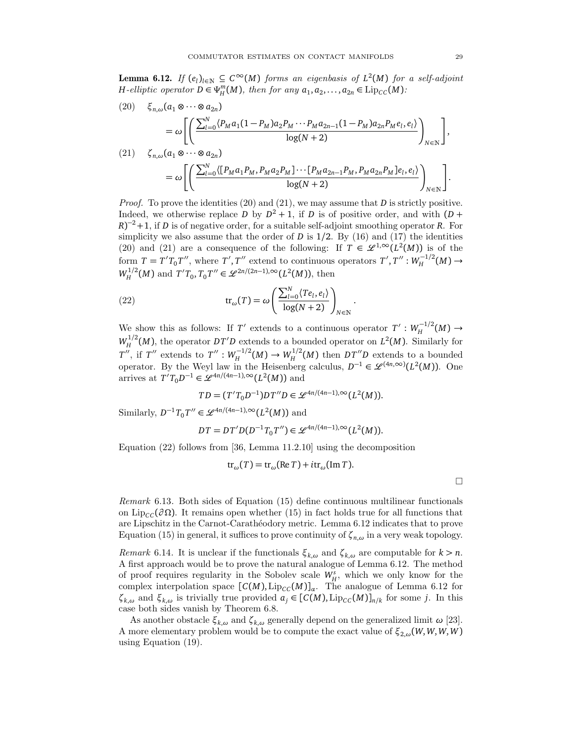**Lemma 6.12.** *If $(e_l)_{l\in\mathbb{N}} \subseteq C^\infty(M)$ forms an eigenbasis of $L^2(M)$ for a self-adjoint $H$-elliptic operator $D \in \Psi_H^m(M)$, then for any $a_1, a_2, \ldots, a_{2n} \in \mathrm{Lip}_{CC}(M)$:*

$$
\begin{aligned}
(20)\quad & \xi_{n,\omega}(a_1 \otimes \cdots \otimes a_{2n}) \\
&= \omega\left[\left(\frac{\sum_{l=0}^N \langle P_M a_1(1-P_M)a_2P_M \cdots P_M a_{2n-1}(1-P_M)a_{2n}P_M e_l, e_l\rangle}{\log(N+2)}\right)_{N\in\mathbb{N}}\right],
\end{aligned}
$$

$$
\begin{aligned}
(21)\quad & \zeta_{n,\omega}(a_1 \otimes \cdots \otimes a_{2n}) \\
&= \omega\left[\left(\frac{\sum_{l=0}^N \langle [P_M a_1 P_M, P_M a_2 P_M] \cdots [P_M a_{2n-1} P_M, P_M a_{2n} P_M] e_l, e_l\rangle}{\log(N+2)}\right)_{N\in\mathbb{N}}\right].
\end{aligned}
$$

*Proof.* To prove the identities (20) and (21), we may assume that $D$ is strictly positive. Indeed, we otherwise replace $D$ by $D^2+1$, if $D$ is of positive order, and with $(D+R)^{-2}+1$, if $D$ is of negative order, for a suitable self-adjoint smoothing operator $R$. For simplicity we also assume that the order of $D$ is $1/2$. By (16) and (17) the identities (20) and (21) are a consequence of the following: If $T \in \mathscr{L}^{1,\infty}(L^2(M))$ is of the form $T = T'T_0T''$, where $T', T''$ extend to continuous operators $T', T'' : W_H^{-1/2}(M) \to W_H^{1/2}(M)$ and $T'T_0, T_0T'' \in \mathscr{L}^{2n/(2n-1),\infty}(L^2(M))$, then

$$
(22)\qquad \mathrm{tr}_\omega(T) = \omega\left(\frac{\sum_{l=0}^N \langle Te_l, e_l\rangle}{\log(N+2)}\right)_{N\in\mathbb{N}}.
$$

We show this as follows: If $T'$ extends to a continuous operator $T' : W_H^{-1/2}(M) \to W_H^{1/2}(M)$, the operator $DT'D$ extends to a bounded operator on $L^2(M)$. Similarly for $T''$, if $T''$ extends to $T'' : W_H^{-1/2}(M) \to W_H^{1/2}(M)$ then $DT''D$ extends to a bounded operator. By the Weyl law in the Heisenberg calculus, $D^{-1} \in \mathscr{L}^{(4n,\infty)}(L^2(M))$. One arrives at $T'T_0D^{-1} \in \mathscr{L}^{4n/(4n-1),\infty}(L^2(M))$ and

$$
TD = (T'T_0D^{-1})DT''D \in \mathscr{L}^{4n/(4n-1),\infty}(L^2(M)).
$$

Similarly, $D^{-1}T_0T'' \in \mathscr{L}^{4n/(4n-1),\infty}(L^2(M))$ and

$$
DT = DT'D(D^{-1}T_0T'') \in \mathscr{L}^{4n/(4n-1),\infty}(L^2(M)).
$$

Equation (22) follows from [36, Lemma 11.2.10] using the decomposition

$$
\mathrm{tr}_\omega(T) = \mathrm{tr}_\omega(\mathrm{Re}\, T) + i\,\mathrm{tr}_\omega(\mathrm{Im}\, T).
$$

□

*Remark* 6.13. Both sides of Equation (15) define continuous multilinear functionals on $\mathrm{Lip}_{CC}(\partial\Omega)$. It remains open whether (15) in fact holds true for all functions that are Lipschitz in the Carnot-Carathéodory metric. Lemma 6.12 indicates that to prove Equation (15) in general, it suffices to prove continuity of $\zeta_{n,\omega}$ in a very weak topology.

*Remark* 6.14. It is unclear if the functionals $\xi_{k,\omega}$ and $\zeta_{k,\omega}$ are computable for $k > n$. A first approach would be to prove the natural analogue of Lemma 6.12. The method of proof requires regularity in the Sobolev scale $W_H^s$, which we only know for the complex interpolation space $[C(M), \mathrm{Lip}_{CC}(M)]_\alpha$. The analogue of Lemma 6.12 for $\zeta_{k,\omega}$ and $\xi_{k,\omega}$ is trivially true provided $a_j \in [C(M), \mathrm{Lip}_{CC}(M)]_{n/k}$ for some $j$. In this case both sides vanish by Theorem 6.8.

As another obstacle $\xi_{k,\omega}$ and $\zeta_{k,\omega}$ generally depend on the generalized limit $\omega$ [23]. A more elementary problem would be to compute the exact value of $\xi_{2,\omega}(W,W,W,W)$ using Equation (19).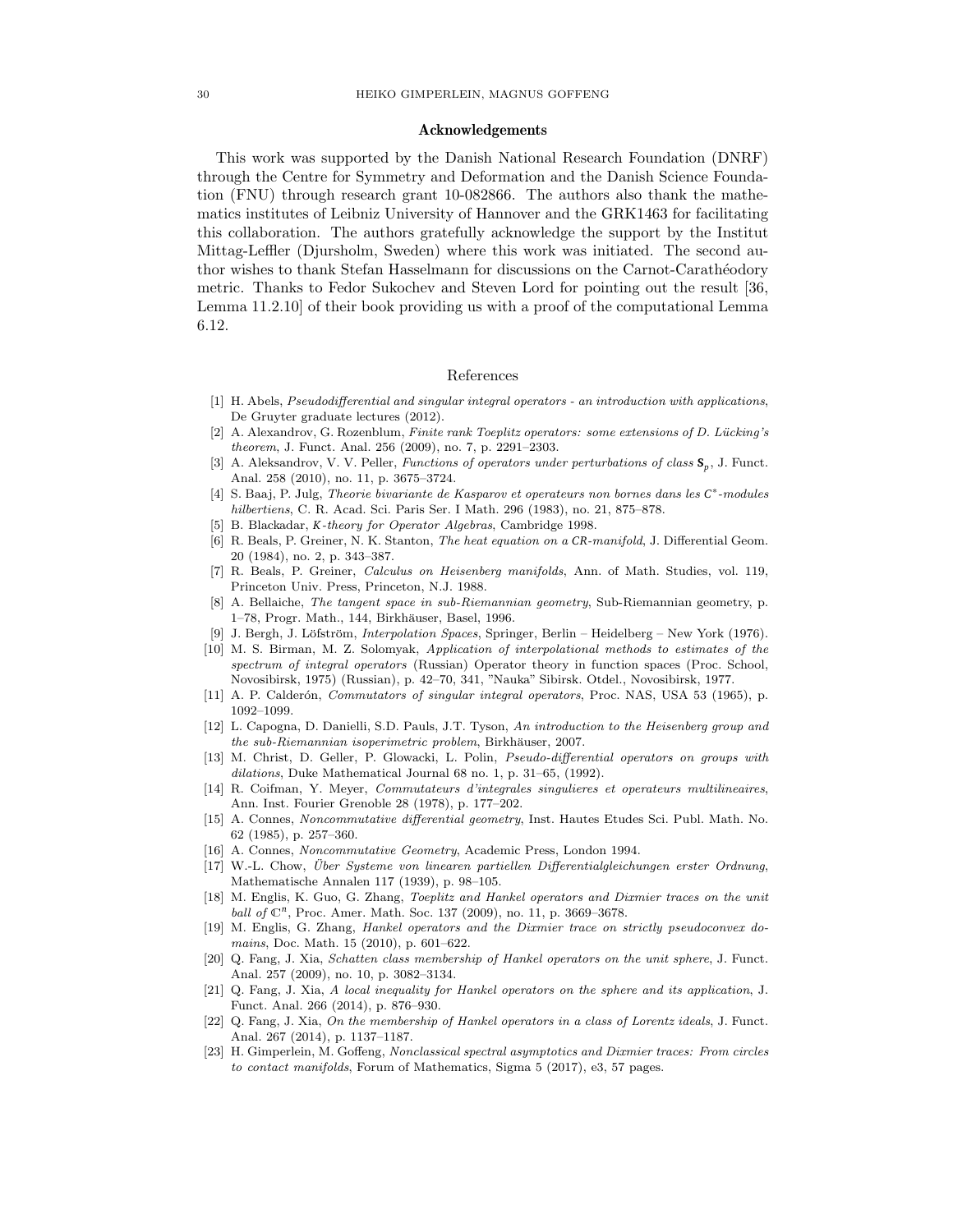## Acknowledgements

This work was supported by the Danish National Research Foundation (DNRF) through the Centre for Symmetry and Deformation and the Danish Science Foundation (FNU) through research grant 10-082866. The authors also thank the mathematics institutes of Leibniz University of Hannover and the GRK1463 for facilitating this collaboration. The authors gratefully acknowledge the support by the Institut Mittag-Leffler (Djursholm, Sweden) where this work was initiated. The second author wishes to thank Stefan Hasselmann for discussions on the Carnot-Carathéodory metric. Thanks to Fedor Sukochev and Steven Lord for pointing out the result [36, Lemma 11.2.10] of their book providing us with a proof of the computational Lemma 6.12.

## References

[1] H. Abels, *Pseudodifferential and singular integral operators - an introduction with applications*, De Gruyter graduate lectures (2012).

[2] A. Alexandrov, G. Rozenblum, *Finite rank Toeplitz operators: some extensions of D. Lücking's theorem*, J. Funct. Anal. 256 (2009), no. 7, p. 2291–2303.

[3] A. Aleksandrov, V. V. Peller, *Functions of operators under perturbations of class $\mathbf{S}_p$*, J. Funct. Anal. 258 (2010), no. 11, p. 3675–3724.

[4] S. Baaj, P. Julg, *Theorie bivariante de Kasparov et operateurs non bornes dans les $C^*$-modules hilbertiens*, C. R. Acad. Sci. Paris Ser. I Math. 296 (1983), no. 21, 875–878.

[5] B. Blackadar, *K-theory for Operator Algebras*, Cambridge 1998.

[6] R. Beals, P. Greiner, N. K. Stanton, *The heat equation on a CR-manifold*, J. Differential Geom. 20 (1984), no. 2, p. 343–387.

[7] R. Beals, P. Greiner, *Calculus on Heisenberg manifolds*, Ann. of Math. Studies, vol. 119, Princeton Univ. Press, Princeton, N.J. 1988.

[8] A. Bellaiche, *The tangent space in sub-Riemannian geometry*, Sub-Riemannian geometry, p. 1–78, Progr. Math., 144, Birkhäuser, Basel, 1996.

[9] J. Bergh, J. Löfström, *Interpolation Spaces*, Springer, Berlin – Heidelberg – New York (1976).

[10] M. S. Birman, M. Z. Solomyak, *Application of interpolational methods to estimates of the spectrum of integral operators* (Russian) Operator theory in function spaces (Proc. School, Novosibirsk, 1975) (Russian), p. 42–70, 341, "Nauka" Sibirsk. Otdel., Novosibirsk, 1977.

[11] A. P. Calderón, *Commutators of singular integral operators*, Proc. NAS, USA 53 (1965), p. 1092–1099.

[12] L. Capogna, D. Danielli, S.D. Pauls, J.T. Tyson, *An introduction to the Heisenberg group and the sub-Riemannian isoperimetric problem*, Birkhäuser, 2007.

[13] M. Christ, D. Geller, P. Glowacki, L. Polin, *Pseudo-differential operators on groups with dilations*, Duke Mathematical Journal 68 no. 1, p. 31–65, (1992).

[14] R. Coifman, Y. Meyer, *Commutateurs d'integrales singulieres et operateurs multilineaires*, Ann. Inst. Fourier Grenoble 28 (1978), p. 177–202.

[15] A. Connes, *Noncommutative differential geometry*, Inst. Hautes Etudes Sci. Publ. Math. No. 62 (1985), p. 257–360.

[16] A. Connes, *Noncommutative Geometry*, Academic Press, London 1994.

[17] W.-L. Chow, *Über Systeme von linearen partiellen Differentialgleichungen erster Ordnung*, Mathematische Annalen 117 (1939), p. 98–105.

[18] M. Englis, K. Guo, G. Zhang, *Toeplitz and Hankel operators and Dixmier traces on the unit ball of $\mathbb{C}^n$*, Proc. Amer. Math. Soc. 137 (2009), no. 11, p. 3669–3678.

[19] M. Englis, G. Zhang, *Hankel operators and the Dixmier trace on strictly pseudoconvex domains*, Doc. Math. 15 (2010), p. 601–622.

[20] Q. Fang, J. Xia, *Schatten class membership of Hankel operators on the unit sphere*, J. Funct. Anal. 257 (2009), no. 10, p. 3082–3134.

[21] Q. Fang, J. Xia, *A local inequality for Hankel operators on the sphere and its application*, J. Funct. Anal. 266 (2014), p. 876–930.

[22] Q. Fang, J. Xia, *On the membership of Hankel operators in a class of Lorentz ideals*, J. Funct. Anal. 267 (2014), p. 1137–1187.

[23] H. Gimperlein, M. Goffeng, *Nonclassical spectral asymptotics and Dixmier traces: From circles to contact manifolds*, Forum of Mathematics, Sigma 5 (2017), e3, 57 pages.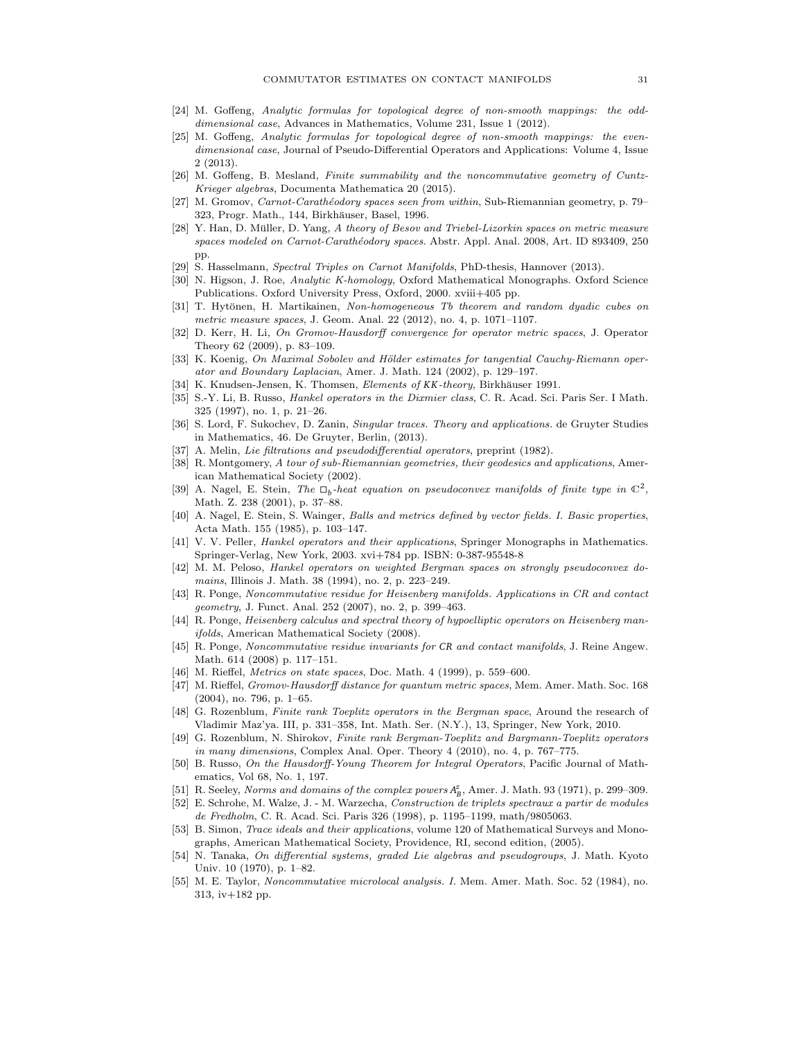[24] M. Goffeng, *Analytic formulas for topological degree of non-smooth mappings: the odd-dimensional case*, Advances in Mathematics, Volume 231, Issue 1 (2012).

[25] M. Goffeng, *Analytic formulas for topological degree of non-smooth mappings: the even-dimensional case*, Journal of Pseudo-Differential Operators and Applications: Volume 4, Issue 2 (2013).

[26] M. Goffeng, B. Mesland, *Finite summability and the noncommutative geometry of Cuntz-Krieger algebras*, Documenta Mathematica 20 (2015).

[27] M. Gromov, *Carnot-Carathéodory spaces seen from within*, Sub-Riemannian geometry, p. 79–323, Progr. Math., 144, Birkhäuser, Basel, 1996.

[28] Y. Han, D. Müller, D. Yang, *A theory of Besov and Triebel-Lizorkin spaces on metric measure spaces modeled on Carnot-Carathéodory spaces*. Abstr. Appl. Anal. 2008, Art. ID 893409, 250 pp.

[29] S. Hasselmann, *Spectral Triples on Carnot Manifolds*, PhD-thesis, Hannover (2013).

[30] N. Higson, J. Roe, *Analytic K-homology*, Oxford Mathematical Monographs. Oxford Science Publications. Oxford University Press, Oxford, 2000. xviii+405 pp.

[31] T. Hytönen, H. Martikainen, *Non-homogeneous Tb theorem and random dyadic cubes on metric measure spaces*, J. Geom. Anal. 22 (2012), no. 4, p. 1071–1107.

[32] D. Kerr, H. Li, *On Gromov-Hausdorff convergence for operator metric spaces*, J. Operator Theory 62 (2009), p. 83–109.

[33] K. Koenig, *On Maximal Sobolev and Hölder estimates for tangential Cauchy-Riemann operator and Boundary Laplacian*, Amer. J. Math. 124 (2002), p. 129–197.

[34] K. Knudsen-Jensen, K. Thomsen, *Elements of KK-theory*, Birkhäuser 1991.

[35] S.-Y. Li, B. Russo, *Hankel operators in the Dixmier class*, C. R. Acad. Sci. Paris Ser. I Math. 325 (1997), no. 1, p. 21–26.

[36] S. Lord, F. Sukochev, D. Zanin, *Singular traces. Theory and applications.* de Gruyter Studies in Mathematics, 46. De Gruyter, Berlin, (2013).

[37] A. Melin, *Lie filtrations and pseudodifferential operators*, preprint (1982).

[38] R. Montgomery, *A tour of sub-Riemannian geometries, their geodesics and applications*, American Mathematical Society (2002).

[39] A. Nagel, E. Stein, *The $\square_b$-heat equation on pseudoconvex manifolds of finite type in $\mathbb{C}^2$*, Math. Z. 238 (2001), p. 37–88.

[40] A. Nagel, E. Stein, S. Wainger, *Balls and metrics defined by vector fields. I. Basic properties*, Acta Math. 155 (1985), p. 103–147.

[41] V. V. Peller, *Hankel operators and their applications*, Springer Monographs in Mathematics. Springer-Verlag, New York, 2003. xvi+784 pp. ISBN: 0-387-95548-8

[42] M. M. Peloso, *Hankel operators on weighted Bergman spaces on strongly pseudoconvex domains*, Illinois J. Math. 38 (1994), no. 2, p. 223–249.

[43] R. Ponge, *Noncommutative residue for Heisenberg manifolds. Applications in CR and contact geometry*, J. Funct. Anal. 252 (2007), no. 2, p. 399–463.

[44] R. Ponge, *Heisenberg calculus and spectral theory of hypoelliptic operators on Heisenberg manifolds*, American Mathematical Society (2008).

[45] R. Ponge, *Noncommutative residue invariants for CR and contact manifolds*, J. Reine Angew. Math. 614 (2008) p. 117–151.

[46] M. Rieffel, *Metrics on state spaces*, Doc. Math. 4 (1999), p. 559–600.

[47] M. Rieffel, *Gromov-Hausdorff distance for quantum metric spaces*, Mem. Amer. Math. Soc. 168 (2004), no. 796, p. 1–65.

[48] G. Rozenblum, *Finite rank Toeplitz operators in the Bergman space*, Around the research of Vladimir Maz'ya. III, p. 331–358, Int. Math. Ser. (N.Y.), 13, Springer, New York, 2010.

[49] G. Rozenblum, N. Shirokov, *Finite rank Bergman-Toeplitz and Bargmann-Toeplitz operators in many dimensions*, Complex Anal. Oper. Theory 4 (2010), no. 4, p. 767–775.

[50] B. Russo, *On the Hausdorff-Young Theorem for Integral Operators*, Pacific Journal of Mathematics, Vol 68, No. 1, 197.

[51] R. Seeley, *Norms and domains of the complex powers $A_B^z$*, Amer. J. Math. 93 (1971), p. 299–309.

[52] E. Schrohe, M. Walze, J. - M. Warzecha, *Construction de triplets spectraux a partir de modules de Fredholm*, C. R. Acad. Sci. Paris 326 (1998), p. 1195–1199, math/9805063.

[53] B. Simon, *Trace ideals and their applications*, volume 120 of Mathematical Surveys and Monographs, American Mathematical Society, Providence, RI, second edition, (2005).

[54] N. Tanaka, *On differential systems, graded Lie algebras and pseudogroups*, J. Math. Kyoto Univ. 10 (1970), p. 1–82.

[55] M. E. Taylor, *Noncommutative microlocal analysis. I.* Mem. Amer. Math. Soc. 52 (1984), no. 313, iv+182 pp.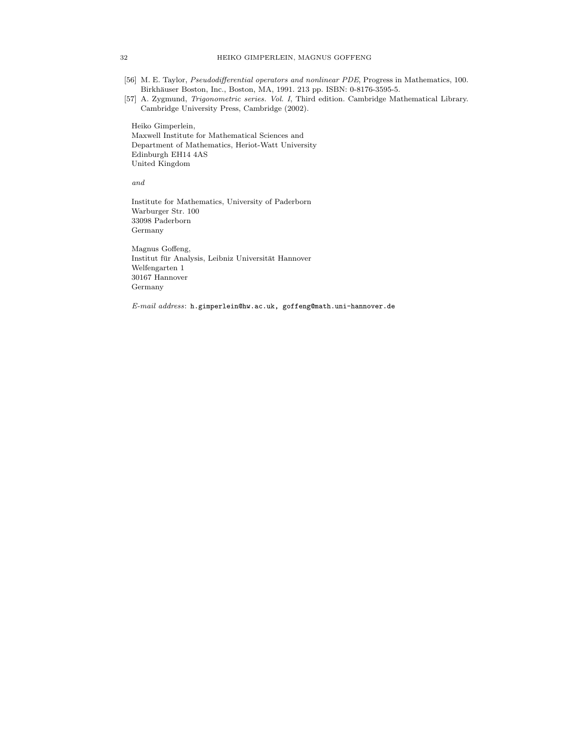[56] M. E. Taylor, *Pseudodifferential operators and nonlinear PDE*, Progress in Mathematics, 100. Birkhäuser Boston, Inc., Boston, MA, 1991. 213 pp. ISBN: 0-8176-3595-5.

[57] A. Zygmund, *Trigonometric series. Vol. I*, Third edition. Cambridge Mathematical Library. Cambridge University Press, Cambridge (2002).

Heiko Gimperlein,
Maxwell Institute for Mathematical Sciences and
Department of Mathematics, Heriot-Watt University
Edinburgh EH14 4AS
United Kingdom

*and*

Institute for Mathematics, University of Paderborn
Warburger Str. 100
33098 Paderborn
Germany

Magnus Goffeng,
Institut für Analysis, Leibniz Universität Hannover
Welfengarten 1
30167 Hannover
Germany

*E-mail address*: h.gimperlein@hw.ac.uk, goffeng@math.uni-hannover.de